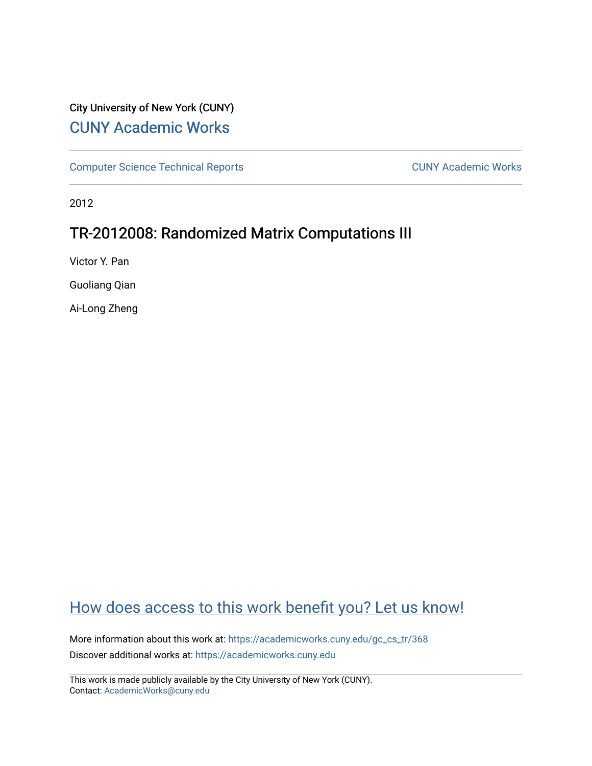City University of New York (CUNY)

# CUNY Academic Works

Computer Science Technical Reports

CUNY Academic Works

2012

## TR-2012008: Randomized Matrix Computations III

Victor Y. Pan

Guoliang Qian

Ai-Long Zheng

How does access to this work benefit you? Let us know!

More information about this work at: https://academicworks.cuny.edu/gc_cs_tr/368

Discover additional works at: https://academicworks.cuny.edu

This work is made publicly available by the City University of New York (CUNY).
Contact: AcademicWorks@cuny.edu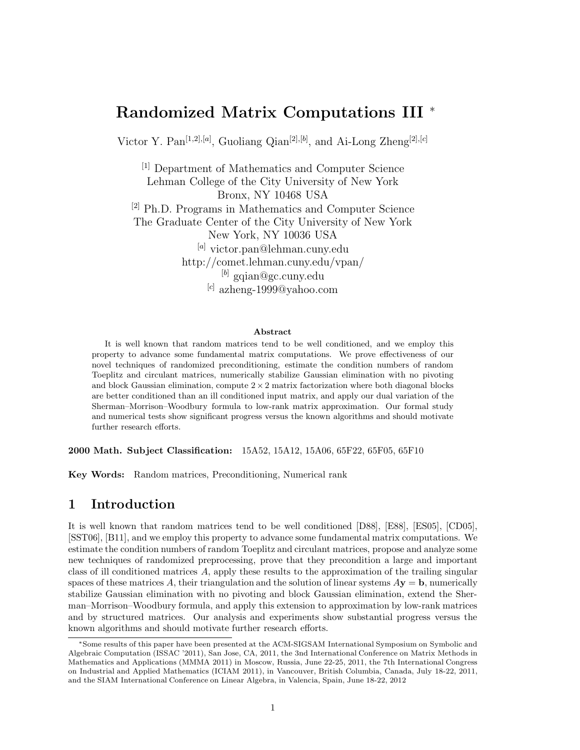# Randomized Matrix Computations III *

Victor Y. Pan[1,2],[a], Guoliang Qian[2],[b], and Ai-Long Zheng[2],[c]

[1] Department of Mathematics and Computer Science
Lehman College of the City University of New York
Bronx, NY 10468 USA

[2] Ph.D. Programs in Mathematics and Computer Science
The Graduate Center of the City University of New York
New York, NY 10036 USA

[a] victor.pan@lehman.cuny.edu
http://comet.lehman.cuny.edu/vpan/

[b] gqian@gc.cuny.edu

[c] azheng-1999@yahoo.com

**Abstract**

It is well known that random matrices tend to be well conditioned, and we employ this property to advance some fundamental matrix computations. We prove effectiveness of our novel techniques of randomized preconditioning, estimate the condition numbers of random Toeplitz and circulant matrices, numerically stabilize Gaussian elimination with no pivoting and block Gaussian elimination, compute $2 \times 2$ matrix factorization where both diagonal blocks are better conditioned than an ill conditioned input matrix, and apply our dual variation of the Sherman–Morrison–Woodbury formula to low-rank matrix approximation. Our formal study and numerical tests show significant progress versus the known algorithms and should motivate further research efforts.

**2000 Math. Subject Classification:** 15A52, 15A12, 15A06, 65F22, 65F05, 65F10

**Key Words:** Random matrices, Preconditioning, Numerical rank

## 1 Introduction

It is well known that random matrices tend to be well conditioned [D88], [E88], [ES05], [CD05], [SST06], [B11], and we employ this property to advance some fundamental matrix computations. We estimate the condition numbers of random Toeplitz and circulant matrices, propose and analyze some new techniques of randomized preprocessing, prove that they precondition a large and important class of ill conditioned matrices $A$, apply these results to the approximation of the trailing singular spaces of these matrices $A$, their triangulation and the solution of linear systems $A\mathbf{y} = \mathbf{b}$, numerically stabilize Gaussian elimination with no pivoting and block Gaussian elimination, extend the Sherman–Morrison–Woodbury formula, and apply this extension to approximation by low-rank matrices and by structured matrices. Our analysis and experiments show substantial progress versus the known algorithms and should motivate further research efforts.

*Some results of this paper have been presented at the ACM-SIGSAM International Symposium on Symbolic and Algebraic Computation (ISSAC '2011), San Jose, CA, 2011, the 3nd International Conference on Matrix Methods in Mathematics and Applications (MMMA 2011) in Moscow, Russia, June 22-25, 2011, the 7th International Congress on Industrial and Applied Mathematics (ICIAM 2011), in Vancouver, British Columbia, Canada, July 18-22, 2011, and the SIAM International Conference on Linear Algebra, in Valencia, Spain, June 18-22, 2012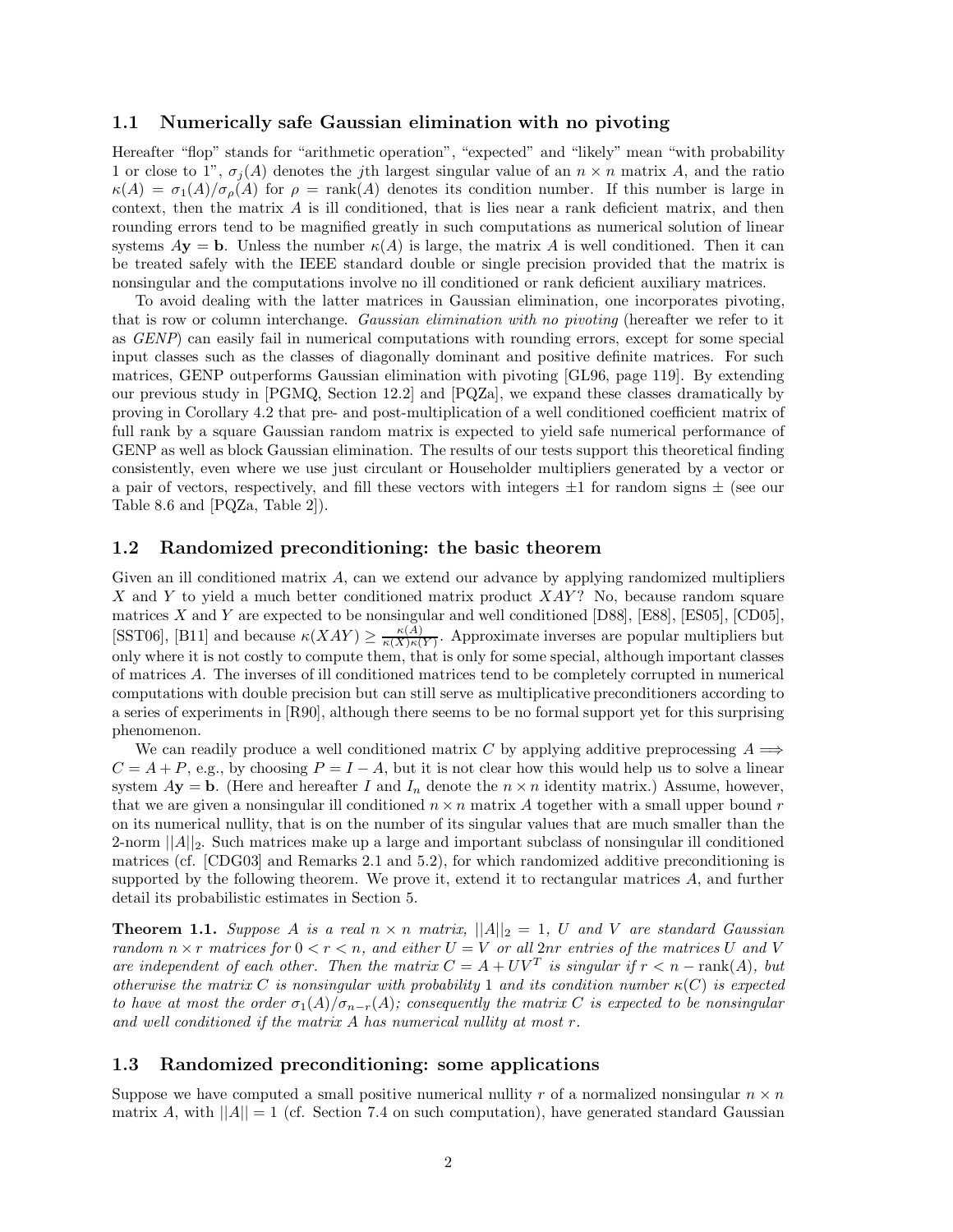### 1.1 Numerically safe Gaussian elimination with no pivoting

Hereafter "flop" stands for "arithmetic operation", "expected" and "likely" mean "with probability 1 or close to 1", $\sigma_j(A)$ denotes the $j$th largest singular value of an $n \times n$ matrix $A$, and the ratio $\kappa(A) = \sigma_1(A)/\sigma_\rho(A)$ for $\rho = \text{rank}(A)$ denotes its condition number. If this number is large in context, then the matrix $A$ is ill conditioned, that is lies near a rank deficient matrix, and then rounding errors tend to be magnified greatly in such computations as numerical solution of linear systems $A\mathbf{y} = \mathbf{b}$. Unless the number $\kappa(A)$ is large, the matrix $A$ is well conditioned. Then it can be treated safely with the IEEE standard double or single precision provided that the matrix is nonsingular and the computations involve no ill conditioned or rank deficient auxiliary matrices.

To avoid dealing with the latter matrices in Gaussian elimination, one incorporates pivoting, that is row or column interchange. *Gaussian elimination with no pivoting* (hereafter we refer to it as *GENP*) can easily fail in numerical computations with rounding errors, except for some special input classes such as the classes of diagonally dominant and positive definite matrices. For such matrices, GENP outperforms Gaussian elimination with pivoting [GL96, page 119]. By extending our previous study in [PGMQ, Section 12.2] and [PQZa], we expand these classes dramatically by proving in Corollary 4.2 that pre- and post-multiplication of a well conditioned coefficient matrix of full rank by a square Gaussian random matrix is expected to yield safe numerical performance of GENP as well as block Gaussian elimination. The results of our tests support this theoretical finding consistently, even where we use just circulant or Householder multipliers generated by a vector or a pair of vectors, respectively, and fill these vectors with integers $\pm 1$ for random signs $\pm$ (see our Table 8.6 and [PQZa, Table 2]).

### 1.2 Randomized preconditioning: the basic theorem

Given an ill conditioned matrix $A$, can we extend our advance by applying randomized multipliers $X$ and $Y$ to yield a much better conditioned matrix product $XAY$? No, because random square matrices $X$ and $Y$ are expected to be nonsingular and well conditioned [D88], [E88], [ES05], [CD05], [SST06], [B11] and because $\kappa(XAY) \geq \frac{\kappa(A)}{\kappa(X)\kappa(Y)}$. Approximate inverses are popular multipliers but only where it is not costly to compute them, that is only for some special, although important classes of matrices $A$. The inverses of ill conditioned matrices tend to be completely corrupted in numerical computations with double precision but can still serve as multiplicative preconditioners according to a series of experiments in [R90], although there seems to be no formal support yet for this surprising phenomenon.

We can readily produce a well conditioned matrix $C$ by applying additive preprocessing $A \Longrightarrow C = A + P$, e.g., by choosing $P = I - A$, but it is not clear how this would help us to solve a linear system $A\mathbf{y} = \mathbf{b}$. (Here and hereafter $I$ and $I_n$ denote the $n \times n$ identity matrix.) Assume, however, that we are given a nonsingular ill conditioned $n \times n$ matrix $A$ together with a small upper bound $r$ on its numerical nullity, that is on the number of its singular values that are much smaller than the 2-norm $||A||_2$. Such matrices make up a large and important subclass of nonsingular ill conditioned matrices (cf. [CDG03] and Remarks 2.1 and 5.2), for which randomized additive preconditioning is supported by the following theorem. We prove it, extend it to rectangular matrices $A$, and further detail its probabilistic estimates in Section 5.

**Theorem 1.1.** *Suppose $A$ is a real $n \times n$ matrix, $||A||_2 = 1$, $U$ and $V$ are standard Gaussian random $n \times r$ matrices for $0 < r < n$, and either $U = V$ or all $2nr$ entries of the matrices $U$ and $V$ are independent of each other. Then the matrix $C = A + UV^T$ is singular if $r < n - \text{rank}(A)$, but otherwise the matrix $C$ is nonsingular with probability 1 and its condition number $\kappa(C)$ is expected to have at most the order $\sigma_1(A)/\sigma_{n-r}(A)$; consequently the matrix $C$ is expected to be nonsingular and well conditioned if the matrix $A$ has numerical nullity at most $r$.*

### 1.3 Randomized preconditioning: some applications

Suppose we have computed a small positive numerical nullity $r$ of a normalized nonsingular $n \times n$ matrix $A$, with $||A|| = 1$ (cf. Section 7.4 on such computation), have generated standard Gaussian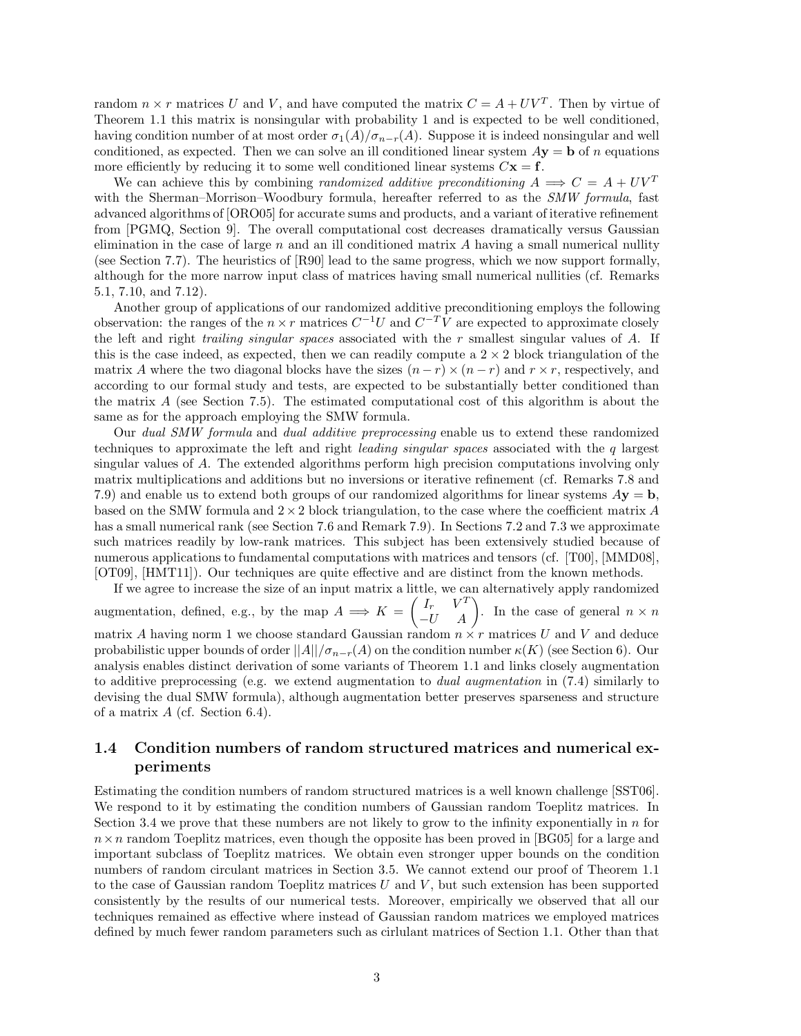random $n \times r$ matrices $U$ and $V$, and have computed the matrix $C = A + UV^T$. Then by virtue of Theorem 1.1 this matrix is nonsingular with probability 1 and is expected to be well conditioned, having condition number of at most order $\sigma_1(A)/\sigma_{n-r}(A)$. Suppose it is indeed nonsingular and well conditioned, as expected. Then we can solve an ill conditioned linear system $A\mathbf{y} = \mathbf{b}$ of $n$ equations more efficiently by reducing it to some well conditioned linear systems $C\mathbf{x} = \mathbf{f}$.

We can achieve this by combining *randomized additive preconditioning* $A \Longrightarrow C = A + UV^T$ with the Sherman–Morrison–Woodbury formula, hereafter referred to as the *SMW formula*, fast advanced algorithms of [ORO05] for accurate sums and products, and a variant of iterative refinement from [PGMQ, Section 9]. The overall computational cost decreases dramatically versus Gaussian elimination in the case of large $n$ and an ill conditioned matrix $A$ having a small numerical nullity (see Section 7.7). The heuristics of [R90] lead to the same progress, which we now support formally, although for the more narrow input class of matrices having small numerical nullities (cf. Remarks 5.1, 7.10, and 7.12).

Another group of applications of our randomized additive preconditioning employs the following observation: the ranges of the $n \times r$ matrices $C^{-1}U$ and $C^{-T}V$ are expected to approximate closely the left and right *trailing singular spaces* associated with the $r$ smallest singular values of $A$. If this is the case indeed, as expected, then we can readily compute a $2 \times 2$ block triangulation of the matrix $A$ where the two diagonal blocks have the sizes $(n-r) \times (n-r)$ and $r \times r$, respectively, and according to our formal study and tests, are expected to be substantially better conditioned than the matrix $A$ (see Section 7.5). The estimated computational cost of this algorithm is about the same as for the approach employing the SMW formula.

Our *dual SMW formula* and *dual additive preprocessing* enable us to extend these randomized techniques to approximate the left and right *leading singular spaces* associated with the $q$ largest singular values of $A$. The extended algorithms perform high precision computations involving only matrix multiplications and additions but no inversions or iterative refinement (cf. Remarks 7.8 and 7.9) and enable us to extend both groups of our randomized algorithms for linear systems $A\mathbf{y} = \mathbf{b}$, based on the SMW formula and $2 \times 2$ block triangulation, to the case where the coefficient matrix $A$ has a small numerical rank (see Section 7.6 and Remark 7.9). In Sections 7.2 and 7.3 we approximate such matrices readily by low-rank matrices. This subject has been extensively studied because of numerous applications to fundamental computations with matrices and tensors (cf. [T00], [MMD08], [OT09], [HMT11]). Our techniques are quite effective and are distinct from the known methods.

If we agree to increase the size of an input matrix a little, we can alternatively apply randomized augmentation, defined, e.g., by the map $A \Longrightarrow K = \begin{pmatrix} I_r & V^T \\ -U & A \end{pmatrix}$. In the case of general $n \times n$ matrix $A$ having norm 1 we choose standard Gaussian random $n \times r$ matrices $U$ and $V$ and deduce probabilistic upper bounds of order $||A||/\sigma_{n-r}(A)$ on the condition number $\kappa(K)$ (see Section 6). Our analysis enables distinct derivation of some variants of Theorem 1.1 and links closely augmentation to additive preprocessing (e.g. we extend augmentation to *dual augmentation* in (7.4) similarly to devising the dual SMW formula), although augmentation better preserves sparseness and structure of a matrix $A$ (cf. Section 6.4).

### 1.4 Condition numbers of random structured matrices and numerical experiments

Estimating the condition numbers of random structured matrices is a well known challenge [SST06]. We respond to it by estimating the condition numbers of Gaussian random Toeplitz matrices. In Section 3.4 we prove that these numbers are not likely to grow to the infinity exponentially in $n$ for $n \times n$ random Toeplitz matrices, even though the opposite has been proved in [BG05] for a large and important subclass of Toeplitz matrices. We obtain even stronger upper bounds on the condition numbers of random circulant matrices in Section 3.5. We cannot extend our proof of Theorem 1.1 to the case of Gaussian random Toeplitz matrices $U$ and $V$, but such extension has been supported consistently by the results of our numerical tests. Moreover, empirically we observed that all our techniques remained as effective where instead of Gaussian random matrices we employed matrices defined by much fewer random parameters such as cirlulant matrices of Section 1.1. Other than that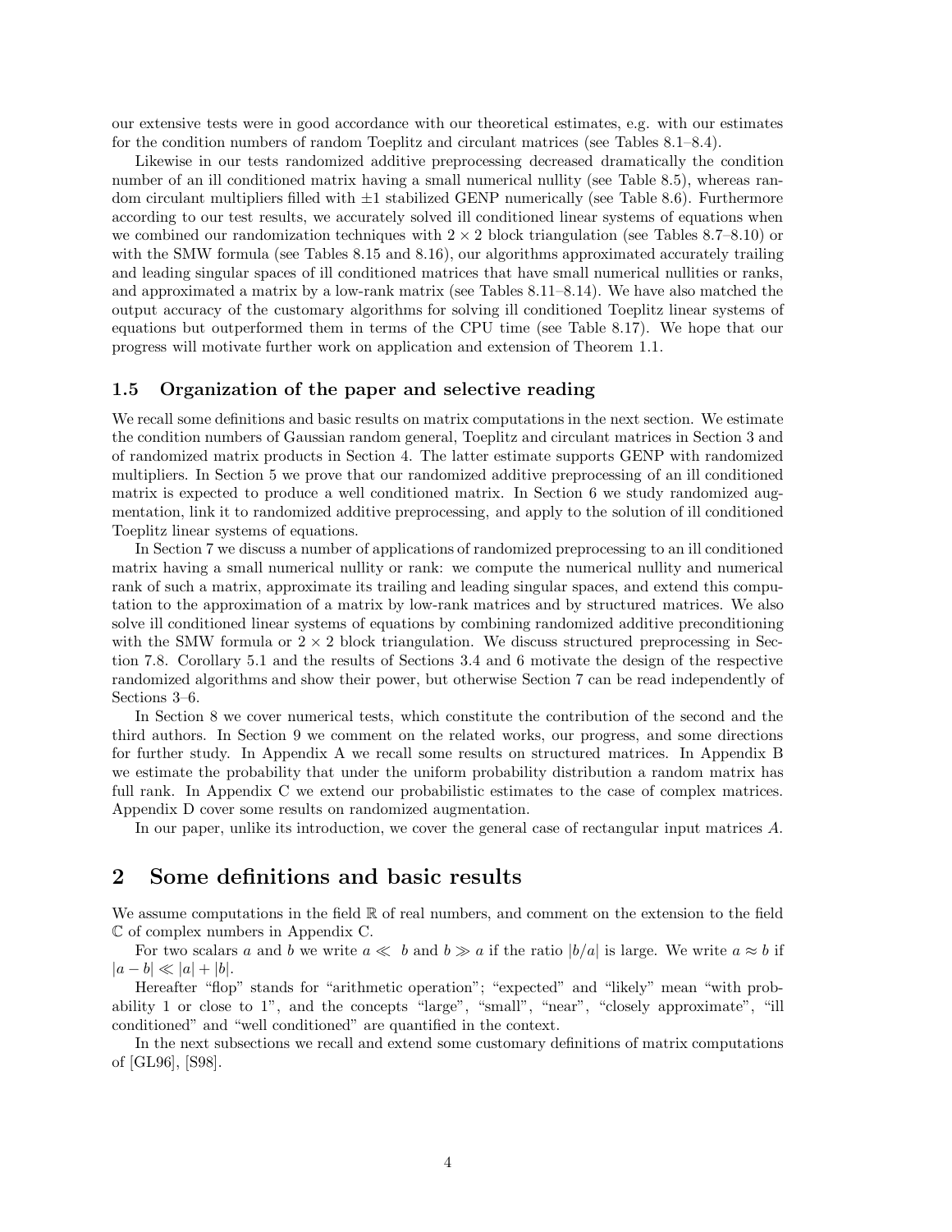our extensive tests were in good accordance with our theoretical estimates, e.g. with our estimates for the condition numbers of random Toeplitz and circulant matrices (see Tables 8.1–8.4).

Likewise in our tests randomized additive preprocessing decreased dramatically the condition number of an ill conditioned matrix having a small numerical nullity (see Table 8.5), whereas random circulant multipliers filled with $\pm 1$ stabilized GENP numerically (see Table 8.6). Furthermore according to our test results, we accurately solved ill conditioned linear systems of equations when we combined our randomization techniques with $2 \times 2$ block triangulation (see Tables 8.7–8.10) or with the SMW formula (see Tables 8.15 and 8.16), our algorithms approximated accurately trailing and leading singular spaces of ill conditioned matrices that have small numerical nullities or ranks, and approximated a matrix by a low-rank matrix (see Tables 8.11–8.14). We have also matched the output accuracy of the customary algorithms for solving ill conditioned Toeplitz linear systems of equations but outperformed them in terms of the CPU time (see Table 8.17). We hope that our progress will motivate further work on application and extension of Theorem 1.1.

### 1.5 Organization of the paper and selective reading

We recall some definitions and basic results on matrix computations in the next section. We estimate the condition numbers of Gaussian random general, Toeplitz and circulant matrices in Section 3 and of randomized matrix products in Section 4. The latter estimate supports GENP with randomized multipliers. In Section 5 we prove that our randomized additive preprocessing of an ill conditioned matrix is expected to produce a well conditioned matrix. In Section 6 we study randomized augmentation, link it to randomized additive preprocessing, and apply to the solution of ill conditioned Toeplitz linear systems of equations.

In Section 7 we discuss a number of applications of randomized preprocessing to an ill conditioned matrix having a small numerical nullity or rank: we compute the numerical nullity and numerical rank of such a matrix, approximate its trailing and leading singular spaces, and extend this computation to the approximation of a matrix by low-rank matrices and by structured matrices. We also solve ill conditioned linear systems of equations by combining randomized additive preconditioning with the SMW formula or $2 \times 2$ block triangulation. We discuss structured preprocessing in Section 7.8. Corollary 5.1 and the results of Sections 3.4 and 6 motivate the design of the respective randomized algorithms and show their power, but otherwise Section 7 can be read independently of Sections 3–6.

In Section 8 we cover numerical tests, which constitute the contribution of the second and the third authors. In Section 9 we comment on the related works, our progress, and some directions for further study. In Appendix A we recall some results on structured matrices. In Appendix B we estimate the probability that under the uniform probability distribution a random matrix has full rank. In Appendix C we extend our probabilistic estimates to the case of complex matrices. Appendix D cover some results on randomized augmentation.

In our paper, unlike its introduction, we cover the general case of rectangular input matrices $A$.

## 2 Some definitions and basic results

We assume computations in the field $\mathbb{R}$ of real numbers, and comment on the extension to the field $\mathbb{C}$ of complex numbers in Appendix C.

For two scalars $a$ and $b$ we write $a \ll b$ and $b \gg a$ if the ratio $|b/a|$ is large. We write $a \approx b$ if $|a - b| \ll |a| + |b|$.

Hereafter "flop" stands for "arithmetic operation"; "expected" and "likely" mean "with probability 1 or close to 1", and the concepts "large", "small", "near", "closely approximate", "ill conditioned" and "well conditioned" are quantified in the context.

In the next subsections we recall and extend some customary definitions of matrix computations of [GL96], [S98].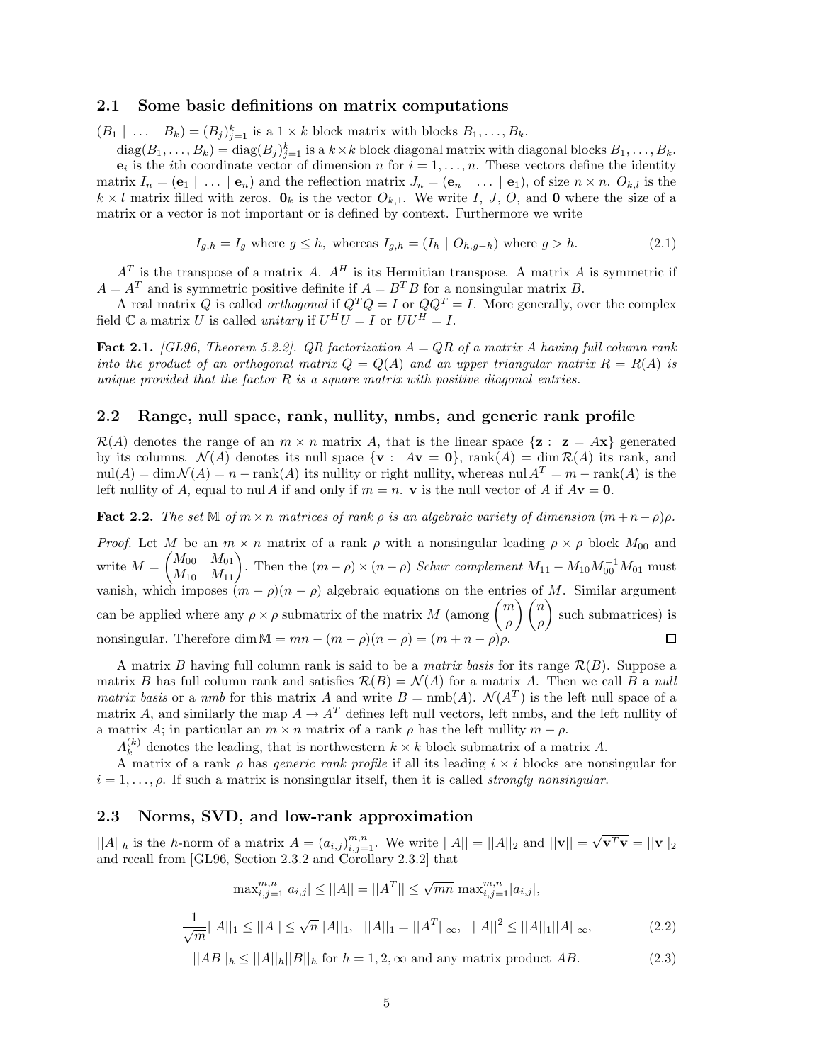## 2.1 Some basic definitions on matrix computations

$(B_1 \mid \ldots \mid B_k) = (B_j)_{j=1}^k$ is a $1 \times k$ block matrix with blocks $B_1, \ldots, B_k$.

$\mathrm{diag}(B_1, \ldots, B_k) = \mathrm{diag}(B_j)_{j=1}^k$ is a $k \times k$ block diagonal matrix with diagonal blocks $B_1, \ldots, B_k$.

$\mathbf{e}_i$ is the $i$th coordinate vector of dimension $n$ for $i = 1, \ldots, n$. These vectors define the identity matrix $I_n = (\mathbf{e}_1 \mid \ldots \mid \mathbf{e}_n)$ and the reflection matrix $J_n = (\mathbf{e}_n \mid \ldots \mid \mathbf{e}_1)$, of size $n \times n$. $O_{k,l}$ is the $k \times l$ matrix filled with zeros. $\mathbf{0}_k$ is the vector $O_{k,1}$. We write $I$, $J$, $O$, and $\mathbf{0}$ where the size of a matrix or a vector is not important or is defined by context. Furthermore we write

$$I_{g,h} = I_g \text{ where } g \leq h, \text{ whereas } I_{g,h} = (I_h \mid O_{h,g-h}) \text{ where } g > h. \tag{2.1}$$

$A^T$ is the transpose of a matrix $A$. $A^H$ is its Hermitian transpose. A matrix $A$ is symmetric if $A = A^T$ and is symmetric positive definite if $A = B^T B$ for a nonsingular matrix $B$.

A real matrix $Q$ is called *orthogonal* if $Q^T Q = I$ or $QQ^T = I$. More generally, over the complex field $\mathbb{C}$ a matrix $U$ is called *unitary* if $U^H U = I$ or $UU^H = I$.

**Fact 2.1.** *[GL96, Theorem 5.2.2]. QR factorization $A = QR$ of a matrix $A$ having full column rank into the product of an orthogonal matrix $Q = Q(A)$ and an upper triangular matrix $R = R(A)$ is unique provided that the factor $R$ is a square matrix with positive diagonal entries.*

## 2.2 Range, null space, rank, nullity, nmbs, and generic rank profile

$\mathcal{R}(A)$ denotes the range of an $m \times n$ matrix $A$, that is the linear space $\{\mathbf{z} : \mathbf{z} = A\mathbf{x}\}$ generated by its columns. $\mathcal{N}(A)$ denotes its null space $\{\mathbf{v} : A\mathbf{v} = \mathbf{0}\}$, $\mathrm{rank}(A) = \dim \mathcal{R}(A)$ its rank, and $\mathrm{nul}(A) = \dim \mathcal{N}(A) = n - \mathrm{rank}(A)$ its nullity or right nullity, whereas $\mathrm{nul}\, A^T = m - \mathrm{rank}(A)$ is the left nullity of $A$, equal to $\mathrm{nul}\, A$ if and only if $m = n$. $\mathbf{v}$ is the null vector of $A$ if $A\mathbf{v} = \mathbf{0}$.

**Fact 2.2.** *The set $\mathbb{M}$ of $m \times n$ matrices of rank $\rho$ is an algebraic variety of dimension $(m+n-\rho)\rho$.*

*Proof.* Let $M$ be an $m \times n$ matrix of a rank $\rho$ with a nonsingular leading $\rho \times \rho$ block $M_{00}$ and write $M = \begin{pmatrix} M_{00} & M_{01} \\ M_{10} & M_{11} \end{pmatrix}$. Then the $(m-\rho) \times (n-\rho)$ *Schur complement* $M_{11} - M_{10} M_{00}^{-1} M_{01}$ must vanish, which imposes $(m-\rho)(n-\rho)$ algebraic equations on the entries of $M$. Similar argument can be applied where any $\rho \times \rho$ submatrix of the matrix $M$ (among $\binom{m}{\rho}\binom{n}{\rho}$ such submatrices) is nonsingular. Therefore $\dim \mathbb{M} = mn - (m-\rho)(n-\rho) = (m+n-\rho)\rho$. $\square$

A matrix $B$ having full column rank is said to be a *matrix basis* for its range $\mathcal{R}(B)$. Suppose a matrix $B$ has full column rank and satisfies $\mathcal{R}(B) = \mathcal{N}(A)$ for a matrix $A$. Then we call $B$ a *null matrix basis* or a *nmb* for this matrix $A$ and write $B = \mathrm{nmb}(A)$. $\mathcal{N}(A^T)$ is the left null space of a matrix $A$, and similarly the map $A \to A^T$ defines left null vectors, left nmbs, and the left nullity of a matrix $A$; in particular an $m \times n$ matrix of a rank $\rho$ has the left nullity $m - \rho$.

$A_k^{(k)}$ denotes the leading, that is northwestern $k \times k$ block submatrix of a matrix $A$.

A matrix of a rank $\rho$ has *generic rank profile* if all its leading $i \times i$ blocks are nonsingular for $i = 1, \ldots, \rho$. If such a matrix is nonsingular itself, then it is called *strongly nonsingular*.

## 2.3 Norms, SVD, and low-rank approximation

$||A||_h$ is the $h$-norm of a matrix $A = (a_{i,j})_{i,j=1}^{m,n}$. We write $||A|| = ||A||_2$ and $||\mathbf{v}|| = \sqrt{\mathbf{v}^T \mathbf{v}} = ||\mathbf{v}||_2$ and recall from [GL96, Section 2.3.2 and Corollary 2.3.2] that

$$\max_{i,j=1}^{m,n} |a_{i,j}| \leq ||A|| = ||A^T|| \leq \sqrt{mn} \max_{i,j=1}^{m,n} |a_{i,j}|,$$

$$\frac{1}{\sqrt{m}} ||A||_1 \leq ||A|| \leq \sqrt{n} ||A||_1, \quad ||A||_1 = ||A^T||_\infty, \quad ||A||^2 \leq ||A||_1 ||A||_\infty, \tag{2.2}$$

$$||AB||_h \leq ||A||_h ||B||_h \text{ for } h = 1, 2, \infty \text{ and any matrix product } AB. \tag{2.3}$$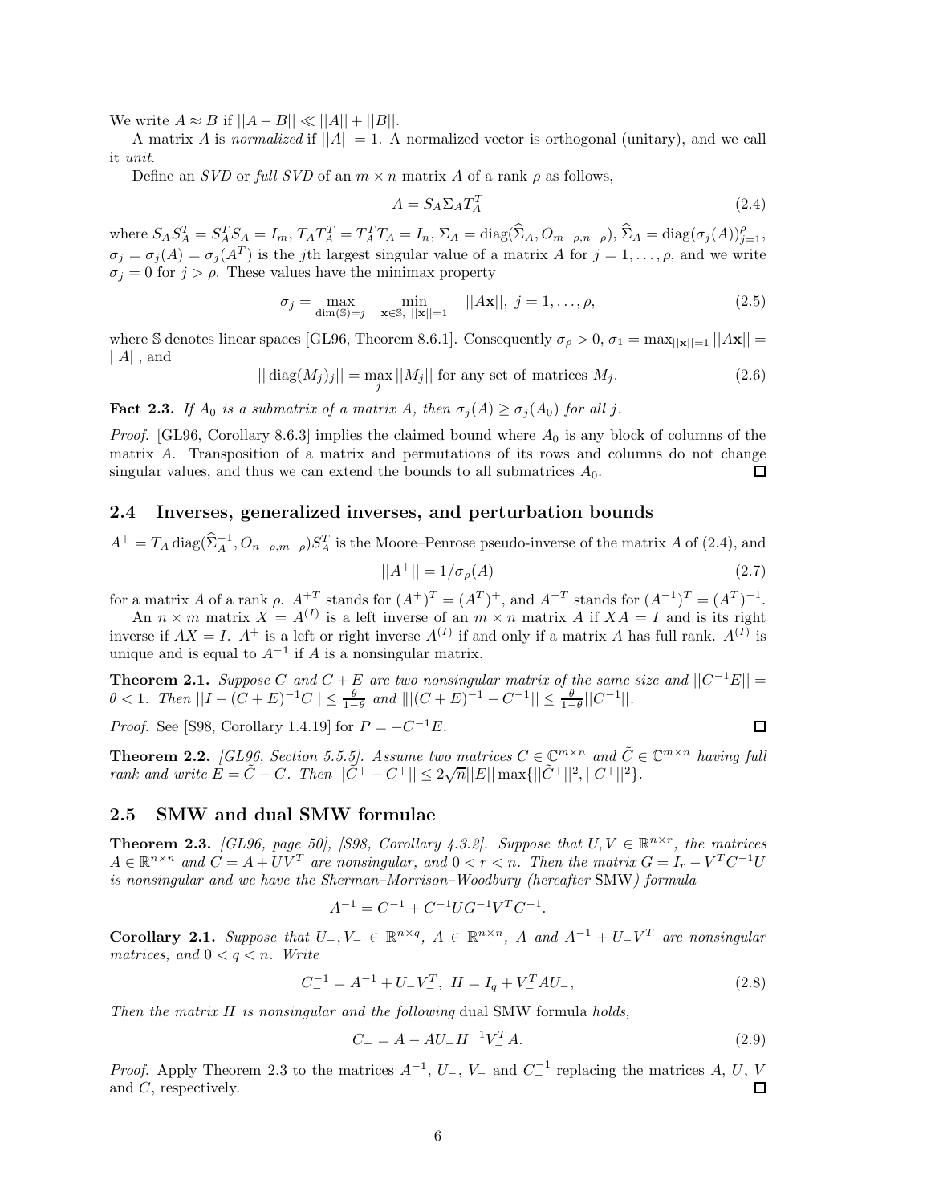We write $A \approx B$ if $||A - B|| \ll ||A|| + ||B||$.

A matrix $A$ is *normalized* if $||A|| = 1$. A normalized vector is orthogonal (unitary), and we call it *unit*.

Define an *SVD* or *full SVD* of an $m \times n$ matrix $A$ of a rank $\rho$ as follows,

$$A = S_A \Sigma_A T_A^T \tag{2.4}$$

where $S_A S_A^T = S_A^T S_A = I_m$, $T_A T_A^T = T_A^T T_A = I_n$, $\Sigma_A = \operatorname{diag}(\widehat{\Sigma}_A, O_{m-\rho,n-\rho})$, $\widehat{\Sigma}_A = \operatorname{diag}(\sigma_j(A))_{j=1}^{\rho}$, $\sigma_j = \sigma_j(A) = \sigma_j(A^T)$ is the $j$th largest singular value of a matrix $A$ for $j = 1, \ldots, \rho$, and we write $\sigma_j = 0$ for $j > \rho$. These values have the minimax property

$$\sigma_j = \max_{\dim(\mathbb{S})=j} \quad \min_{\mathbf{x} \in \mathbb{S},\ ||\mathbf{x}||=1} \quad ||A\mathbf{x}||,\ j = 1, \ldots, \rho, \tag{2.5}$$

where $\mathbb{S}$ denotes linear spaces [GL96, Theorem 8.6.1]. Consequently $\sigma_\rho > 0$, $\sigma_1 = \max_{||\mathbf{x}||=1} ||A\mathbf{x}|| = ||A||$, and

$$||\operatorname{diag}(M_j)_j|| = \max_j ||M_j|| \text{ for any set of matrices } M_j. \tag{2.6}$$

**Fact 2.3.** *If $A_0$ is a submatrix of a matrix $A$, then $\sigma_j(A) \geq \sigma_j(A_0)$ for all $j$.*

*Proof.* [GL96, Corollary 8.6.3] implies the claimed bound where $A_0$ is any block of columns of the matrix $A$. Transposition of a matrix and permutations of its rows and columns do not change singular values, and thus we can extend the bounds to all submatrices $A_0$. □

## 2.4 Inverses, generalized inverses, and perturbation bounds

$A^+ = T_A \operatorname{diag}(\widehat{\Sigma}_A^{-1}, O_{n-\rho,m-\rho}) S_A^T$ is the Moore–Penrose pseudo-inverse of the matrix $A$ of (2.4), and

$$||A^+|| = 1/\sigma_\rho(A) \tag{2.7}$$

for a matrix $A$ of a rank $\rho$. $A^{+T}$ stands for $(A^+)^T = (A^T)^+$, and $A^{-T}$ stands for $(A^{-1})^T = (A^T)^{-1}$.

An $n \times m$ matrix $X = A^{(I)}$ is a left inverse of an $m \times n$ matrix $A$ if $XA = I$ and is its right inverse if $AX = I$. $A^+$ is a left or right inverse $A^{(I)}$ if and only if a matrix $A$ has full rank. $A^{(I)}$ is unique and is equal to $A^{-1}$ if $A$ is a nonsingular matrix.

**Theorem 2.1.** *Suppose $C$ and $C + E$ are two nonsingular matrix of the same size and $||C^{-1}E|| = \theta < 1$. Then $||I - (C+E)^{-1}C|| \leq \frac{\theta}{1-\theta}$ and $\||(C+E)^{-1} - C^{-1}|| \leq \frac{\theta}{1-\theta}||C^{-1}||$.*

*Proof.* See [S98, Corollary 1.4.19] for $P = -C^{-1}E$. □

**Theorem 2.2.** *[GL96, Section 5.5.5]. Assume two matrices $C \in \mathbb{C}^{m \times n}$ and $\tilde{C} \in \mathbb{C}^{m \times n}$ having full rank and write $E = \tilde{C} - C$. Then $||\tilde{C}^+ - C^+|| \leq 2\sqrt{n}||E|| \max\{||\tilde{C}^+||^2, ||C^+||^2\}$.*

## 2.5 SMW and dual SMW formulae

**Theorem 2.3.** *[GL96, page 50], [S98, Corollary 4.3.2]. Suppose that $U, V \in \mathbb{R}^{n \times r}$, the matrices $A \in \mathbb{R}^{n \times n}$ and $C = A + UV^T$ are nonsingular, and $0 < r < n$. Then the matrix $G = I_r - V^T C^{-1} U$ is nonsingular and we have the Sherman–Morrison–Woodbury (hereafter* SMW*) formula*

$$A^{-1} = C^{-1} + C^{-1} U G^{-1} V^T C^{-1}.$$

**Corollary 2.1.** *Suppose that $U_-, V_- \in \mathbb{R}^{n \times q}$, $A \in \mathbb{R}^{n \times n}$, $A$ and $A^{-1} + U_- V_-^T$ are nonsingular matrices, and $0 < q < n$. Write*

$$C_-^{-1} = A^{-1} + U_- V_-^T,\ H = I_q + V_-^T A U_-, \tag{2.8}$$

*Then the matrix $H$ is nonsingular and the following* dual SMW formula *holds,*

$$C_- = A - AU_- H^{-1} V_-^T A. \tag{2.9}$$

*Proof.* Apply Theorem 2.3 to the matrices $A^{-1}$, $U_-$, $V_-$ and $C_-^{-1}$ replacing the matrices $A$, $U$, $V$ and $C$, respectively. □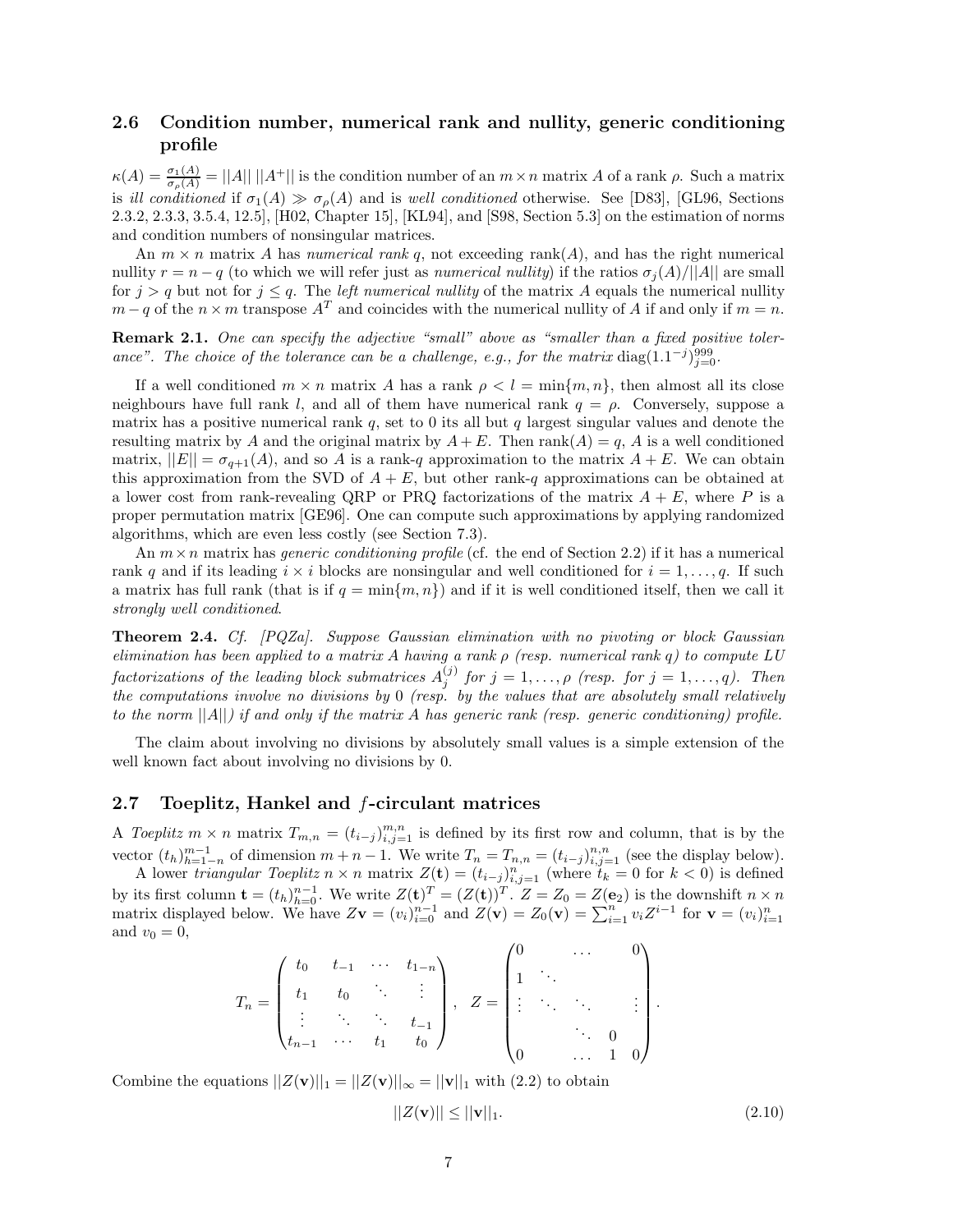### 2.6 Condition number, numerical rank and nullity, generic conditioning profile

$\kappa(A) = \frac{\sigma_1(A)}{\sigma_\rho(A)} = ||A||\,||A^+||$ is the condition number of an $m \times n$ matrix $A$ of a rank $\rho$. Such a matrix is *ill conditioned* if $\sigma_1(A) \gg \sigma_\rho(A)$ and is *well conditioned* otherwise. See [D83], [GL96, Sections 2.3.2, 2.3.3, 3.5.4, 12.5], [H02, Chapter 15], [KL94], and [S98, Section 5.3] on the estimation of norms and condition numbers of nonsingular matrices.

An $m \times n$ matrix $A$ has *numerical rank* $q$, not exceeding $\text{rank}(A)$, and has the right numerical nullity $r = n - q$ (to which we will refer just as *numerical nullity*) if the ratios $\sigma_j(A)/||A||$ are small for $j > q$ but not for $j \le q$. The *left numerical nullity* of the matrix $A$ equals the numerical nullity $m - q$ of the $n \times m$ transpose $A^T$ and coincides with the numerical nullity of $A$ if and only if $m = n$.

**Remark 2.1.** *One can specify the adjective "small" above as "smaller than a fixed positive tolerance". The choice of the tolerance can be a challenge, e.g., for the matrix* $\text{diag}(1.1^{-j})_{j=0}^{999}$.

If a well conditioned $m \times n$ matrix $A$ has a rank $\rho < l = \min\{m, n\}$, then almost all its close neighbours have full rank $l$, and all of them have numerical rank $q = \rho$. Conversely, suppose a matrix has a positive numerical rank $q$, set to 0 its all but $q$ largest singular values and denote the resulting matrix by $A$ and the original matrix by $A + E$. Then $\text{rank}(A) = q$, $A$ is a well conditioned matrix, $||E|| = \sigma_{q+1}(A)$, and so $A$ is a rank-$q$ approximation to the matrix $A + E$. We can obtain this approximation from the SVD of $A + E$, but other rank-$q$ approximations can be obtained at a lower cost from rank-revealing QRP or PRQ factorizations of the matrix $A + E$, where $P$ is a proper permutation matrix [GE96]. One can compute such approximations by applying randomized algorithms, which are even less costly (see Section 7.3).

An $m \times n$ matrix has *generic conditioning profile* (cf. the end of Section 2.2) if it has a numerical rank $q$ and if its leading $i \times i$ blocks are nonsingular and well conditioned for $i = 1, \dots, q$. If such a matrix has full rank (that is if $q = \min\{m, n\}$) and if it is well conditioned itself, then we call it *strongly well conditioned*.

**Theorem 2.4.** *Cf. [PQZa]. Suppose Gaussian elimination with no pivoting or block Gaussian elimination has been applied to a matrix $A$ having a rank $\rho$ (resp. numerical rank $q$) to compute LU factorizations of the leading block submatrices $A_j^{(j)}$ for $j = 1, \dots, \rho$ (resp. for $j = 1, \dots, q$). Then the computations involve no divisions by 0 (resp. by the values that are absolutely small relatively to the norm $||A||$) if and only if the matrix $A$ has generic rank (resp. generic conditioning) profile.*

The claim about involving no divisions by absolutely small values is a simple extension of the well known fact about involving no divisions by 0.

### 2.7 Toeplitz, Hankel and $f$-circulant matrices

A *Toeplitz* $m \times n$ matrix $T_{m,n} = (t_{i-j})_{i,j=1}^{m,n}$ is defined by its first row and column, that is by the vector $(t_h)_{h=1-n}^{m-1}$ of dimension $m + n - 1$. We write $T_n = T_{n,n} = (t_{i-j})_{i,j=1}^{n,n}$ (see the display below).

A lower *triangular Toeplitz* $n \times n$ matrix $Z(\mathbf{t}) = (t_{i-j})_{i,j=1}^{n}$ (where $t_k = 0$ for $k < 0$) is defined by its first column $\mathbf{t} = (t_h)_{h=0}^{n-1}$. We write $Z(\mathbf{t})^T = (Z(\mathbf{t}))^T$. $Z = Z_0 = Z(\mathbf{e}_2)$ is the downshift $n \times n$ matrix displayed below. We have $Z\mathbf{v} = (v_i)_{i=0}^{n-1}$ and $Z(\mathbf{v}) = Z_0(\mathbf{v}) = \sum_{i=1}^{n} v_i Z^{i-1}$ for $\mathbf{v} = (v_i)_{i=1}^{n}$ and $v_0 = 0$,

$$T_n = \begin{pmatrix} t_0 & t_{-1} & \cdots & t_{1-n} \\ t_1 & t_0 & \ddots & \vdots \\ \vdots & \ddots & \ddots & t_{-1} \\ t_{n-1} & \cdots & t_1 & t_0 \end{pmatrix}, \quad Z = \begin{pmatrix} 0 & & \dots & & 0 \\ 1 & \ddots & & & \\ \vdots & \ddots & \ddots & & \vdots \\ & & \ddots & 0 & \\ 0 & & \dots & 1 & 0 \end{pmatrix}.$$

Combine the equations $||Z(\mathbf{v})||_1 = ||Z(\mathbf{v})||_\infty = ||\mathbf{v}||_1$ with (2.2) to obtain

$$||Z(\mathbf{v})|| \le ||\mathbf{v}||_1. \tag{2.10}$$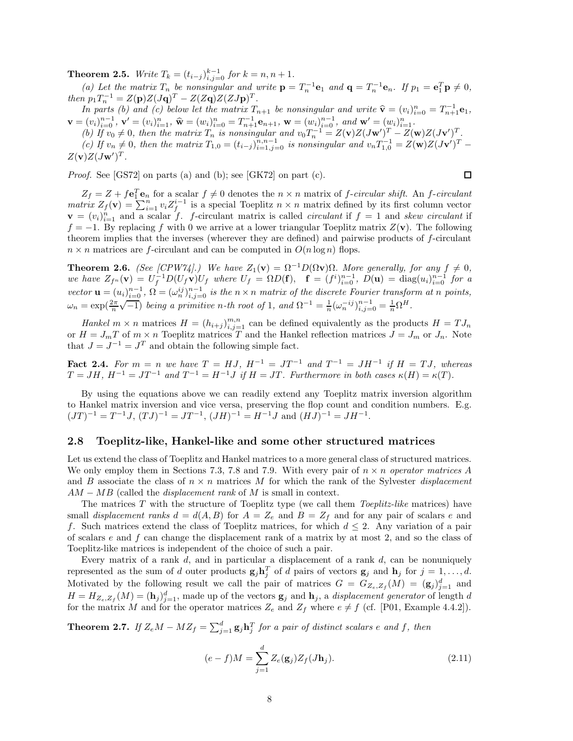**Theorem 2.5.** *Write $T_k = (t_{i-j})_{i,j=0}^{k-1}$ for $k = n, n+1$.*

*(a) Let the matrix $T_n$ be nonsingular and write $\mathbf{p} = T_n^{-1}\mathbf{e}_1$ and $\mathbf{q} = T_n^{-1}\mathbf{e}_n$. If $p_1 = \mathbf{e}_1^T\mathbf{p} \neq 0$, then $p_1 T_n^{-1} = Z(\mathbf{p})Z(J\mathbf{q})^T - Z(Z\mathbf{q})Z(ZJ\mathbf{p})^T$.*

*In parts (b) and (c) below let the matrix $T_{n+1}$ be nonsingular and write $\widehat{\mathbf{v}} = (v_i)_{i=0}^n = T_{n+1}^{-1}\mathbf{e}_1$, $\mathbf{v} = (v_i)_{i=0}^{n-1}$, $\mathbf{v}' = (v_i)_{i=1}^n$, $\widehat{\mathbf{w}} = (w_i)_{i=0}^n = T_{n+1}^{-1}\mathbf{e}_{n+1}$, $\mathbf{w} = (w_i)_{i=0}^{n-1}$, and $\mathbf{w}' = (w_i)_{i=1}^n$.*

*(b) If $v_0 \neq 0$, then the matrix $T_n$ is nonsingular and $v_0 T_n^{-1} = Z(\mathbf{v})Z(J\mathbf{w}')^T - Z(\mathbf{w})Z(J\mathbf{v}')^T$.*

*(c) If $v_n \neq 0$, then the matrix $T_{1,0} = (t_{i-j})_{i=1,j=0}^{n,n-1}$ is nonsingular and $v_n T_{1,0}^{-1} = Z(\mathbf{w})Z(J\mathbf{v}')^T - Z(\mathbf{v})Z(J\mathbf{w}')^T$.*

*Proof.* See [GS72] on parts (a) and (b); see [GK72] on part (c). □

$Z_f = Z + f\mathbf{e}_1^T\mathbf{e}_n$ for a scalar $f \neq 0$ denotes the $n \times n$ matrix of *$f$-circular shift*. An *$f$-circulant matrix* $Z_f(\mathbf{v}) = \sum_{i=1}^n v_i Z_f^{i-1}$ is a special Toeplitz $n \times n$ matrix defined by its first column vector $\mathbf{v} = (v_i)_{i=1}^n$ and a scalar $f$. $f$-circulant matrix is called *circulant* if $f = 1$ and *skew circulant* if $f = -1$. By replacing $f$ with 0 we arrive at a lower triangular Toeplitz matrix $Z(\mathbf{v})$. The following theorem implies that the inverses (wherever they are defined) and pairwise products of $f$-circulant $n \times n$ matrices are $f$-circulant and can be computed in $O(n \log n)$ flops.

**Theorem 2.6.** *(See [CPW74].) We have $Z_1(\mathbf{v}) = \Omega^{-1}D(\Omega\mathbf{v})\Omega$. More generally, for any $f \neq 0$, we have $Z_{f^n}(\mathbf{v}) = U_f^{-1}D(U_f\mathbf{v})U_f$ where $U_f = \Omega D(\mathbf{f})$, $\mathbf{f} = (f^i)_{i=0}^{n-1}$, $D(\mathbf{u}) = \operatorname{diag}(u_i)_{i=0}^{n-1}$ for a vector $\mathbf{u} = (u_i)_{i=0}^{n-1}$, $\Omega = (\omega_n^{ij})_{i,j=0}^{n-1}$ is the $n \times n$ matrix of the discrete Fourier transform at $n$ points, $\omega_n = \exp(\frac{2\pi}{n}\sqrt{-1})$ being a primitive $n$-th root of 1, and $\Omega^{-1} = \frac{1}{n}(\omega_n^{-ij})_{i,j=0}^{n-1} = \frac{1}{n}\Omega^H$.*

*Hankel* $m \times n$ matrices $H = (h_{i+j})_{i,j=1}^{m,n}$ can be defined equivalently as the products $H = TJ_n$ or $H = J_m T$ of $m \times n$ Toeplitz matrices $T$ and the Hankel reflection matrices $J = J_m$ or $J_n$. Note that $J = J^{-1} = J^T$ and obtain the following simple fact.

**Fact 2.4.** *For $m = n$ we have $T = HJ$, $H^{-1} = JT^{-1}$ and $T^{-1} = JH^{-1}$ if $H = TJ$, whereas $T = JH$, $H^{-1} = JT^{-1}$ and $T^{-1} = H^{-1}J$ if $H = JT$. Furthermore in both cases $\kappa(H) = \kappa(T)$.*

By using the equations above we can readily extend any Toeplitz matrix inversion algorithm to Hankel matrix inversion and vice versa, preserving the flop count and condition numbers. E.g. $(JT)^{-1} = T^{-1}J$, $(TJ)^{-1} = JT^{-1}$, $(JH)^{-1} = H^{-1}J$ and $(HJ)^{-1} = JH^{-1}$.

## 2.8 Toeplitz-like, Hankel-like and some other structured matrices

Let us extend the class of Toeplitz and Hankel matrices to a more general class of structured matrices. We only employ them in Sections 7.3, 7.8 and 7.9. With every pair of $n \times n$ *operator matrices* $A$ and $B$ associate the class of $n \times n$ matrices $M$ for which the rank of the Sylvester *displacement* $AM - MB$ (called the *displacement rank* of $M$ is small in context.

The matrices $T$ with the structure of Toeplitz type (we call them *Toeplitz-like* matrices) have small *displacement ranks* $d = d(A, B)$ for $A = Z_e$ and $B = Z_f$ and for any pair of scalars $e$ and $f$. Such matrices extend the class of Toeplitz matrices, for which $d \leq 2$. Any variation of a pair of scalars $e$ and $f$ can change the displacement rank of a matrix by at most 2, and so the class of Toeplitz-like matrices is independent of the choice of such a pair.

Every matrix of a rank $d$, and in particular a displacement of a rank $d$, can be nonuniquely represented as the sum of $d$ outer products $\mathbf{g}_j\mathbf{h}_j^T$ of $d$ pairs of vectors $\mathbf{g}_j$ and $\mathbf{h}_j$ for $j = 1, \ldots, d$. Motivated by the following result we call the pair of matrices $G = G_{Z_e,Z_f}(M) = (\mathbf{g}_j)_{j=1}^d$ and $H = H_{Z_e,Z_f}(M) = (\mathbf{h}_j)_{j=1}^d$, made up of the vectors $\mathbf{g}_j$ and $\mathbf{h}_j$, a *displacement generator* of length $d$ for the matrix $M$ and for the operator matrices $Z_e$ and $Z_f$ where $e \neq f$ (cf. [P01, Example 4.4.2]).

**Theorem 2.7.** *If $Z_e M - MZ_f = \sum_{j=1}^d \mathbf{g}_j\mathbf{h}_j^T$ for a pair of distinct scalars $e$ and $f$, then*

$$(e - f)M = \sum_{j=1}^d Z_e(\mathbf{g}_j)Z_f(J\mathbf{h}_j). \tag{2.11}$$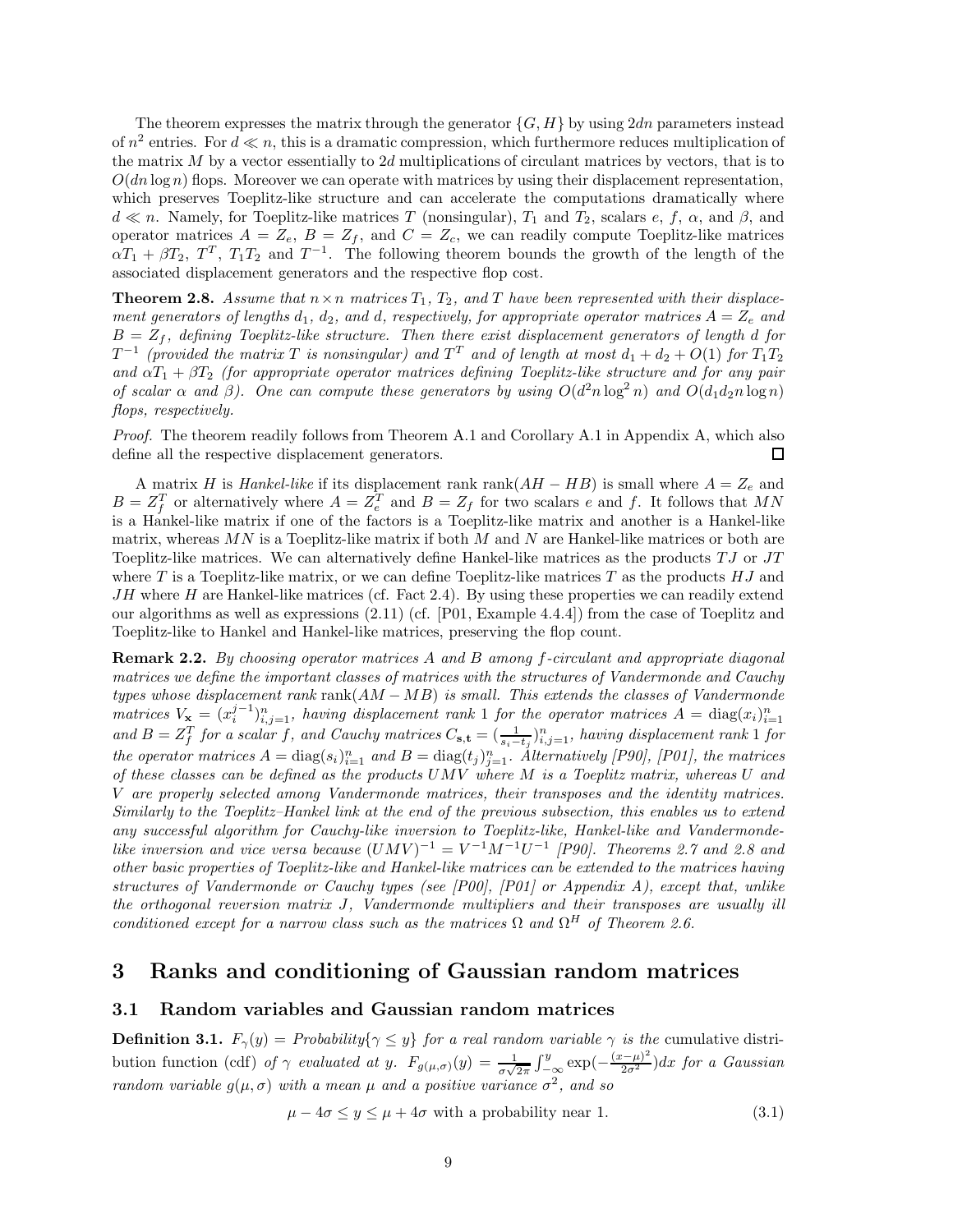The theorem expresses the matrix through the generator $\{G, H\}$ by using $2dn$ parameters instead of $n^2$ entries. For $d \ll n$, this is a dramatic compression, which furthermore reduces multiplication of the matrix $M$ by a vector essentially to $2d$ multiplications of circulant matrices by vectors, that is to $O(dn \log n)$ flops. Moreover we can operate with matrices by using their displacement representation, which preserves Toeplitz-like structure and can accelerate the computations dramatically where $d \ll n$. Namely, for Toeplitz-like matrices $T$ (nonsingular), $T_1$ and $T_2$, scalars $e$, $f$, $\alpha$, and $\beta$, and operator matrices $A = Z_e$, $B = Z_f$, and $C = Z_c$, we can readily compute Toeplitz-like matrices $\alpha T_1 + \beta T_2$, $T^T$, $T_1 T_2$ and $T^{-1}$. The following theorem bounds the growth of the length of the associated displacement generators and the respective flop cost.

**Theorem 2.8.** *Assume that $n \times n$ matrices $T_1$, $T_2$, and $T$ have been represented with their displacement generators of lengths $d_1$, $d_2$, and $d$, respectively, for appropriate operator matrices $A = Z_e$ and $B = Z_f$, defining Toeplitz-like structure. Then there exist displacement generators of length $d$ for $T^{-1}$ (provided the matrix $T$ is nonsingular) and $T^T$ and of length at most $d_1 + d_2 + O(1)$ for $T_1 T_2$ and $\alpha T_1 + \beta T_2$ (for appropriate operator matrices defining Toeplitz-like structure and for any pair of scalar $\alpha$ and $\beta$). One can compute these generators by using $O(d^2 n \log^2 n)$ and $O(d_1 d_2 n \log n)$ flops, respectively.*

*Proof.* The theorem readily follows from Theorem A.1 and Corollary A.1 in Appendix A, which also define all the respective displacement generators. □

A matrix $H$ is *Hankel-like* if its displacement rank $\text{rank}(AH - HB)$ is small where $A = Z_e$ and $B = Z_f^T$ or alternatively where $A = Z_e^T$ and $B = Z_f$ for two scalars $e$ and $f$. It follows that $MN$ is a Hankel-like matrix if one of the factors is a Toeplitz-like matrix and another is a Hankel-like matrix, whereas $MN$ is a Toeplitz-like matrix if both $M$ and $N$ are Hankel-like matrices or both are Toeplitz-like matrices. We can alternatively define Hankel-like matrices as the products $TJ$ or $JT$ where $T$ is a Toeplitz-like matrix, or we can define Toeplitz-like matrices $T$ as the products $HJ$ and $JH$ where $H$ are Hankel-like matrices (cf. Fact 2.4). By using these properties we can readily extend our algorithms as well as expressions (2.11) (cf. [P01, Example 4.4.4]) from the case of Toeplitz and Toeplitz-like to Hankel and Hankel-like matrices, preserving the flop count.

**Remark 2.2.** *By choosing operator matrices $A$ and $B$ among $f$-circulant and appropriate diagonal matrices we define the important classes of matrices with the structures of Vandermonde and Cauchy types whose displacement rank* $\text{rank}(AM - MB)$ *is small. This extends the classes of Vandermonde matrices $V_{\mathbf{x}} = (x_i^{j-1})_{i,j=1}^n$, having displacement rank 1 for the operator matrices $A = \text{diag}(x_i)_{i=1}^n$ and $B = Z_f^T$ for a scalar $f$, and Cauchy matrices $C_{\mathbf{s},\mathbf{t}} = (\frac{1}{s_i - t_j})_{i,j=1}^n$, having displacement rank 1 for the operator matrices $A = \text{diag}(s_i)_{i=1}^n$ and $B = \text{diag}(t_j)_{j=1}^n$. Alternatively [P90], [P01], the matrices of these classes can be defined as the products $UMV$ where $M$ is a Toeplitz matrix, whereas $U$ and $V$ are properly selected among Vandermonde matrices, their transposes and the identity matrices. Similarly to the Toeplitz–Hankel link at the end of the previous subsection, this enables us to extend any successful algorithm for Cauchy-like inversion to Toeplitz-like, Hankel-like and Vandermonde-like inversion and vice versa because $(UMV)^{-1} = V^{-1}M^{-1}U^{-1}$ [P90]. Theorems 2.7 and 2.8 and other basic properties of Toeplitz-like and Hankel-like matrices can be extended to the matrices having structures of Vandermonde or Cauchy types (see [P00], [P01] or Appendix A), except that, unlike the orthogonal reversion matrix $J$, Vandermonde multipliers and their transposes are usually ill conditioned except for a narrow class such as the matrices $\Omega$ and $\Omega^H$ of Theorem 2.6.*

# 3 Ranks and conditioning of Gaussian random matrices

## 3.1 Random variables and Gaussian random matrices

**Definition 3.1.** *$F_\gamma(y) = Probability\{\gamma \leq y\}$ for a real random variable $\gamma$ is the* cumulative distribution function (cdf) *of $\gamma$ evaluated at $y$. $F_{g(\mu,\sigma)}(y) = \frac{1}{\sigma\sqrt{2\pi}} \int_{-\infty}^{y} \exp(-\frac{(x-\mu)^2}{2\sigma^2})dx$ for a Gaussian random variable $g(\mu, \sigma)$ with a mean $\mu$ and a positive variance $\sigma^2$, and so*

$$\mu - 4\sigma \leq y \leq \mu + 4\sigma \text{ with a probability near 1.} \tag{3.1}$$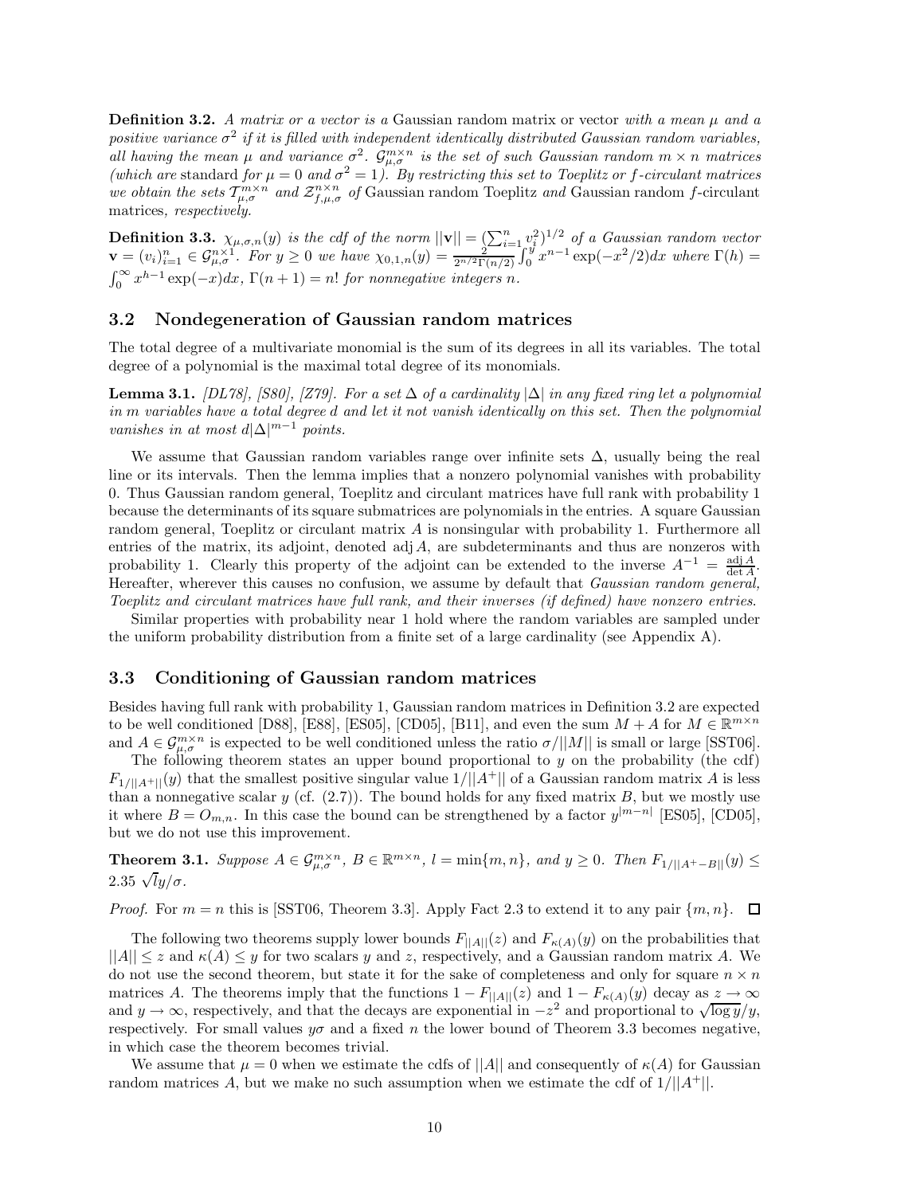**Definition 3.2.** *A matrix or a vector is a* Gaussian random matrix or vector *with a mean $\mu$ and a positive variance $\sigma^2$ if it is filled with independent identically distributed Gaussian random variables, all having the mean $\mu$ and variance $\sigma^2$. $\mathcal{G}^{m\times n}_{\mu,\sigma}$ is the set of such Gaussian random $m \times n$ matrices (which are* standard *for $\mu = 0$ and $\sigma^2 = 1$). By restricting this set to Toeplitz or $f$-circulant matrices we obtain the sets $\mathcal{T}^{m\times n}_{\mu,\sigma}$ and $\mathcal{Z}^{n\times n}_{f,\mu,\sigma}$ of* Gaussian random Toeplitz *and* Gaussian random $f$-circulant matrices*, respectively.*

**Definition 3.3.** *$\chi_{\mu,\sigma,n}(y)$ is the cdf of the norm $||\mathbf{v}|| = (\sum_{i=1}^n v_i^2)^{1/2}$ of a Gaussian random vector $\mathbf{v} = (v_i)_{i=1}^n \in \mathcal{G}^{n\times 1}_{\mu,\sigma}$. For $y \geq 0$ we have $\chi_{0,1,n}(y) = \frac{2}{2^{n/2}\Gamma(n/2)}\int_0^y x^{n-1}\exp(-x^2/2)dx$ where $\Gamma(h) = \int_0^\infty x^{h-1}\exp(-x)dx$, $\Gamma(n+1) = n!$ for nonnegative integers $n$.*

## 3.2 Nondegeneration of Gaussian random matrices

The total degree of a multivariate monomial is the sum of its degrees in all its variables. The total degree of a polynomial is the maximal total degree of its monomials.

**Lemma 3.1.** *[DL78], [S80], [Z79]. For a set $\Delta$ of a cardinality $|\Delta|$ in any fixed ring let a polynomial in $m$ variables have a total degree $d$ and let it not vanish identically on this set. Then the polynomial vanishes in at most $d|\Delta|^{m-1}$ points.*

We assume that Gaussian random variables range over infinite sets $\Delta$, usually being the real line or its intervals. Then the lemma implies that a nonzero polynomial vanishes with probability 0. Thus Gaussian random general, Toeplitz and circulant matrices have full rank with probability 1 because the determinants of its square submatrices are polynomials in the entries. A square Gaussian random general, Toeplitz or circulant matrix $A$ is nonsingular with probability 1. Furthermore all entries of the matrix, its adjoint, denoted $\operatorname{adj} A$, are subdeterminants and thus are nonzeros with probability 1. Clearly this property of the adjoint can be extended to the inverse $A^{-1} = \frac{\operatorname{adj} A}{\det A}$. Hereafter, wherever this causes no confusion, we assume by default that *Gaussian random general, Toeplitz and circulant matrices have full rank, and their inverses (if defined) have nonzero entries*.

Similar properties with probability near 1 hold where the random variables are sampled under the uniform probability distribution from a finite set of a large cardinality (see Appendix A).

## 3.3 Conditioning of Gaussian random matrices

Besides having full rank with probability 1, Gaussian random matrices in Definition 3.2 are expected to be well conditioned [D88], [E88], [ES05], [CD05], [B11], and even the sum $M + A$ for $M \in \mathbb{R}^{m\times n}$ and $A \in \mathcal{G}^{m\times n}_{\mu,\sigma}$ is expected to be well conditioned unless the ratio $\sigma/||M||$ is small or large [SST06].

The following theorem states an upper bound proportional to $y$ on the probability (the cdf) $F_{1/||A^+||}(y)$ that the smallest positive singular value $1/||A^+||$ of a Gaussian random matrix $A$ is less than a nonnegative scalar $y$ (cf. (2.7)). The bound holds for any fixed matrix $B$, but we mostly use it where $B = O_{m,n}$. In this case the bound can be strengthened by a factor $y^{|m-n|}$ [ES05], [CD05], but we do not use this improvement.

**Theorem 3.1.** *Suppose $A \in \mathcal{G}^{m\times n}_{\mu,\sigma}$, $B \in \mathbb{R}^{m\times n}$, $l = \min\{m,n\}$, and $y \geq 0$. Then $F_{1/||A^+-B||}(y) \leq 2.35\ \sqrt{l}y/\sigma$.*

*Proof.* For $m = n$ this is [SST06, Theorem 3.3]. Apply Fact 2.3 to extend it to any pair $\{m,n\}$. $\square$

The following two theorems supply lower bounds $F_{||A||}(z)$ and $F_{\kappa(A)}(y)$ on the probabilities that $||A|| \leq z$ and $\kappa(A) \leq y$ for two scalars $y$ and $z$, respectively, and a Gaussian random matrix $A$. We do not use the second theorem, but state it for the sake of completeness and only for square $n \times n$ matrices $A$. The theorems imply that the functions $1 - F_{||A||}(z)$ and $1 - F_{\kappa(A)}(y)$ decay as $z \to \infty$ and $y \to \infty$, respectively, and that the decays are exponential in $-z^2$ and proportional to $\sqrt{\log y}/y$, respectively. For small values $y\sigma$ and a fixed $n$ the lower bound of Theorem 3.3 becomes negative, in which case the theorem becomes trivial.

We assume that $\mu = 0$ when we estimate the cdfs of $||A||$ and consequently of $\kappa(A)$ for Gaussian random matrices $A$, but we make no such assumption when we estimate the cdf of $1/||A^+||$.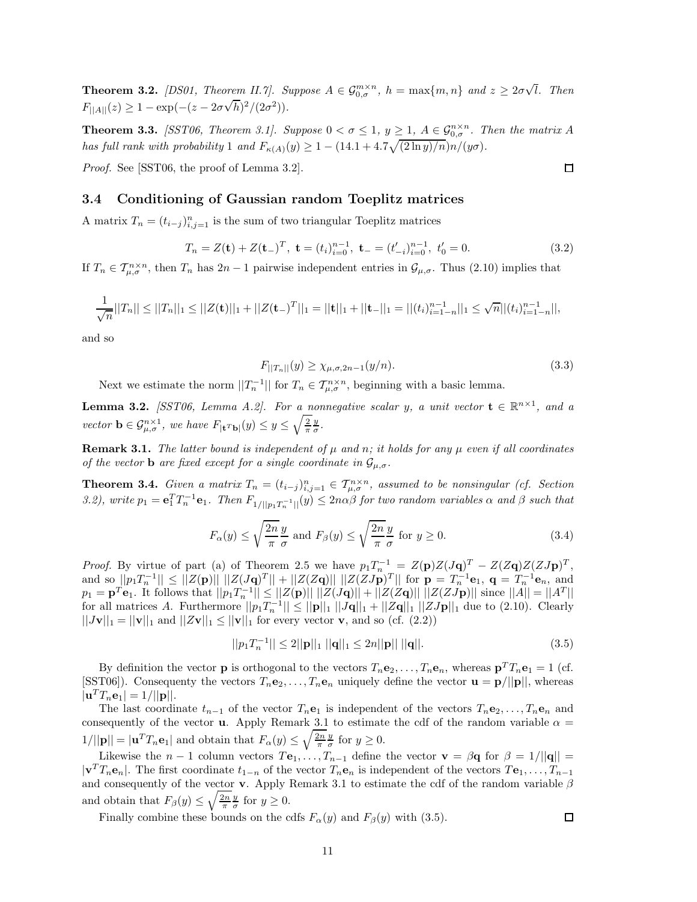**Theorem 3.2.** *[DS01, Theorem II.7]. Suppose $A \in \mathcal{G}_{0,\sigma}^{m\times n}$, $h = \max\{m, n\}$ and $z \geq 2\sigma\sqrt{l}$. Then $F_{||A||}(z) \geq 1 - \exp(-(z - 2\sigma\sqrt{h})^2/(2\sigma^2))$.*

**Theorem 3.3.** *[SST06, Theorem 3.1]. Suppose $0 < \sigma \leq 1$, $y \geq 1$, $A \in \mathcal{G}_{0,\sigma}^{n\times n}$. Then the matrix $A$ has full rank with probability 1 and $F_{\kappa(A)}(y) \geq 1 - (14.1 + 4.7\sqrt{(2\ln y)/n})n/(y\sigma)$.*

*Proof.* See [SST06, the proof of Lemma 3.2]. $\square$

## 3.4 Conditioning of Gaussian random Toeplitz matrices

A matrix $T_n = (t_{i-j})_{i,j=1}^n$ is the sum of two triangular Toeplitz matrices

$$T_n = Z(\mathbf{t}) + Z(\mathbf{t}_-)^T,\ \mathbf{t} = (t_i)_{i=0}^{n-1},\ \mathbf{t}_- = (t'_{-i})_{i=0}^{n-1},\ t'_0 = 0. \tag{3.2}$$

If $T_n \in \mathcal{T}_{\mu,\sigma}^{n\times n}$, then $T_n$ has $2n-1$ pairwise independent entries in $\mathcal{G}_{\mu,\sigma}$. Thus (2.10) implies that

$$\frac{1}{\sqrt{n}}||T_n|| \leq ||T_n||_1 \leq ||Z(\mathbf{t})||_1 + ||Z(\mathbf{t}_-)^T||_1 = ||\mathbf{t}||_1 + ||\mathbf{t}_-||_1 = ||(t_i)_{i=1-n}^{n-1}||_1 \leq \sqrt{n}||(t_i)_{i=1-n}^{n-1}||,$$

and so

$$F_{||T_n||}(y) \geq \chi_{\mu,\sigma,2n-1}(y/n). \tag{3.3}$$

Next we estimate the norm $||T_n^{-1}||$ for $T_n \in \mathcal{T}_{\mu,\sigma}^{n\times n}$, beginning with a basic lemma.

**Lemma 3.2.** *[SST06, Lemma A.2]. For a nonnegative scalar $y$, a unit vector $\mathbf{t} \in \mathbb{R}^{n\times 1}$, and a vector $\mathbf{b} \in \mathcal{G}_{\mu,\sigma}^{n\times 1}$, we have $F_{|\mathbf{t}^T\mathbf{b}|}(y) \leq y \leq \sqrt{\frac{2}{\pi}}\frac{y}{\sigma}$.*

**Remark 3.1.** *The latter bound is independent of $\mu$ and $n$; it holds for any $\mu$ even if all coordinates of the vector $\mathbf{b}$ are fixed except for a single coordinate in $\mathcal{G}_{\mu,\sigma}$.*

**Theorem 3.4.** *Given a matrix $T_n = (t_{i-j})_{i,j=1}^n \in \mathcal{T}_{\mu,\sigma}^{n\times n}$, assumed to be nonsingular (cf. Section 3.2), write $p_1 = \mathbf{e}_1^T T_n^{-1}\mathbf{e}_1$. Then $F_{1/||p_1 T_n^{-1}||}(y) \leq 2n\alpha\beta$ for two random variables $\alpha$ and $\beta$ such that*

$$F_\alpha(y) \leq \sqrt{\frac{2n}{\pi}}\frac{y}{\sigma} \text{ and } F_\beta(y) \leq \sqrt{\frac{2n}{\pi}}\frac{y}{\sigma} \text{ for } y \geq 0. \tag{3.4}$$

*Proof.* By virtue of part (a) of Theorem 2.5 we have $p_1 T_n^{-1} = Z(\mathbf{p})Z(J\mathbf{q})^T - Z(Z\mathbf{q})Z(ZJ\mathbf{p})^T$, and so $||p_1T_n^{-1}|| \leq ||Z(\mathbf{p})||\ ||Z(J\mathbf{q})^T|| + ||Z(Z\mathbf{q})||\ ||Z(ZJ\mathbf{p})^T||$ for $\mathbf{p} = T_n^{-1}\mathbf{e}_1$, $\mathbf{q} = T_n^{-1}\mathbf{e}_n$, and $p_1 = \mathbf{p}^T\mathbf{e}_1$. It follows that $||p_1T_n^{-1}|| \leq ||Z(\mathbf{p})||\ ||Z(J\mathbf{q})|| + ||Z(Z\mathbf{q})||\ ||Z(ZJ\mathbf{p})||$ since $||A|| = ||A^T||$ for all matrices $A$. Furthermore $||p_1T_n^{-1}|| \leq ||\mathbf{p}||_1\ ||J\mathbf{q}||_1 + ||Z\mathbf{q}||_1\ ||ZJ\mathbf{p}||_1$ due to (2.10). Clearly $||J\mathbf{v}||_1 = ||\mathbf{v}||_1$ and $||Z\mathbf{v}||_1 \leq ||\mathbf{v}||_1$ for every vector $\mathbf{v}$, and so (cf. (2.2))

$$||p_1T_n^{-1}|| \leq 2||\mathbf{p}||_1\ ||\mathbf{q}||_1 \leq 2n||\mathbf{p}||\ ||\mathbf{q}||. \tag{3.5}$$

By definition the vector $\mathbf{p}$ is orthogonal to the vectors $T_n\mathbf{e}_2, \ldots, T_n\mathbf{e}_n$, whereas $\mathbf{p}^T T_n\mathbf{e}_1 = 1$ (cf. [SST06]). Consequenty the vectors $T_n\mathbf{e}_2, \ldots, T_n\mathbf{e}_n$ uniquely define the vector $\mathbf{u} = \mathbf{p}/||\mathbf{p}||$, whereas $|\mathbf{u}^T T_n\mathbf{e}_1| = 1/||\mathbf{p}||$.

The last coordinate $t_{n-1}$ of the vector $T_n\mathbf{e}_1$ is independent of the vectors $T_n\mathbf{e}_2, \ldots, T_n\mathbf{e}_n$ and consequently of the vector $\mathbf{u}$. Apply Remark 3.1 to estimate the cdf of the random variable $\alpha = 1/||\mathbf{p}|| = |\mathbf{u}^T T_n\mathbf{e}_1|$ and obtain that $F_\alpha(y) \leq \sqrt{\frac{2n}{\pi}}\frac{y}{\sigma}$ for $y \geq 0$.

Likewise the $n-1$ column vectors $T\mathbf{e}_1, \ldots, T_{n-1}$ define the vector $\mathbf{v} = \beta\mathbf{q}$ for $\beta = 1/||\mathbf{q}|| = |\mathbf{v}^T T_n\mathbf{e}_n|$. The first coordinate $t_{1-n}$ of the vector $T_n\mathbf{e}_n$ is independent of the vectors $T\mathbf{e}_1, \ldots, T_{n-1}$ and consequently of the vector $\mathbf{v}$. Apply Remark 3.1 to estimate the cdf of the random variable $\beta$ and obtain that $F_\beta(y) \leq \sqrt{\frac{2n}{\pi}}\frac{y}{\sigma}$ for $y \geq 0$.

Finally combine these bounds on the cdfs $F_\alpha(y)$ and $F_\beta(y)$ with (3.5). $\square$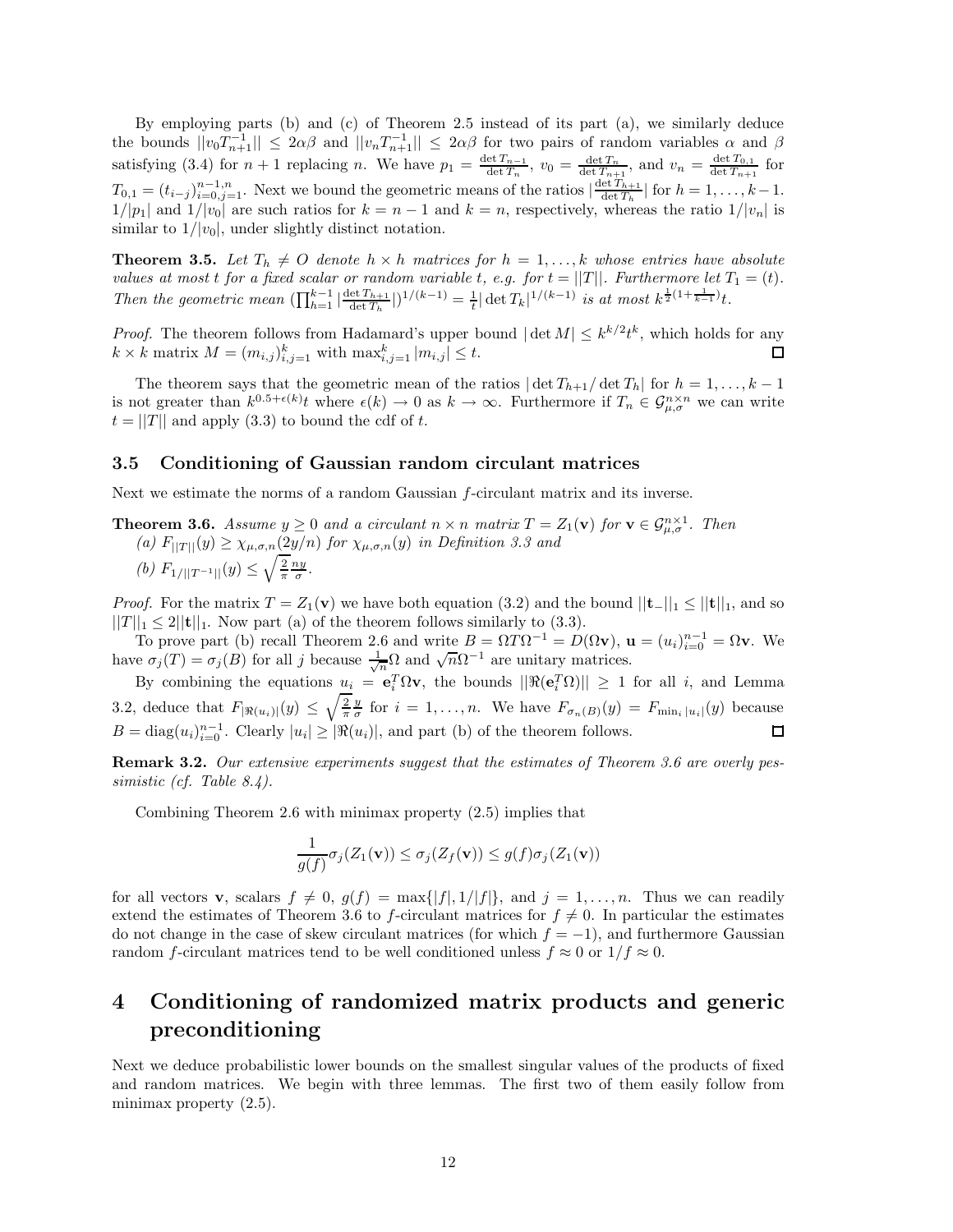By employing parts (b) and (c) of Theorem 2.5 instead of its part (a), we similarly deduce the bounds $||v_0 T_{n+1}^{-1}|| \le 2\alpha\beta$ and $||v_n T_{n+1}^{-1}|| \le 2\alpha\beta$ for two pairs of random variables $\alpha$ and $\beta$ satisfying (3.4) for $n+1$ replacing $n$. We have $p_1 = \frac{\det T_{n-1}}{\det T_n}$, $v_0 = \frac{\det T_n}{\det T_{n+1}}$, and $v_n = \frac{\det T_{0,1}}{\det T_{n+1}}$ for $T_{0,1} = (t_{i-j})_{i=0,j=1}^{n-1,n}$. Next we bound the geometric means of the ratios $|\frac{\det T_{h+1}}{\det T_h}|$ for $h = 1, \ldots, k-1$. $1/|p_1|$ and $1/|v_0|$ are such ratios for $k = n-1$ and $k = n$, respectively, whereas the ratio $1/|v_n|$ is similar to $1/|v_0|$, under slightly distinct notation.

**Theorem 3.5.** *Let $T_h \ne O$ denote $h \times h$ matrices for $h = 1, \ldots, k$ whose entries have absolute values at most $t$ for a fixed scalar or random variable $t$, e.g. for $t = ||T||$. Furthermore let $T_1 = (t)$. Then the geometric mean $(\prod_{h=1}^{k-1} |\frac{\det T_{h+1}}{\det T_h}|)^{1/(k-1)} = \frac{1}{t}|\det T_k|^{1/(k-1)}$ is at most $k^{\frac{1}{2}(1+\frac{1}{k-1})}t$.*

*Proof.* The theorem follows from Hadamard's upper bound $|\det M| \le k^{k/2}t^k$, which holds for any $k \times k$ matrix $M = (m_{i,j})_{i,j=1}^k$ with $\max_{i,j=1}^k |m_{i,j}| \le t$. □

The theorem says that the geometric mean of the ratios $|\det T_{h+1}/\det T_h|$ for $h = 1, \ldots, k-1$ is not greater than $k^{0.5+\epsilon(k)}t$ where $\epsilon(k) \to 0$ as $k \to \infty$. Furthermore if $T_n \in \mathcal{G}_{\mu,\sigma}^{n\times n}$ we can write $t = ||T||$ and apply (3.3) to bound the cdf of $t$.

### 3.5 Conditioning of Gaussian random circulant matrices

Next we estimate the norms of a random Gaussian $f$-circulant matrix and its inverse.

**Theorem 3.6.** *Assume $y \ge 0$ and a circulant $n \times n$ matrix $T = Z_1(\mathbf{v})$ for $\mathbf{v} \in \mathcal{G}_{\mu,\sigma}^{n\times 1}$. Then*
*(a) $F_{||T||}(y) \ge \chi_{\mu,\sigma,n}(2y/n)$ for $\chi_{\mu,\sigma,n}(y)$ in Definition 3.3 and*
*(b) $F_{1/||T^{-1}||}(y) \le \sqrt{\frac{2}{\pi}}\frac{ny}{\sigma}$.*

*Proof.* For the matrix $T = Z_1(\mathbf{v})$ we have both equation (3.2) and the bound $||\mathbf{t}_-||_1 \le ||\mathbf{t}||_1$, and so $||T||_1 \le 2||\mathbf{t}||_1$. Now part (a) of the theorem follows similarly to (3.3).

To prove part (b) recall Theorem 2.6 and write $B = \Omega T \Omega^{-1} = D(\Omega\mathbf{v})$, $\mathbf{u} = (u_i)_{i=0}^{n-1} = \Omega\mathbf{v}$. We have $\sigma_j(T) = \sigma_j(B)$ for all $j$ because $\frac{1}{\sqrt{n}}\Omega$ and $\sqrt{n}\Omega^{-1}$ are unitary matrices.

By combining the equations $u_i = \mathbf{e}_i^T\Omega\mathbf{v}$, the bounds $||\Re(\mathbf{e}_i^T\Omega)|| \ge 1$ for all $i$, and Lemma 3.2, deduce that $F_{|\Re(u_i)|}(y) \le \sqrt{\frac{2}{\pi}}\frac{y}{\sigma}$ for $i = 1, \ldots, n$. We have $F_{\sigma_n(B)}(y) = F_{\min_i |u_i|}(y)$ because $B = \operatorname{diag}(u_i)_{i=0}^{n-1}$. Clearly $|u_i| \ge |\Re(u_i)|$, and part (b) of the theorem follows. □

**Remark 3.2.** *Our extensive experiments suggest that the estimates of Theorem 3.6 are overly pessimistic (cf. Table 8.4).*

Combining Theorem 2.6 with minimax property (2.5) implies that

$$\frac{1}{g(f)}\sigma_j(Z_1(\mathbf{v})) \le \sigma_j(Z_f(\mathbf{v})) \le g(f)\sigma_j(Z_1(\mathbf{v}))$$

for all vectors $\mathbf{v}$, scalars $f \ne 0$, $g(f) = \max\{|f|, 1/|f|\}$, and $j = 1, \ldots, n$. Thus we can readily extend the estimates of Theorem 3.6 to $f$-circulant matrices for $f \ne 0$. In particular the estimates do not change in the case of skew circulant matrices (for which $f = -1$), and furthermore Gaussian random $f$-circulant matrices tend to be well conditioned unless $f \approx 0$ or $1/f \approx 0$.

# 4 Conditioning of randomized matrix products and generic preconditioning

Next we deduce probabilistic lower bounds on the smallest singular values of the products of fixed and random matrices. We begin with three lemmas. The first two of them easily follow from minimax property (2.5).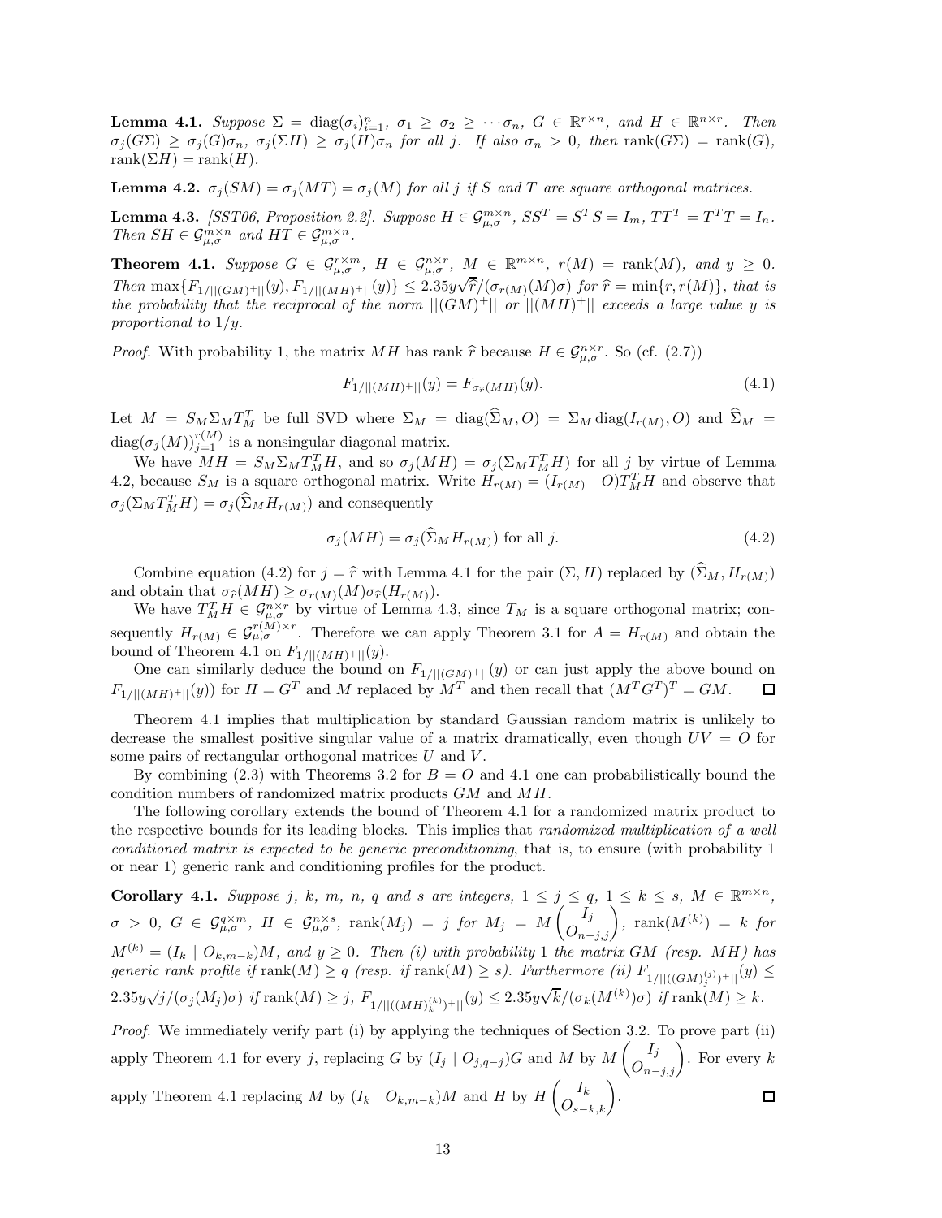**Lemma 4.1.** *Suppose $\Sigma = \operatorname{diag}(\sigma_i)_{i=1}^n$, $\sigma_1 \geq \sigma_2 \geq \cdots \sigma_n$, $G \in \mathbb{R}^{r\times n}$, and $H \in \mathbb{R}^{n\times r}$. Then $\sigma_j(G\Sigma) \geq \sigma_j(G)\sigma_n$, $\sigma_j(\Sigma H) \geq \sigma_j(H)\sigma_n$ for all $j$. If also $\sigma_n > 0$, then $\operatorname{rank}(G\Sigma) = \operatorname{rank}(G)$, $\operatorname{rank}(\Sigma H) = \operatorname{rank}(H)$.*

**Lemma 4.2.** *$\sigma_j(SM) = \sigma_j(MT) = \sigma_j(M)$ for all $j$ if $S$ and $T$ are square orthogonal matrices.*

**Lemma 4.3.** *[SST06, Proposition 2.2]. Suppose $H \in \mathcal{G}_{\mu,\sigma}^{m\times n}$, $SS^T = S^TS = I_m$, $TT^T = T^TT = I_n$. Then $SH \in \mathcal{G}_{\mu,\sigma}^{m\times n}$ and $HT \in \mathcal{G}_{\mu,\sigma}^{m\times n}$.*

**Theorem 4.1.** *Suppose $G \in \mathcal{G}_{\mu,\sigma}^{r\times m}$, $H \in \mathcal{G}_{\mu,\sigma}^{n\times r}$, $M \in \mathbb{R}^{m\times n}$, $r(M) = \operatorname{rank}(M)$, and $y \geq 0$. Then $\max\{F_{1/||(GM)^+||}(y), F_{1/||(MH)^+||}(y)\} \leq 2.35y\sqrt{\widehat{r}}/(\sigma_{r(M)}(M)\sigma)$ for $\widehat{r} = \min\{r, r(M)\}$, that is the probability that the reciprocal of the norm $||(GM)^+||$ or $||(MH)^+||$ exceeds a large value $y$ is proportional to $1/y$.*

*Proof.* With probability 1, the matrix $MH$ has rank $\widehat{r}$ because $H \in \mathcal{G}_{\mu,\sigma}^{n\times r}$. So (cf. (2.7))

$$F_{1/||(MH)^+||}(y) = F_{\sigma_{\widehat{r}}(MH)}(y). \tag{4.1}$$

Let $M = S_M\Sigma_M T_M^T$ be full SVD where $\Sigma_M = \operatorname{diag}(\widehat{\Sigma}_M, O) = \Sigma_M \operatorname{diag}(I_{r(M)}, O)$ and $\widehat{\Sigma}_M = \operatorname{diag}(\sigma_j(M))_{j=1}^{r(M)}$ is a nonsingular diagonal matrix.

We have $MH = S_M\Sigma_M T_M^T H$, and so $\sigma_j(MH) = \sigma_j(\Sigma_M T_M^T H)$ for all $j$ by virtue of Lemma 4.2, because $S_M$ is a square orthogonal matrix. Write $H_{r(M)} = (I_{r(M)} \mid O)T_M^T H$ and observe that $\sigma_j(\Sigma_M T_M^T H) = \sigma_j(\widehat{\Sigma}_M H_{r(M)})$ and consequently

$$\sigma_j(MH) = \sigma_j(\widehat{\Sigma}_M H_{r(M)}) \text{ for all } j. \tag{4.2}$$

Combine equation (4.2) for $j = \widehat{r}$ with Lemma 4.1 for the pair $(\Sigma, H)$ replaced by $(\widehat{\Sigma}_M, H_{r(M)})$ and obtain that $\sigma_{\widehat{r}}(MH) \geq \sigma_{r(M)}(M)\sigma_{\widehat{r}}(H_{r(M)})$.

We have $T_M^T H \in \mathcal{G}_{\mu,\sigma}^{n\times r}$ by virtue of Lemma 4.3, since $T_M$ is a square orthogonal matrix; consequently $H_{r(M)} \in \mathcal{G}_{\mu,\sigma}^{r(M)\times r}$. Therefore we can apply Theorem 3.1 for $A = H_{r(M)}$ and obtain the bound of Theorem 4.1 on $F_{1/||(MH)^+||}(y)$.

One can similarly deduce the bound on $F_{1/||(GM)^+||}(y)$ or can just apply the above bound on $F_{1/||(MH)^+||}(y)$) for $H = G^T$ and $M$ replaced by $M^T$ and then recall that $(M^TG^T)^T = GM$. $\square$

Theorem 4.1 implies that multiplication by standard Gaussian random matrix is unlikely to decrease the smallest positive singular value of a matrix dramatically, even though $UV = O$ for some pairs of rectangular orthogonal matrices $U$ and $V$.

By combining (2.3) with Theorems 3.2 for $B = O$ and 4.1 one can probabilistically bound the condition numbers of randomized matrix products $GM$ and $MH$.

The following corollary extends the bound of Theorem 4.1 for a randomized matrix product to the respective bounds for its leading blocks. This implies that *randomized multiplication of a well conditioned matrix is expected to be generic preconditioning*, that is, to ensure (with probability 1 or near 1) generic rank and conditioning profiles for the product.

**Corollary 4.1.** *Suppose $j$, $k$, $m$, $n$, $q$ and $s$ are integers, $1 \leq j \leq q$, $1 \leq k \leq s$, $M \in \mathbb{R}^{m\times n}$, $\sigma > 0$, $G \in \mathcal{G}_{\mu,\sigma}^{q\times m}$, $H \in \mathcal{G}_{\mu,\sigma}^{n\times s}$, $\operatorname{rank}(M_j) = j$ for $M_j = M\begin{pmatrix} I_j \\ O_{n-j,j}\end{pmatrix}$, $\operatorname{rank}(M^{(k)}) = k$ for $M^{(k)} = (I_k \mid O_{k,m-k})M$, and $y \geq 0$. Then (i) with probability 1 the matrix $GM$ (resp. $MH$) has generic rank profile if $\operatorname{rank}(M) \geq q$ (resp. if $\operatorname{rank}(M) \geq s$). Furthermore (ii) $F_{1/||((GM)_j^{(j)})^+||}(y) \leq 2.35y\sqrt{j}/(\sigma_j(M_j)\sigma)$ if $\operatorname{rank}(M) \geq j$, $F_{1/||((MH)_k^{(k)})^+||}(y) \leq 2.35y\sqrt{k}/(\sigma_k(M^{(k)})\sigma)$ if $\operatorname{rank}(M) \geq k$.*

*Proof.* We immediately verify part (i) by applying the techniques of Section 3.2. To prove part (ii) apply Theorem 4.1 for every $j$, replacing $G$ by $(I_j \mid O_{j,q-j})G$ and $M$ by $M\begin{pmatrix} I_j \\ O_{n-j,j}\end{pmatrix}$. For every $k$ apply Theorem 4.1 replacing $M$ by $(I_k \mid O_{k,m-k})M$ and $H$ by $H\begin{pmatrix} I_k \\ O_{s-k,k}\end{pmatrix}$. $\square$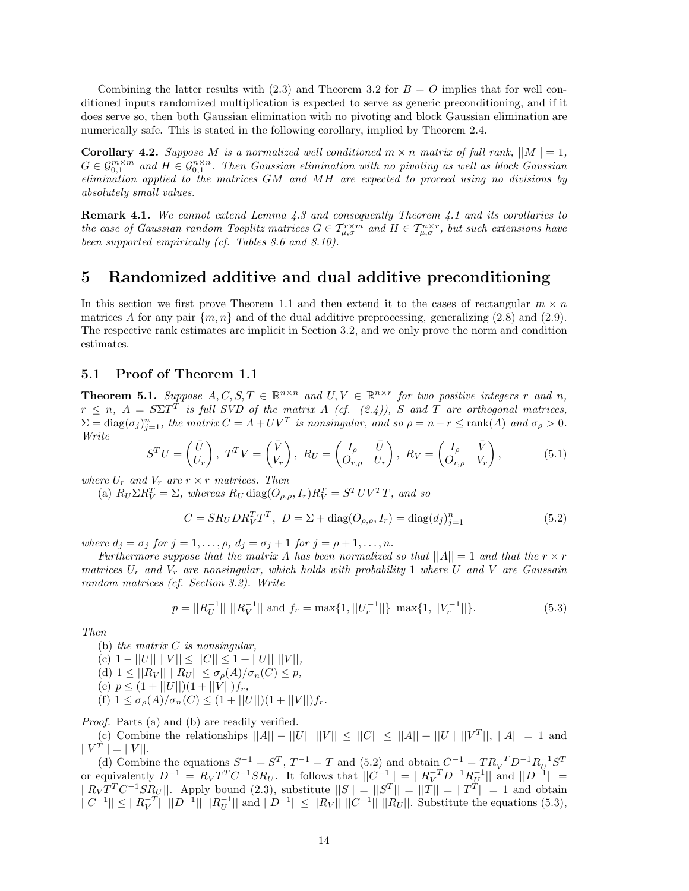Combining the latter results with (2.3) and Theorem 3.2 for $B = O$ implies that for well conditioned inputs randomized multiplication is expected to serve as generic preconditioning, and if it does serve so, then both Gaussian elimination with no pivoting and block Gaussian elimination are numerically safe. This is stated in the following corollary, implied by Theorem 2.4.

**Corollary 4.2.** *Suppose $M$ is a normalized well conditioned $m \times n$ matrix of full rank, $||M|| = 1$, $G \in \mathcal{G}_{0,1}^{m\times m}$ and $H \in \mathcal{G}_{0,1}^{n\times n}$. Then Gaussian elimination with no pivoting as well as block Gaussian elimination applied to the matrices $GM$ and $MH$ are expected to proceed using no divisions by absolutely small values.*

**Remark 4.1.** *We cannot extend Lemma 4.3 and consequently Theorem 4.1 and its corollaries to the case of Gaussian random Toeplitz matrices $G \in \mathcal{T}_{\mu,\sigma}^{r\times m}$ and $H \in \mathcal{T}_{\mu,\sigma}^{n\times r}$, but such extensions have been supported empirically (cf. Tables 8.6 and 8.10).*

# 5 Randomized additive and dual additive preconditioning

In this section we first prove Theorem 1.1 and then extend it to the cases of rectangular $m \times n$ matrices $A$ for any pair $\{m, n\}$ and of the dual additive preprocessing, generalizing (2.8) and (2.9). The respective rank estimates are implicit in Section 3.2, and we only prove the norm and condition estimates.

## 5.1 Proof of Theorem 1.1

**Theorem 5.1.** *Suppose $A, C, S, T \in \mathbb{R}^{n\times n}$ and $U, V \in \mathbb{R}^{n\times r}$ for two positive integers $r$ and $n$, $r \le n$, $A = S\Sigma T^T$ is full SVD of the matrix $A$ (cf. (2.4)), $S$ and $T$ are orthogonal matrices, $\Sigma = \operatorname{diag}(\sigma_j)_{j=1}^n$, the matrix $C = A + UV^T$ is nonsingular, and so $\rho = n - r \le \operatorname{rank}(A)$ and $\sigma_\rho > 0$. Write*

$$S^TU = \begin{pmatrix} \bar{U} \\ U_r \end{pmatrix},\ T^TV = \begin{pmatrix} \bar{V} \\ V_r \end{pmatrix},\ R_U = \begin{pmatrix} I_\rho & \bar{U} \\ O_{r,\rho} & U_r \end{pmatrix},\ R_V = \begin{pmatrix} I_\rho & \bar{V} \\ O_{r,\rho} & V_r \end{pmatrix}, \tag{5.1}$$

*where $U_r$ and $V_r$ are $r \times r$ matrices. Then*

(a) *$R_U\Sigma R_V^T = \Sigma$, whereas $R_U \operatorname{diag}(O_{\rho,\rho}, I_r)R_V^T = S^TUV^TT$, and so*

$$C = SR_UDR_V^TT^T,\ D = \Sigma + \operatorname{diag}(O_{\rho,\rho}, I_r) = \operatorname{diag}(d_j)_{j=1}^n \tag{5.2}$$

*where $d_j = \sigma_j$ for $j = 1, \ldots, \rho$, $d_j = \sigma_j + 1$ for $j = \rho + 1, \ldots, n$.*

*Furthermore suppose that the matrix $A$ has been normalized so that $||A|| = 1$ and that the $r \times r$ matrices $U_r$ and $V_r$ are nonsingular, which holds with probability 1 where $U$ and $V$ are Gaussain random matrices (cf. Section 3.2). Write*

$$p = ||R_U^{-1}||\ ||R_V^{-1}|| \text{ and } f_r = \max\{1, ||U_r^{-1}||\}\ \max\{1, ||V_r^{-1}||\}. \tag{5.3}$$

*Then*

(b) *the matrix $C$ is nonsingular,*

(c) *$1 - ||U||\ ||V|| \le ||C|| \le 1 + ||U||\ ||V||$,*

(d) *$1 \le ||R_V||\ ||R_U|| \le \sigma_\rho(A)/\sigma_n(C) \le p$,*

(e) *$p \le (1 + ||U||)(1 + ||V||)f_r$,*

(f) *$1 \le \sigma_\rho(A)/\sigma_n(C) \le (1 + ||U||)(1 + ||V||)f_r$.*

*Proof.* Parts (a) and (b) are readily verified.

(c) Combine the relationships $||A|| - ||U||\ ||V|| \le ||C|| \le ||A|| + ||U||\ ||V^T||$, $||A|| = 1$ and $||V^T|| = ||V||$.

(d) Combine the equations $S^{-1} = S^T$, $T^{-1} = T$ and (5.2) and obtain $C^{-1} = TR_V^{-T}D^{-1}R_U^{-1}S^T$ or equivalently $D^{-1} = R_VT^TC^{-1}SR_U$. It follows that $||C^{-1}|| = ||R_V^{-T}D^{-1}R_U^{-1}||$ and $||D^{-1}|| = ||R_VT^TC^{-1}SR_U||$. Apply bound (2.3), substitute $||S|| = ||S^T|| = ||T|| = ||T^T|| = 1$ and obtain $||C^{-1}|| \le ||R_V^{-T}||\ ||D^{-1}||\ ||R_U^{-1}||$ and $||D^{-1}|| \le ||R_V||\ ||C^{-1}||\ ||R_U||$. Substitute the equations (5.3),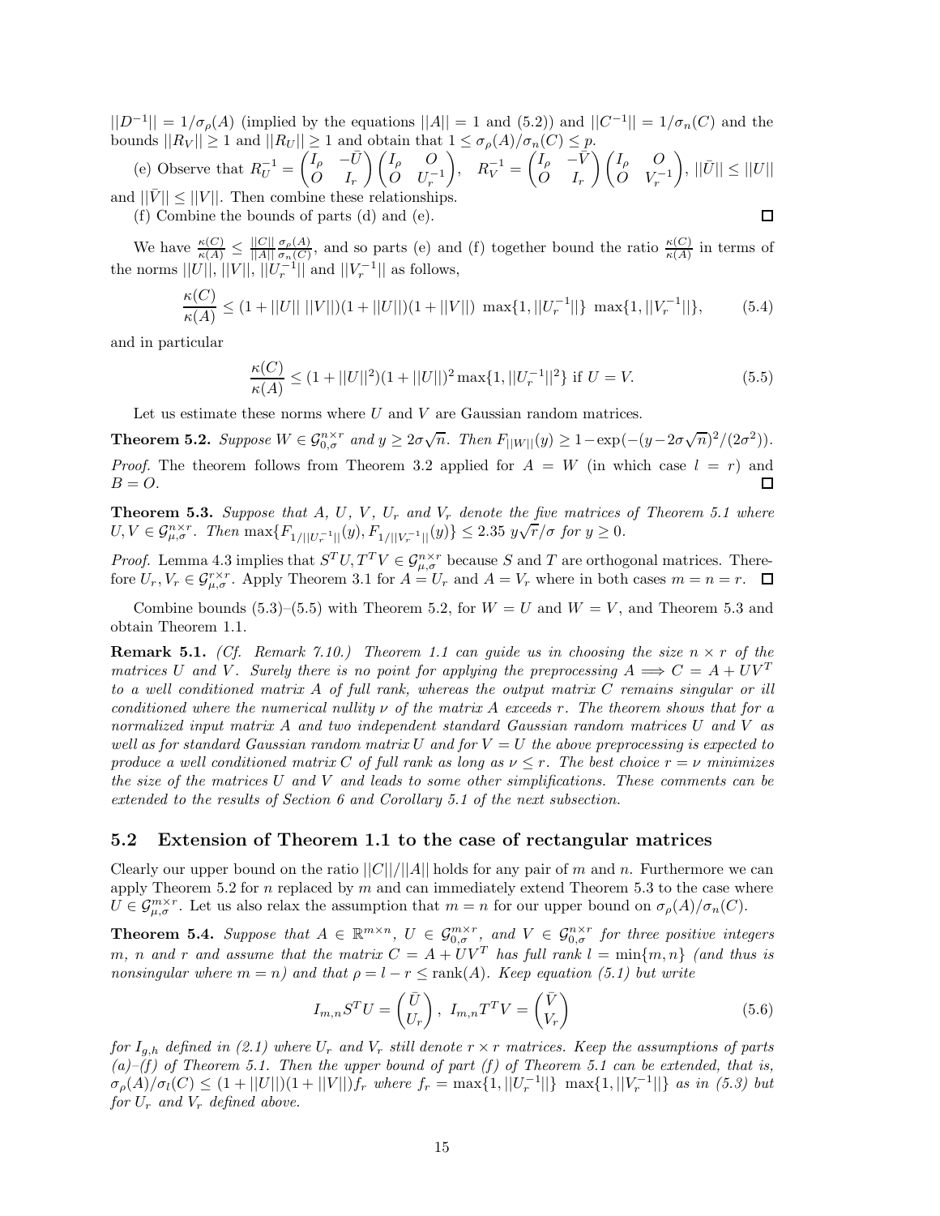$||D^{-1}|| = 1/\sigma_\rho(A)$ (implied by the equations $||A|| = 1$ and (5.2)) and $||C^{-1}|| = 1/\sigma_n(C)$ and the bounds $||R_V|| \geq 1$ and $||R_U|| \geq 1$ and obtain that $1 \leq \sigma_\rho(A)/\sigma_n(C) \leq p$.

(e) Observe that $R_U^{-1} = \begin{pmatrix} I_\rho & -\bar{U} \\ O & I_r \end{pmatrix} \begin{pmatrix} I_\rho & O \\ O & U_r^{-1} \end{pmatrix}$, $R_V^{-1} = \begin{pmatrix} I_\rho & -\bar{V} \\ O & I_r \end{pmatrix} \begin{pmatrix} I_\rho & O \\ O & V_r^{-1} \end{pmatrix}$, $||\bar{U}|| \leq ||U||$ and $||\bar{V}|| \leq ||V||$. Then combine these relationships.

(f) Combine the bounds of parts (d) and (e). $\square$

We have $\frac{\kappa(C)}{\kappa(A)} \leq \frac{||C||}{||A||} \frac{\sigma_\rho(A)}{\sigma_n(C)}$, and so parts (e) and (f) together bound the ratio $\frac{\kappa(C)}{\kappa(A)}$ in terms of the norms $||U||$, $||V||$, $||U_r^{-1}||$ and $||V_r^{-1}||$ as follows,

$$\frac{\kappa(C)}{\kappa(A)} \leq (1 + ||U||\ ||V||)(1 + ||U||)(1 + ||V||)\ \max\{1, ||U_r^{-1}||\}\ \max\{1, ||V_r^{-1}||\}, \tag{5.4}$$

and in particular

$$\frac{\kappa(C)}{\kappa(A)} \leq (1 + ||U||^2)(1 + ||U||)^2 \max\{1, ||U_r^{-1}||^2\} \text{ if } U = V. \tag{5.5}$$

Let us estimate these norms where $U$ and $V$ are Gaussian random matrices.

**Theorem 5.2.** *Suppose $W \in \mathcal{G}_{0,\sigma}^{n \times r}$ and $y \geq 2\sigma\sqrt{n}$. Then $F_{||W||}(y) \geq 1 - \exp(-(y - 2\sigma\sqrt{n})^2/(2\sigma^2))$.*

*Proof.* The theorem follows from Theorem 3.2 applied for $A = W$ (in which case $l = r$) and $B = O$. $\square$

**Theorem 5.3.** *Suppose that $A$, $U$, $V$, $U_r$ and $V_r$ denote the five matrices of Theorem 5.1 where $U, V \in \mathcal{G}_{\mu,\sigma}^{n \times r}$. Then $\max\{F_{1/||U_r^{-1}||}(y), F_{1/||V_r^{-1}||}(y)\} \leq 2.35\ y\sqrt{r}/\sigma$ for $y \geq 0$.*

*Proof.* Lemma 4.3 implies that $S^T U, T^T V \in \mathcal{G}_{\mu,\sigma}^{n \times r}$ because $S$ and $T$ are orthogonal matrices. Therefore $U_r, V_r \in \mathcal{G}_{\mu,\sigma}^{r \times r}$. Apply Theorem 3.1 for $A = U_r$ and $A = V_r$ where in both cases $m = n = r$. $\square$

Combine bounds (5.3)–(5.5) with Theorem 5.2, for $W = U$ and $W = V$, and Theorem 5.3 and obtain Theorem 1.1.

**Remark 5.1.** *(Cf. Remark 7.10.) Theorem 1.1 can guide us in choosing the size $n \times r$ of the matrices $U$ and $V$. Surely there is no point for applying the preprocessing $A \Longrightarrow C = A + UV^T$ to a well conditioned matrix $A$ of full rank, whereas the output matrix $C$ remains singular or ill conditioned where the numerical nullity $\nu$ of the matrix $A$ exceeds $r$. The theorem shows that for a normalized input matrix $A$ and two independent standard Gaussian random matrices $U$ and $V$ as well as for standard Gaussian random matrix $U$ and for $V = U$ the above preprocessing is expected to produce a well conditioned matrix $C$ of full rank as long as $\nu \leq r$. The best choice $r = \nu$ minimizes the size of the matrices $U$ and $V$ and leads to some other simplifications. These comments can be extended to the results of Section 6 and Corollary 5.1 of the next subsection.*

## 5.2 Extension of Theorem 1.1 to the case of rectangular matrices

Clearly our upper bound on the ratio $||C||/||A||$ holds for any pair of $m$ and $n$. Furthermore we can apply Theorem 5.2 for $n$ replaced by $m$ and can immediately extend Theorem 5.3 to the case where $U \in \mathcal{G}_{\mu,\sigma}^{m \times r}$. Let us also relax the assumption that $m = n$ for our upper bound on $\sigma_\rho(A)/\sigma_n(C)$.

**Theorem 5.4.** *Suppose that $A \in \mathbb{R}^{m \times n}$, $U \in \mathcal{G}_{0,\sigma}^{m \times r}$, and $V \in \mathcal{G}_{0,\sigma}^{n \times r}$ for three positive integers $m$, $n$ and $r$ and assume that the matrix $C = A + UV^T$ has full rank $l = \min\{m, n\}$ (and thus is nonsingular where $m = n$) and that $\rho = l - r \leq \text{rank}(A)$. Keep equation (5.1) but write*

$$I_{m,n} S^T U = \begin{pmatrix} \bar{U} \\ U_r \end{pmatrix},\ I_{m,n} T^T V = \begin{pmatrix} \bar{V} \\ V_r \end{pmatrix} \tag{5.6}$$

*for $I_{g,h}$ defined in (2.1) where $U_r$ and $V_r$ still denote $r \times r$ matrices. Keep the assumptions of parts (a)–(f) of Theorem 5.1. Then the upper bound of part (f) of Theorem 5.1 can be extended, that is, $\sigma_\rho(A)/\sigma_l(C) \leq (1 + ||U||)(1 + ||V||) f_r$ where $f_r = \max\{1, ||U_r^{-1}||\}\ \max\{1, ||V_r^{-1}||\}$ as in (5.3) but for $U_r$ and $V_r$ defined above.*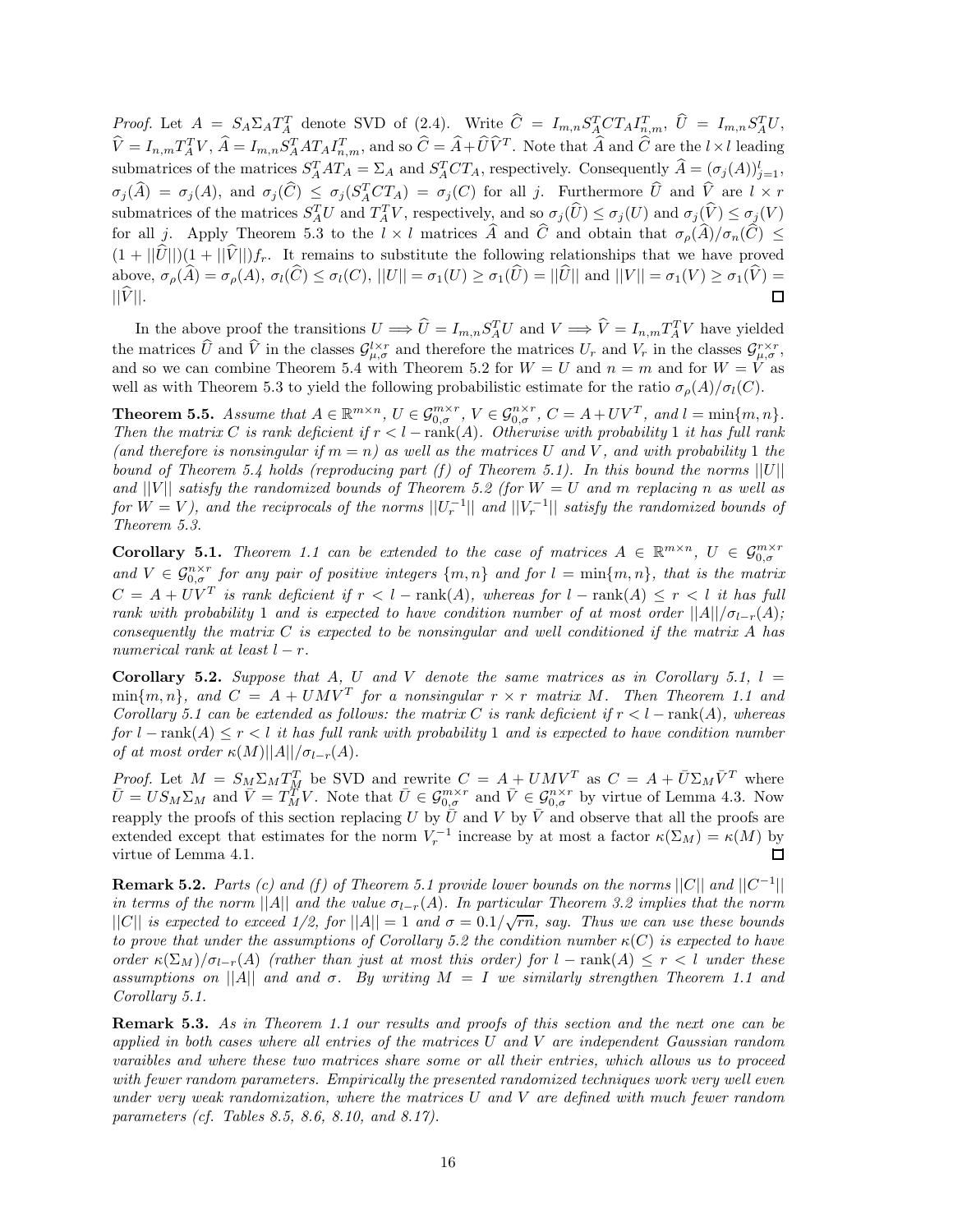*Proof.* Let $A = S_A\Sigma_A T_A^T$ denote SVD of (2.4). Write $\widehat{C} = I_{m,n}S_A^T C T_A I_{n,m}^T$, $\widehat{U} = I_{m,n}S_A^T U$, $\widehat{V} = I_{n,m}T_A^T V$, $\widehat{A} = I_{m,n}S_A^T A T_A I_{n,m}^T$, and so $\widehat{C} = \widehat{A} + \widehat{U}\widehat{V}^T$. Note that $\widehat{A}$ and $\widehat{C}$ are the $l \times l$ leading submatrices of the matrices $S_A^T A T_A = \Sigma_A$ and $S_A^T C T_A$, respectively. Consequently $\widehat{A} = (\sigma_j(A))_{j=1}^l$, $\sigma_j(\widehat{A}) = \sigma_j(A)$, and $\sigma_j(\widehat{C}) \le \sigma_j(S_A^T C T_A) = \sigma_j(C)$ for all $j$. Furthermore $\widehat{U}$ and $\widehat{V}$ are $l \times r$ submatrices of the matrices $S_A^T U$ and $T_A^T V$, respectively, and so $\sigma_j(\widehat{U}) \le \sigma_j(U)$ and $\sigma_j(\widehat{V}) \le \sigma_j(V)$ for all $j$. Apply Theorem 5.3 to the $l \times l$ matrices $\widehat{A}$ and $\widehat{C}$ and obtain that $\sigma_\rho(\widehat{A})/\sigma_n(\widehat{C}) \le (1 + ||\widehat{U}||)(1 + ||\widehat{V}||)f_r$. It remains to substitute the following relationships that we have proved above, $\sigma_\rho(\widehat{A}) = \sigma_\rho(A)$, $\sigma_l(\widehat{C}) \le \sigma_l(C)$, $||U|| = \sigma_1(U) \ge \sigma_1(\widehat{U}) = ||\widehat{U}||$ and $||V|| = \sigma_1(V) \ge \sigma_1(\widehat{V}) = ||\widehat{V}||$. ◻

In the above proof the transitions $U \Longrightarrow \widehat{U} = I_{m,n}S_A^T U$ and $V \Longrightarrow \widehat{V} = I_{n,m}T_A^T V$ have yielded the matrices $\widehat{U}$ and $\widehat{V}$ in the classes $\mathcal{G}_{\mu,\sigma}^{l\times r}$ and therefore the matrices $U_r$ and $V_r$ in the classes $\mathcal{G}_{\mu,\sigma}^{r\times r}$, and so we can combine Theorem 5.4 with Theorem 5.2 for $W = U$ and $n = m$ and for $W = V$ as well as with Theorem 5.3 to yield the following probabilistic estimate for the ratio $\sigma_\rho(A)/\sigma_l(C)$.

**Theorem 5.5.** *Assume that $A \in \mathbb{R}^{m\times n}$, $U \in \mathcal{G}_{0,\sigma}^{m\times r}$, $V \in \mathcal{G}_{0,\sigma}^{n\times r}$, $C = A + UV^T$, and $l = \min\{m, n\}$. Then the matrix $C$ is rank deficient if $r < l - \operatorname{rank}(A)$. Otherwise with probability 1 it has full rank (and therefore is nonsingular if $m = n$) as well as the matrices $U$ and $V$, and with probability 1 the bound of Theorem 5.4 holds (reproducing part (f) of Theorem 5.1). In this bound the norms $||U||$ and $||V||$ satisfy the randomized bounds of Theorem 5.2 (for $W = U$ and $m$ replacing $n$ as well as for $W = V$), and the reciprocals of the norms $||U_r^{-1}||$ and $||V_r^{-1}||$ satisfy the randomized bounds of Theorem 5.3.*

**Corollary 5.1.** *Theorem 1.1 can be extended to the case of matrices $A \in \mathbb{R}^{m\times n}$, $U \in \mathcal{G}_{0,\sigma}^{m\times r}$ and $V \in \mathcal{G}_{0,\sigma}^{n\times r}$ for any pair of positive integers $\{m, n\}$ and for $l = \min\{m, n\}$, that is the matrix $C = A + UV^T$ is rank deficient if $r < l - \operatorname{rank}(A)$, whereas for $l - \operatorname{rank}(A) \le r < l$ it has full rank with probability 1 and is expected to have condition number of at most order $||A||/\sigma_{l-r}(A)$; consequently the matrix $C$ is expected to be nonsingular and well conditioned if the matrix $A$ has numerical rank at least $l - r$.*

**Corollary 5.2.** *Suppose that $A$, $U$ and $V$ denote the same matrices as in Corollary 5.1, $l = \min\{m, n\}$, and $C = A + UMV^T$ for a nonsingular $r \times r$ matrix $M$. Then Theorem 1.1 and Corollary 5.1 can be extended as follows: the matrix $C$ is rank deficient if $r < l - \operatorname{rank}(A)$, whereas for $l - \operatorname{rank}(A) \le r < l$ it has full rank with probability 1 and is expected to have condition number of at most order $\kappa(M)||A||/\sigma_{l-r}(A)$.*

*Proof.* Let $M = S_M\Sigma_M T_M^T$ be SVD and rewrite $C = A + UMV^T$ as $C = A + \bar{U}\Sigma_M\bar{V}^T$ where $\bar{U} = US_M\Sigma_M$ and $\bar{V} = T_M^T V$. Note that $\bar{U} \in \mathcal{G}_{0,\sigma}^{m\times r}$ and $\bar{V} \in \mathcal{G}_{0,\sigma}^{n\times r}$ by virtue of Lemma 4.3. Now reapply the proofs of this section replacing $U$ by $\bar{U}$ and $V$ by $\bar{V}$ and observe that all the proofs are extended except that estimates for the norm $V_r^{-1}$ increase by at most a factor $\kappa(\Sigma_M) = \kappa(M)$ by virtue of Lemma 4.1. ◻

**Remark 5.2.** *Parts (c) and (f) of Theorem 5.1 provide lower bounds on the norms $||C||$ and $||C^{-1}||$ in terms of the norm $||A||$ and the value $\sigma_{l-r}(A)$. In particular Theorem 3.2 implies that the norm $||C||$ is expected to exceed 1/2, for $||A|| = 1$ and $\sigma = 0.1/\sqrt{rn}$, say. Thus we can use these bounds to prove that under the assumptions of Corollary 5.2 the condition number $\kappa(C)$ is expected to have order $\kappa(\Sigma_M)/\sigma_{l-r}(A)$ (rather than just at most this order) for $l - \operatorname{rank}(A) \le r < l$ under these assumptions on $||A||$ and and $\sigma$. By writing $M = I$ we similarly strengthen Theorem 1.1 and Corollary 5.1.*

**Remark 5.3.** *As in Theorem 1.1 our results and proofs of this section and the next one can be applied in both cases where all entries of the matrices $U$ and $V$ are independent Gaussian random varaibles and where these two matrices share some or all their entries, which allows us to proceed with fewer random parameters. Empirically the presented randomized techniques work very well even under very weak randomization, where the matrices $U$ and $V$ are defined with much fewer random parameters (cf. Tables 8.5, 8.6, 8.10, and 8.17).*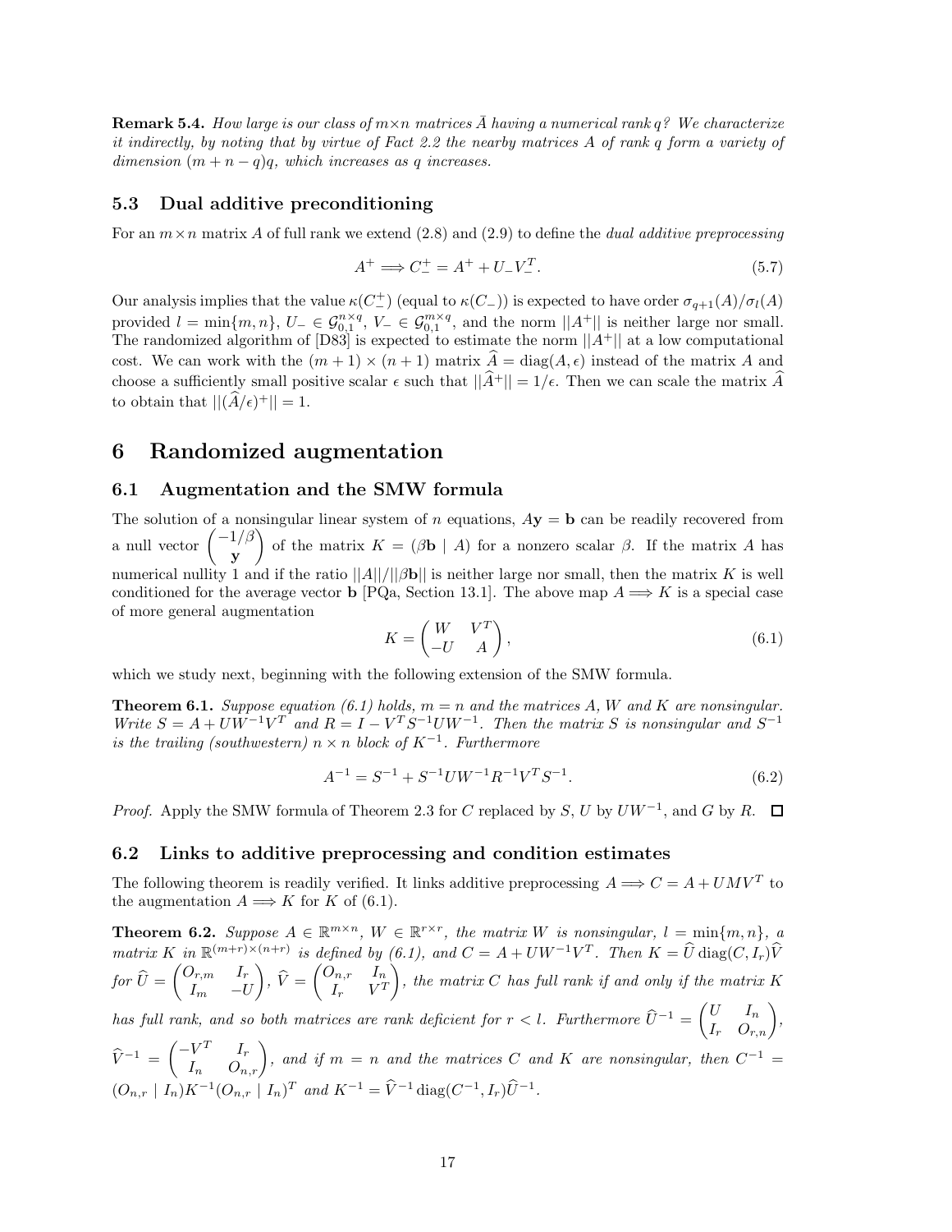**Remark 5.4.** *How large is our class of $m \times n$ matrices $\tilde{A}$ having a numerical rank $q$? We characterize it indirectly, by noting that by virtue of Fact 2.2 the nearby matrices $A$ of rank $q$ form a variety of dimension $(m+n-q)q$, which increases as $q$ increases.*

### 5.3 Dual additive preconditioning

For an $m \times n$ matrix $A$ of full rank we extend (2.8) and (2.9) to define the *dual additive preprocessing*

$$A^+ \Longrightarrow C_-^+ = A^+ + U_- V_-^T. \tag{5.7}$$

Our analysis implies that the value $\kappa(C_-^+)$ (equal to $\kappa(C_-)$) is expected to have order $\sigma_{q+1}(A)/\sigma_l(A)$ provided $l = \min\{m, n\}$, $U_- \in \mathcal{G}_{0,1}^{n \times q}$, $V_- \in \mathcal{G}_{0,1}^{m \times q}$, and the norm $||A^+||$ is neither large nor small. The randomized algorithm of [D83] is expected to estimate the norm $||A^+||$ at a low computational cost. We can work with the $(m+1) \times (n+1)$ matrix $\widehat{A} = \operatorname{diag}(A, \epsilon)$ instead of the matrix $A$ and choose a sufficiently small positive scalar $\epsilon$ such that $||\widehat{A}^+|| = 1/\epsilon$. Then we can scale the matrix $\widehat{A}$ to obtain that $||(\widehat{A}/\epsilon)^+|| = 1$.

## 6 Randomized augmentation

### 6.1 Augmentation and the SMW formula

The solution of a nonsingular linear system of $n$ equations, $A\mathbf{y} = \mathbf{b}$ can be readily recovered from a null vector $\begin{pmatrix} -1/\beta \\ \mathbf{y} \end{pmatrix}$ of the matrix $K = (\beta \mathbf{b} \mid A)$ for a nonzero scalar $\beta$. If the matrix $A$ has numerical nullity 1 and if the ratio $||A||/||\beta \mathbf{b}||$ is neither large nor small, then the matrix $K$ is well conditioned for the average vector $\mathbf{b}$ [PQa, Section 13.1]. The above map $A \Longrightarrow K$ is a special case of more general augmentation

$$K = \begin{pmatrix} W & V^T \\ -U & A \end{pmatrix}, \tag{6.1}$$

which we study next, beginning with the following extension of the SMW formula.

**Theorem 6.1.** *Suppose equation (6.1) holds, $m = n$ and the matrices $A$, $W$ and $K$ are nonsingular. Write $S = A + UW^{-1}V^T$ and $R = I - V^T S^{-1} U W^{-1}$. Then the matrix $S$ is nonsingular and $S^{-1}$ is the trailing (southwestern) $n \times n$ block of $K^{-1}$. Furthermore*

$$A^{-1} = S^{-1} + S^{-1} U W^{-1} R^{-1} V^T S^{-1}. \tag{6.2}$$

*Proof.* Apply the SMW formula of Theorem 2.3 for $C$ replaced by $S$, $U$ by $UW^{-1}$, and $G$ by $R$. $\square$

### 6.2 Links to additive preprocessing and condition estimates

The following theorem is readily verified. It links additive preprocessing $A \Longrightarrow C = A + UMV^T$ to the augmentation $A \Longrightarrow K$ for $K$ of (6.1).

**Theorem 6.2.** *Suppose $A \in \mathbb{R}^{m \times n}$, $W \in \mathbb{R}^{r \times r}$, the matrix $W$ is nonsingular, $l = \min\{m, n\}$, a matrix $K$ in $\mathbb{R}^{(m+r) \times (n+r)}$ is defined by (6.1), and $C = A + UW^{-1}V^T$. Then $K = \widehat{U} \operatorname{diag}(C, I_r) \widehat{V}$ for $\widehat{U} = \begin{pmatrix} O_{r,m} & I_r \\ I_m & -U \end{pmatrix}$, $\widehat{V} = \begin{pmatrix} O_{n,r} & I_n \\ I_r & V^T \end{pmatrix}$, the matrix $C$ has full rank if and only if the matrix $K$ has full rank, and so both matrices are rank deficient for $r < l$. Furthermore $\widehat{U}^{-1} = \begin{pmatrix} U & I_n \\ I_r & O_{r,n} \end{pmatrix}$, $\widehat{V}^{-1} = \begin{pmatrix} -V^T & I_r \\ I_n & O_{n,r} \end{pmatrix}$, and if $m = n$ and the matrices $C$ and $K$ are nonsingular, then $C^{-1} = (O_{n,r} \mid I_n) K^{-1} (O_{n,r} \mid I_n)^T$ and $K^{-1} = \widehat{V}^{-1} \operatorname{diag}(C^{-1}, I_r) \widehat{U}^{-1}$.*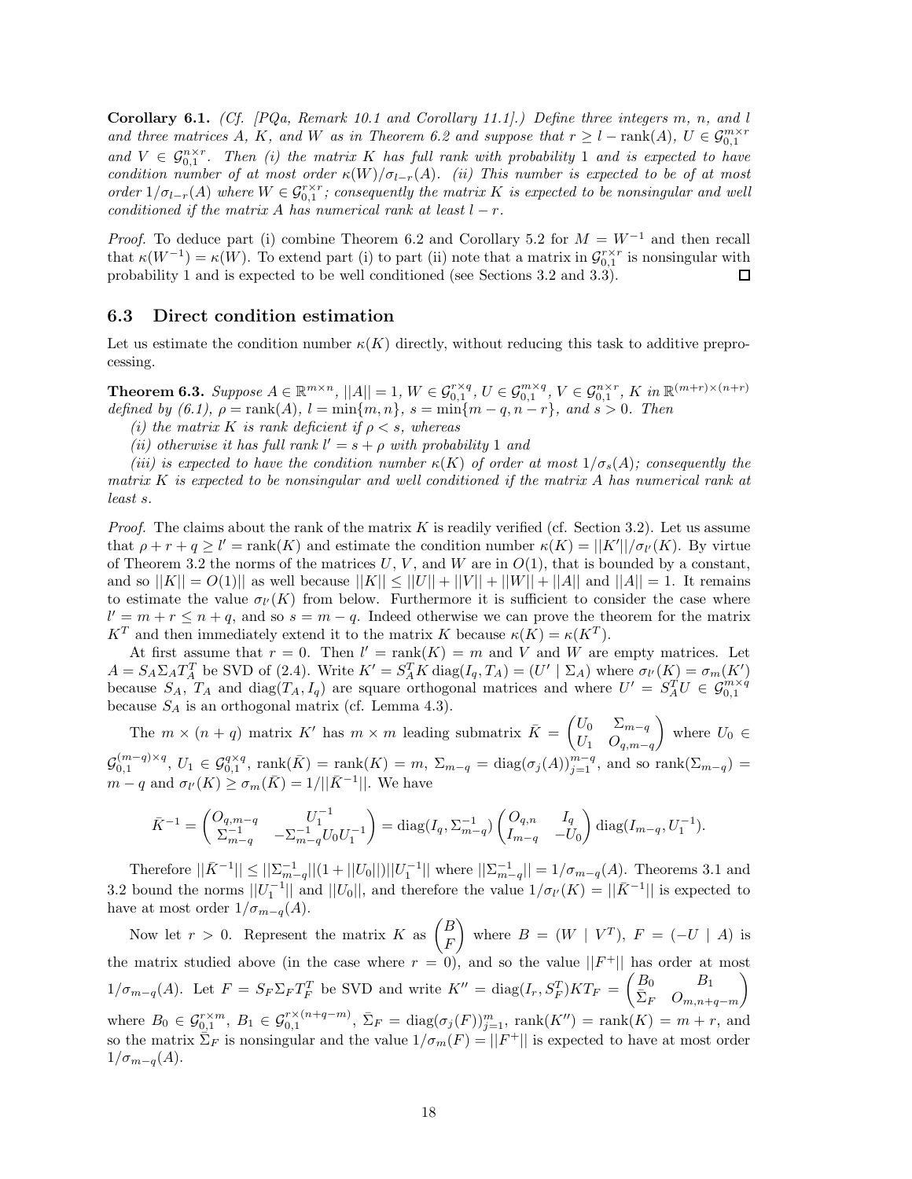**Corollary 6.1.** *(Cf. [PQa, Remark 10.1 and Corollary 11.1].) Define three integers $m$, $n$, and $l$ and three matrices $A$, $K$, and $W$ as in Theorem 6.2 and suppose that $r \geq l - \text{rank}(A)$, $U \in \mathcal{G}_{0,1}^{m\times r}$ and $V \in \mathcal{G}_{0,1}^{n\times r}$. Then (i) the matrix $K$ has full rank with probability 1 and is expected to have condition number of at most order $\kappa(W)/\sigma_{l-r}(A)$. (ii) This number is expected to be of at most order $1/\sigma_{l-r}(A)$ where $W \in \mathcal{G}_{0,1}^{r\times r}$; consequently the matrix $K$ is expected to be nonsingular and well conditioned if the matrix $A$ has numerical rank at least $l - r$.*

*Proof.* To deduce part (i) combine Theorem 6.2 and Corollary 5.2 for $M = W^{-1}$ and then recall that $\kappa(W^{-1}) = \kappa(W)$. To extend part (i) to part (ii) note that a matrix in $\mathcal{G}_{0,1}^{r\times r}$ is nonsingular with probability 1 and is expected to be well conditioned (see Sections 3.2 and 3.3). ☐

### 6.3 Direct condition estimation

Let us estimate the condition number $\kappa(K)$ directly, without reducing this task to additive preprocessing.

**Theorem 6.3.** *Suppose $A \in \mathbb{R}^{m\times n}$, $||A|| = 1$, $W \in \mathcal{G}_{0,1}^{r\times q}$, $U \in \mathcal{G}_{0,1}^{m\times q}$, $V \in \mathcal{G}_{0,1}^{n\times r}$, $K$ in $\mathbb{R}^{(m+r)\times(n+r)}$ defined by (6.1), $\rho = \text{rank}(A)$, $l = \min\{m, n\}$, $s = \min\{m - q, n - r\}$, and $s > 0$. Then*

*(i) the matrix $K$ is rank deficient if $\rho < s$, whereas*

*(ii) otherwise it has full rank $l' = s + \rho$ with probability 1 and*

*(iii) is expected to have the condition number $\kappa(K)$ of order at most $1/\sigma_s(A)$; consequently the matrix $K$ is expected to be nonsingular and well conditioned if the matrix $A$ has numerical rank at least $s$.*

*Proof.* The claims about the rank of the matrix $K$ is readily verified (cf. Section 3.2). Let us assume that $\rho + r + q \geq l' = \text{rank}(K)$ and estimate the condition number $\kappa(K) = ||K'||/\sigma_{l'}(K)$. By virtue of Theorem 3.2 the norms of the matrices $U$, $V$, and $W$ are in $O(1)$, that is bounded by a constant, and so $||K|| = O(1)||$ as well because $||K|| \leq ||U|| + ||V|| + ||W|| + ||A||$ and $||A|| = 1$. It remains to estimate the value $\sigma_{l'}(K)$ from below. Furthermore it is sufficient to consider the case where $l' = m + r \leq n + q$, and so $s = m - q$. Indeed otherwise we can prove the theorem for the matrix $K^T$ and then immediately extend it to the matrix $K$ because $\kappa(K) = \kappa(K^T)$.

At first assume that $r = 0$. Then $l' = \text{rank}(K) = m$ and $V$ and $W$ are empty matrices. Let $A = S_A\Sigma_A T_A^T$ be SVD of (2.4). Write $K' = S_A^T K \,\text{diag}(I_q, T_A) = (U' \mid \Sigma_A)$ where $\sigma_{l'}(K) = \sigma_m(K')$ because $S_A$, $T_A$ and $\text{diag}(T_A, I_q)$ are square orthogonal matrices and where $U' = S_A^T U \in \mathcal{G}_{0,1}^{m\times q}$ because $S_A$ is an orthogonal matrix (cf. Lemma 4.3).

The $m \times (n+q)$ matrix $K'$ has $m \times m$ leading submatrix $\bar{K} = \begin{pmatrix} U_0 & \Sigma_{m-q} \\ U_1 & O_{q,m-q}\end{pmatrix}$ where $U_0 \in \mathcal{G}_{0,1}^{(m-q)\times q}$, $U_1 \in \mathcal{G}_{0,1}^{q\times q}$, $\text{rank}(\bar{K}) = \text{rank}(K) = m$, $\Sigma_{m-q} = \text{diag}(\sigma_j(A))_{j=1}^{m-q}$, and so $\text{rank}(\Sigma_{m-q}) = m - q$ and $\sigma_{l'}(K) \geq \sigma_m(\bar{K}) = 1/||\bar{K}^{-1}||$. We have

$$\bar{K}^{-1} = \begin{pmatrix} O_{q,m-q} & U_1^{-1} \\ \Sigma_{m-q}^{-1} & -\Sigma_{m-q}^{-1}U_0U_1^{-1}\end{pmatrix} = \text{diag}(I_q, \Sigma_{m-q}^{-1})\begin{pmatrix} O_{q,n} & I_q \\ I_{m-q} & -U_0\end{pmatrix}\text{diag}(I_{m-q}, U_1^{-1}).$$

Therefore $||\bar{K}^{-1}|| \leq ||\Sigma_{m-q}^{-1}||(1 + ||U_0||)||U_1^{-1}||$ where $||\Sigma_{m-q}^{-1}|| = 1/\sigma_{m-q}(A)$. Theorems 3.1 and 3.2 bound the norms $||U_1^{-1}||$ and $||U_0||$, and therefore the value $1/\sigma_{l'}(K) = ||\bar{K}^{-1}||$ is expected to have at most order $1/\sigma_{m-q}(A)$.

Now let $r > 0$. Represent the matrix $K$ as $\begin{pmatrix} B \\ F\end{pmatrix}$ where $B = (W \mid V^T)$, $F = (-U \mid A)$ is the matrix studied above (in the case where $r = 0$), and so the value $||F^+||$ has order at most $1/\sigma_{m-q}(A)$. Let $F = S_F\Sigma_F T_F^T$ be SVD and write $K'' = \text{diag}(I_r, S_F^T)KT_F = \begin{pmatrix} B_0 & B_1 \\ \bar{\Sigma}_F & O_{m,n+q-m}\end{pmatrix}$ where $B_0 \in \mathcal{G}_{0,1}^{r\times m}$, $B_1 \in \mathcal{G}_{0,1}^{r\times(n+q-m)}$, $\bar{\Sigma}_F = \text{diag}(\sigma_j(F))_{j=1}^m$, $\text{rank}(K'') = \text{rank}(K) = m + r$, and so the matrix $\bar{\Sigma}_F$ is nonsingular and the value $1/\sigma_m(F) = ||F^+||$ is expected to have at most order $1/\sigma_{m-q}(A)$.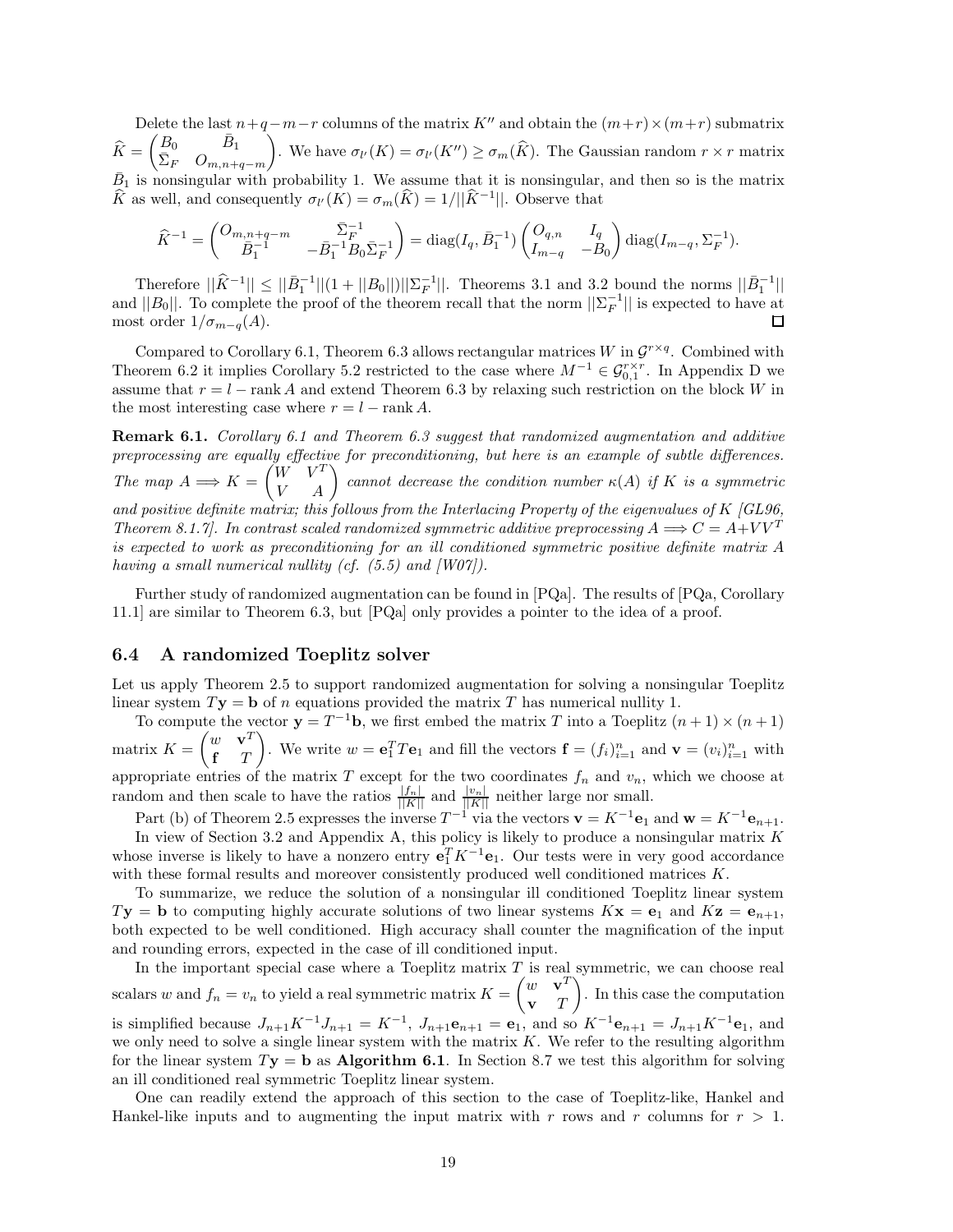Delete the last $n+q-m-r$ columns of the matrix $K''$ and obtain the $(m+r)\times(m+r)$ submatrix $\widehat{K} = \begin{pmatrix} B_0 & \bar{B}_1 \\ \bar{\Sigma}_F & O_{m,n+q-m} \end{pmatrix}$. We have $\sigma_{l'}(K) = \sigma_{l'}(K'') \geq \sigma_m(\widehat{K})$. The Gaussian random $r \times r$ matrix $\bar{B}_1$ is nonsingular with probability 1. We assume that it is nonsingular, and then so is the matrix $\widehat{K}$ as well, and consequently $\sigma_{l'}(K) = \sigma_m(\widehat{K}) = 1/||\widehat{K}^{-1}||$. Observe that

$$\widehat{K}^{-1} = \begin{pmatrix} O_{m,n+q-m} & \bar{\Sigma}_F^{-1} \\ \bar{B}_1^{-1} & -\bar{B}_1^{-1} B_0 \bar{\Sigma}_F^{-1} \end{pmatrix} = \operatorname{diag}(I_q, \bar{B}_1^{-1}) \begin{pmatrix} O_{q,n} & I_q \\ I_{m-q} & -B_0 \end{pmatrix} \operatorname{diag}(I_{m-q}, \Sigma_F^{-1}).$$

Therefore $||\widehat{K}^{-1}|| \leq ||\bar{B}_1^{-1}||(1+||B_0||)||\Sigma_F^{-1}||$. Theorems 3.1 and 3.2 bound the norms $||\bar{B}_1^{-1}||$ and $||B_0||$. To complete the proof of the theorem recall that the norm $||\Sigma_F^{-1}||$ is expected to have at most order $1/\sigma_{m-q}(A)$. □

Compared to Corollary 6.1, Theorem 6.3 allows rectangular matrices $W$ in $\mathcal{G}^{r\times q}$. Combined with Theorem 6.2 it implies Corollary 5.2 restricted to the case where $M^{-1} \in \mathcal{G}_{0,1}^{r\times r}$. In Appendix D we assume that $r = l - \operatorname{rank} A$ and extend Theorem 6.3 by relaxing such restriction on the block $W$ in the most interesting case where $r = l - \operatorname{rank} A$.

**Remark 6.1.** *Corollary 6.1 and Theorem 6.3 suggest that randomized augmentation and additive preprocessing are equally effective for preconditioning, but here is an example of subtle differences. The map $A \Longrightarrow K = \begin{pmatrix} W & V^T \\ V & A \end{pmatrix}$ cannot decrease the condition number $\kappa(A)$ if $K$ is a symmetric and positive definite matrix; this follows from the Interlacing Property of the eigenvalues of $K$ [GL96, Theorem 8.1.7]. In contrast scaled randomized symmetric additive preprocessing $A \Longrightarrow C = A + VV^T$ is expected to work as preconditioning for an ill conditioned symmetric positive definite matrix $A$ having a small numerical nullity (cf. (5.5) and [W07]).*

Further study of randomized augmentation can be found in [PQa]. The results of [PQa, Corollary 11.1] are similar to Theorem 6.3, but [PQa] only provides a pointer to the idea of a proof.

### 6.4 A randomized Toeplitz solver

Let us apply Theorem 2.5 to support randomized augmentation for solving a nonsingular Toeplitz linear system $T\mathbf{y} = \mathbf{b}$ of $n$ equations provided the matrix $T$ has numerical nullity 1.

To compute the vector $\mathbf{y} = T^{-1}\mathbf{b}$, we first embed the matrix $T$ into a Toeplitz $(n+1)\times(n+1)$ matrix $K = \begin{pmatrix} w & \mathbf{v}^T \\ \mathbf{f} & T \end{pmatrix}$. We write $w = \mathbf{e}_1^T T \mathbf{e}_1$ and fill the vectors $\mathbf{f} = (f_i)_{i=1}^n$ and $\mathbf{v} = (v_i)_{i=1}^n$ with appropriate entries of the matrix $T$ except for the two coordinates $f_n$ and $v_n$, which we choose at random and then scale to have the ratios $\frac{|f_n|}{||K||}$ and $\frac{|v_n|}{||K||}$ neither large nor small.

Part (b) of Theorem 2.5 expresses the inverse $T^{-1}$ via the vectors $\mathbf{v} = K^{-1}\mathbf{e}_1$ and $\mathbf{w} = K^{-1}\mathbf{e}_{n+1}$.

In view of Section 3.2 and Appendix A, this policy is likely to produce a nonsingular matrix $K$ whose inverse is likely to have a nonzero entry $\mathbf{e}_1^T K^{-1}\mathbf{e}_1$. Our tests were in very good accordance with these formal results and moreover consistently produced well conditioned matrices $K$.

To summarize, we reduce the solution of a nonsingular ill conditioned Toeplitz linear system $T\mathbf{y} = \mathbf{b}$ to computing highly accurate solutions of two linear systems $K\mathbf{x} = \mathbf{e}_1$ and $K\mathbf{z} = \mathbf{e}_{n+1}$, both expected to be well conditioned. High accuracy shall counter the magnification of the input and rounding errors, expected in the case of ill conditioned input.

In the important special case where a Toeplitz matrix $T$ is real symmetric, we can choose real scalars $w$ and $f_n = v_n$ to yield a real symmetric matrix $K = \begin{pmatrix} w & \mathbf{v}^T \\ \mathbf{v} & T \end{pmatrix}$. In this case the computation is simplified because $J_{n+1}K^{-1}J_{n+1} = K^{-1}$, $J_{n+1}\mathbf{e}_{n+1} = \mathbf{e}_1$, and so $K^{-1}\mathbf{e}_{n+1} = J_{n+1}K^{-1}\mathbf{e}_1$, and we only need to solve a single linear system with the matrix $K$. We refer to the resulting algorithm for the linear system $T\mathbf{y} = \mathbf{b}$ as **Algorithm 6.1**. In Section 8.7 we test this algorithm for solving an ill conditioned real symmetric Toeplitz linear system.

One can readily extend the approach of this section to the case of Toeplitz-like, Hankel and Hankel-like inputs and to augmenting the input matrix with $r$ rows and $r$ columns for $r > 1$.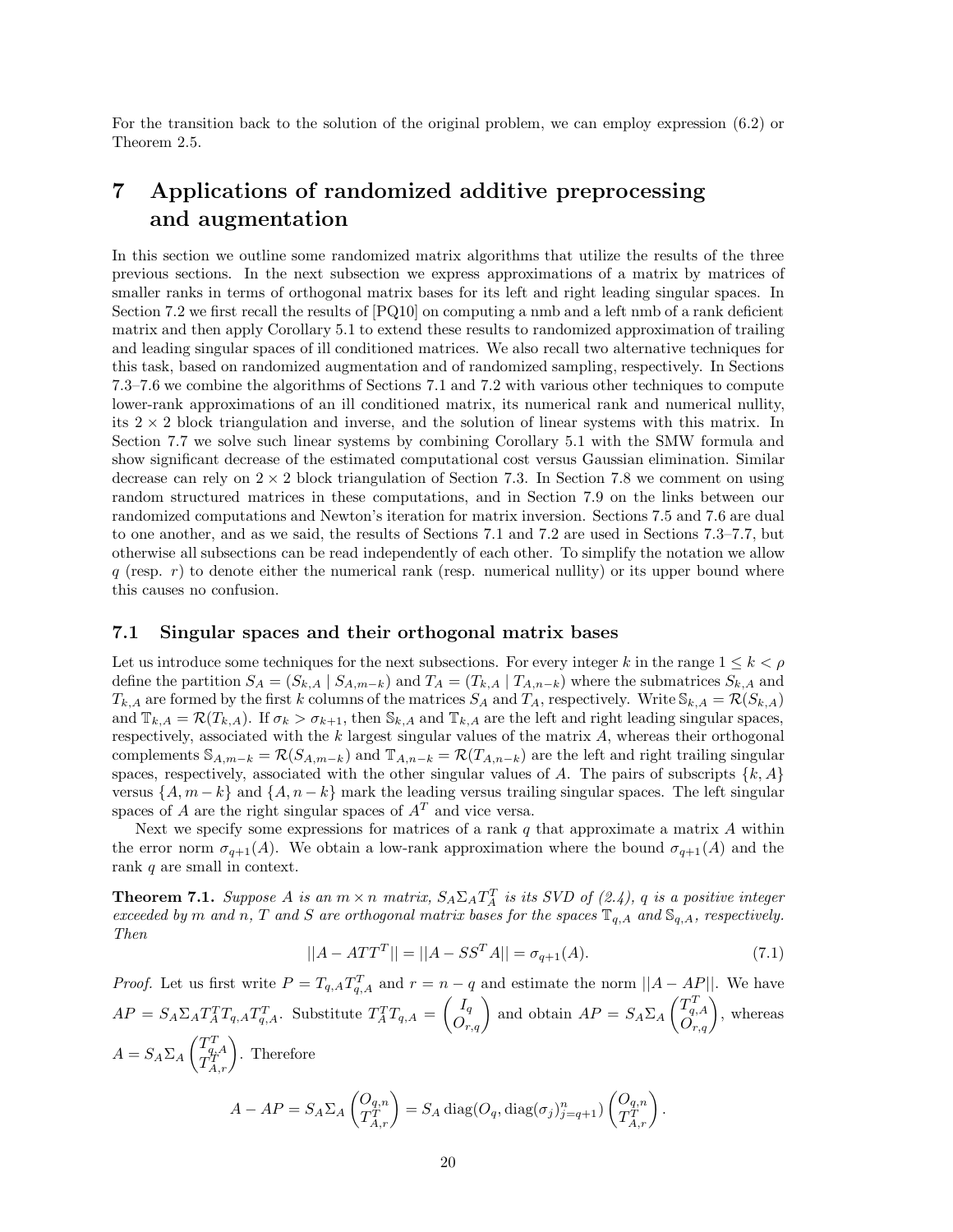For the transition back to the solution of the original problem, we can employ expression (6.2) or Theorem 2.5.

# 7 Applications of randomized additive preprocessing and augmentation

In this section we outline some randomized matrix algorithms that utilize the results of the three previous sections. In the next subsection we express approximations of a matrix by matrices of smaller ranks in terms of orthogonal matrix bases for its left and right leading singular spaces. In Section 7.2 we first recall the results of [PQ10] on computing a nmb and a left nmb of a rank deficient matrix and then apply Corollary 5.1 to extend these results to randomized approximation of trailing and leading singular spaces of ill conditioned matrices. We also recall two alternative techniques for this task, based on randomized augmentation and of randomized sampling, respectively. In Sections 7.3–7.6 we combine the algorithms of Sections 7.1 and 7.2 with various other techniques to compute lower-rank approximations of an ill conditioned matrix, its numerical rank and numerical nullity, its $2 \times 2$ block triangulation and inverse, and the solution of linear systems with this matrix. In Section 7.7 we solve such linear systems by combining Corollary 5.1 with the SMW formula and show significant decrease of the estimated computational cost versus Gaussian elimination. Similar decrease can rely on $2 \times 2$ block triangulation of Section 7.3. In Section 7.8 we comment on using random structured matrices in these computations, and in Section 7.9 on the links between our randomized computations and Newton's iteration for matrix inversion. Sections 7.5 and 7.6 are dual to one another, and as we said, the results of Sections 7.1 and 7.2 are used in Sections 7.3–7.7, but otherwise all subsections can be read independently of each other. To simplify the notation we allow $q$ (resp. $r$) to denote either the numerical rank (resp. numerical nullity) or its upper bound where this causes no confusion.

## 7.1 Singular spaces and their orthogonal matrix bases

Let us introduce some techniques for the next subsections. For every integer $k$ in the range $1 \le k < \rho$ define the partition $S_A = (S_{k,A} \mid S_{A,m-k})$ and $T_A = (T_{k,A} \mid T_{A,n-k})$ where the submatrices $S_{k,A}$ and $T_{k,A}$ are formed by the first $k$ columns of the matrices $S_A$ and $T_A$, respectively. Write $\mathbb{S}_{k,A} = \mathcal{R}(S_{k,A})$ and $\mathbb{T}_{k,A} = \mathcal{R}(T_{k,A})$. If $\sigma_k > \sigma_{k+1}$, then $\mathbb{S}_{k,A}$ and $\mathbb{T}_{k,A}$ are the left and right leading singular spaces, respectively, associated with the $k$ largest singular values of the matrix $A$, whereas their orthogonal complements $\mathbb{S}_{A,m-k} = \mathcal{R}(S_{A,m-k})$ and $\mathbb{T}_{A,n-k} = \mathcal{R}(T_{A,n-k})$ are the left and right trailing singular spaces, respectively, associated with the other singular values of $A$. The pairs of subscripts $\{k, A\}$ versus $\{A, m-k\}$ and $\{A, n-k\}$ mark the leading versus trailing singular spaces. The left singular spaces of $A$ are the right singular spaces of $A^T$ and vice versa.

Next we specify some expressions for matrices of a rank $q$ that approximate a matrix $A$ within the error norm $\sigma_{q+1}(A)$. We obtain a low-rank approximation where the bound $\sigma_{q+1}(A)$ and the rank $q$ are small in context.

**Theorem 7.1.** *Suppose $A$ is an $m \times n$ matrix, $S_A\Sigma_A T_A^T$ is its SVD of (2.4), $q$ is a positive integer exceeded by $m$ and $n$, $T$ and $S$ are orthogonal matrix bases for the spaces $\mathbb{T}_{q,A}$ and $\mathbb{S}_{q,A}$, respectively. Then*

$$||A - ATT^T|| = ||A - SS^TA|| = \sigma_{q+1}(A). \tag{7.1}$$

*Proof.* Let us first write $P = T_{q,A}T_{q,A}^T$ and $r = n - q$ and estimate the norm $||A - AP||$. We have $AP = S_A\Sigma_A T_A^T T_{q,A} T_{q,A}^T$. Substitute $T_A^T T_{q,A} = \begin{pmatrix} I_q \\ O_{r,q} \end{pmatrix}$ and obtain $AP = S_A\Sigma_A \begin{pmatrix} T_{q,A}^T \\ O_{r,q} \end{pmatrix}$, whereas $A = S_A\Sigma_A \begin{pmatrix} T_{q,A}^T \\ T_{A,r}^T \end{pmatrix}$. Therefore

$$A - AP = S_A\Sigma_A \begin{pmatrix} O_{q,n} \\ T_{A,r}^T \end{pmatrix} = S_A \operatorname{diag}(O_q, \operatorname{diag}(\sigma_j)_{j=q+1}^n) \begin{pmatrix} O_{q,n} \\ T_{A,r}^T \end{pmatrix}.$$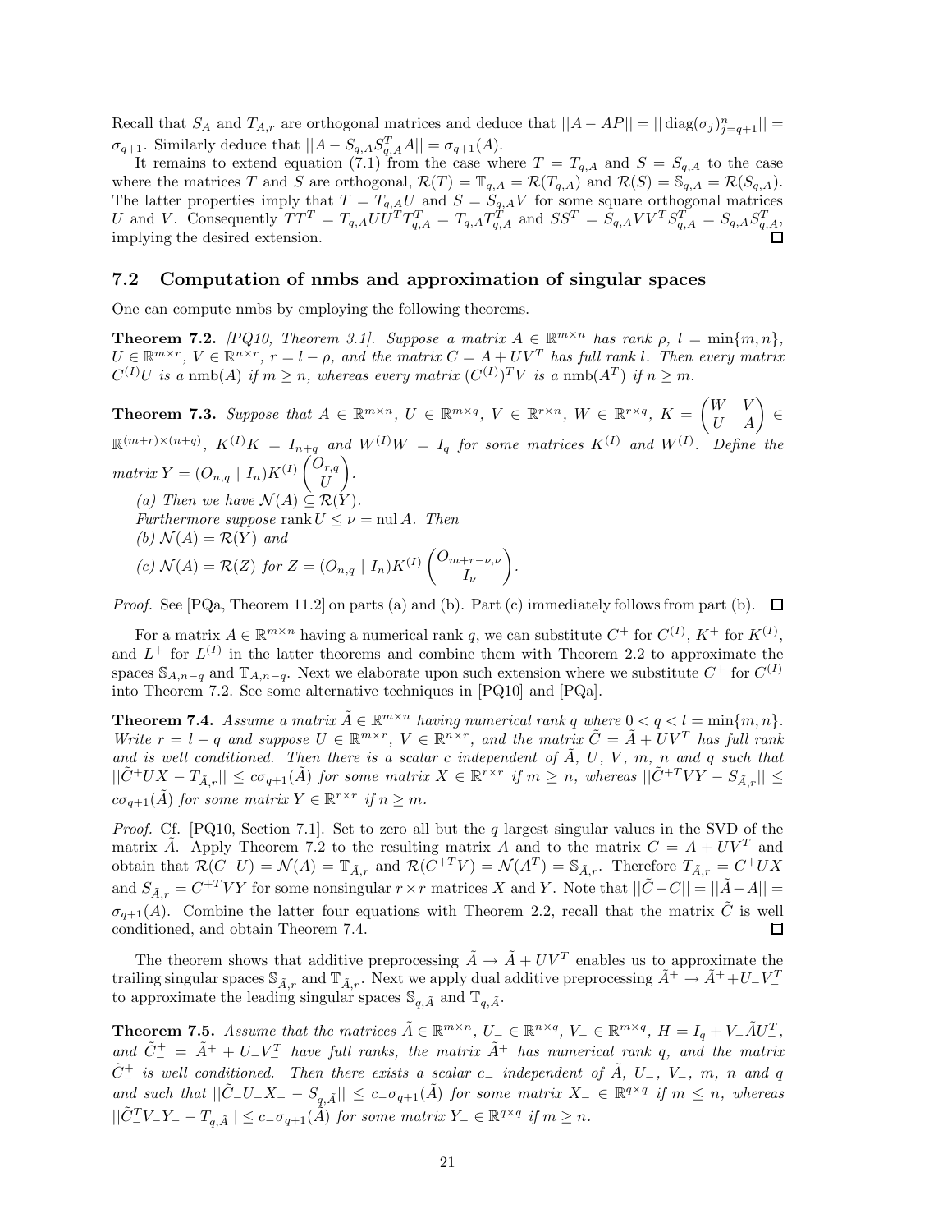Recall that $S_A$ and $T_{A,r}$ are orthogonal matrices and deduce that $||A - AP|| = ||\operatorname{diag}(\sigma_j)_{j=q+1}^{n}|| = \sigma_{q+1}$. Similarly deduce that $||A - S_{q,A}S_{q,A}^T A|| = \sigma_{q+1}(A)$.

It remains to extend equation (7.1) from the case where $T = T_{q,A}$ and $S = S_{q,A}$ to the case where the matrices $T$ and $S$ are orthogonal, $\mathcal{R}(T) = \mathbb{T}_{q,A} = \mathcal{R}(T_{q,A})$ and $\mathcal{R}(S) = \mathbb{S}_{q,A} = \mathcal{R}(S_{q,A})$. The latter properties imply that $T = T_{q,A}U$ and $S = S_{q,A}V$ for some square orthogonal matrices $U$ and $V$. Consequently $TT^T = T_{q,A}UU^TT_{q,A}^T = T_{q,A}T_{q,A}^T$ and $SS^T = S_{q,A}VV^TS_{q,A}^T = S_{q,A}S_{q,A}^T$, implying the desired extension. □

## 7.2 Computation of nmbs and approximation of singular spaces

One can compute nmbs by employing the following theorems.

**Theorem 7.2.** *[PQ10, Theorem 3.1]. Suppose a matrix $A \in \mathbb{R}^{m\times n}$ has rank $\rho$, $l = \min\{m,n\}$, $U \in \mathbb{R}^{m\times r}$, $V \in \mathbb{R}^{n\times r}$, $r = l - \rho$, and the matrix $C = A + UV^T$ has full rank $l$. Then every matrix $C^{(I)}U$ is a* nmb$(A)$ *if $m \geq n$, whereas every matrix $(C^{(I)})^TV$ is a* nmb$(A^T)$ *if $n \geq m$.*

**Theorem 7.3.** *Suppose that $A \in \mathbb{R}^{m\times n}$, $U \in \mathbb{R}^{m\times q}$, $V \in \mathbb{R}^{r\times n}$, $W \in \mathbb{R}^{r\times q}$, $K = \begin{pmatrix} W & V \\ U & A \end{pmatrix} \in \mathbb{R}^{(m+r)\times(n+q)}$, $K^{(I)}K = I_{n+q}$ and $W^{(I)}W = I_q$ for some matrices $K^{(I)}$ and $W^{(I)}$. Define the matrix $Y = (O_{n,q} \mid I_n)K^{(I)}\begin{pmatrix} O_{r,q} \\ U \end{pmatrix}$.*

*(a) Then we have $\mathcal{N}(A) \subseteq \mathcal{R}(Y)$.*

*Furthermore suppose* $\operatorname{rank} U \leq \nu = \operatorname{nul} A$. *Then*

*(b) $\mathcal{N}(A) = \mathcal{R}(Y)$ and*

*(c) $\mathcal{N}(A) = \mathcal{R}(Z)$ for $Z = (O_{n,q} \mid I_n)K^{(I)}\begin{pmatrix} O_{m+r-\nu,\nu} \\ I_\nu \end{pmatrix}$.*

*Proof.* See [PQa, Theorem 11.2] on parts (a) and (b). Part (c) immediately follows from part (b). □

For a matrix $A \in \mathbb{R}^{m\times n}$ having a numerical rank $q$, we can substitute $C^+$ for $C^{(I)}$, $K^+$ for $K^{(I)}$, and $L^+$ for $L^{(I)}$ in the latter theorems and combine them with Theorem 2.2 to approximate the spaces $\mathbb{S}_{A,n-q}$ and $\mathbb{T}_{A,n-q}$. Next we elaborate upon such extension where we substitute $C^+$ for $C^{(I)}$ into Theorem 7.2. See some alternative techniques in [PQ10] and [PQa].

**Theorem 7.4.** *Assume a matrix $\tilde{A} \in \mathbb{R}^{m\times n}$ having numerical rank $q$ where $0 < q < l = \min\{m,n\}$. Write $r = l - q$ and suppose $U \in \mathbb{R}^{m\times r}$, $V \in \mathbb{R}^{n\times r}$, and the matrix $\tilde{C} = \tilde{A} + UV^T$ has full rank and is well conditioned. Then there is a scalar $c$ independent of $\tilde{A}$, $U$, $V$, $m$, $n$ and $q$ such that $||\tilde{C}^+UX - T_{\tilde{A},r}|| \leq c\sigma_{q+1}(\tilde{A})$ for some matrix $X \in \mathbb{R}^{r\times r}$ if $m \geq n$, whereas $||\tilde{C}^{+T}VY - S_{\tilde{A},r}|| \leq c\sigma_{q+1}(\tilde{A})$ for some matrix $Y \in \mathbb{R}^{r\times r}$ if $n \geq m$.*

*Proof.* Cf. [PQ10, Section 7.1]. Set to zero all but the $q$ largest singular values in the SVD of the matrix $\tilde{A}$. Apply Theorem 7.2 to the resulting matrix $A$ and to the matrix $C = A + UV^T$ and obtain that $\mathcal{R}(C^+U) = \mathcal{N}(A) = \mathbb{T}_{\tilde{A},r}$ and $\mathcal{R}(C^{+T}V) = \mathcal{N}(A^T) = \mathbb{S}_{\tilde{A},r}$. Therefore $T_{\tilde{A},r} = C^+UX$ and $S_{\tilde{A},r} = C^{+T}VY$ for some nonsingular $r\times r$ matrices $X$ and $Y$. Note that $||\tilde{C} - C|| = ||\tilde{A} - A|| = \sigma_{q+1}(A)$. Combine the latter four equations with Theorem 2.2, recall that the matrix $\tilde{C}$ is well conditioned, and obtain Theorem 7.4. □

The theorem shows that additive preprocessing $\tilde{A} \to \tilde{A} + UV^T$ enables us to approximate the trailing singular spaces $\mathbb{S}_{\tilde{A},r}$ and $\mathbb{T}_{\tilde{A},r}$. Next we apply dual additive preprocessing $\tilde{A}^+ \to \tilde{A}^+ + U_-V_-^T$ to approximate the leading singular spaces $\mathbb{S}_{q,\tilde{A}}$ and $\mathbb{T}_{q,\tilde{A}}$.

**Theorem 7.5.** *Assume that the matrices $\tilde{A} \in \mathbb{R}^{m\times n}$, $U_- \in \mathbb{R}^{n\times q}$, $V_- \in \mathbb{R}^{m\times q}$, $H = I_q + V_-\tilde{A}U_-^T$, and $\tilde{C}_-^+ = \tilde{A}^+ + U_-V_-^T$ have full ranks, the matrix $\tilde{A}^+$ has numerical rank $q$, and the matrix $\tilde{C}_-^+$ is well conditioned. Then there exists a scalar $c_-$ independent of $\tilde{A}$, $U_-$, $V_-$, $m$, $n$ and $q$ and such that $||\tilde{C}_-U_-X_- - S_{q,\tilde{A}}|| \leq c_-\sigma_{q+1}(\tilde{A})$ for some matrix $X_- \in \mathbb{R}^{q\times q}$ if $m \leq n$, whereas $||\tilde{C}_-^TV_-Y_- - T_{q,\tilde{A}}|| \leq c_-\sigma_{q+1}(\tilde{A})$ for some matrix $Y_- \in \mathbb{R}^{q\times q}$ if $m \geq n$.*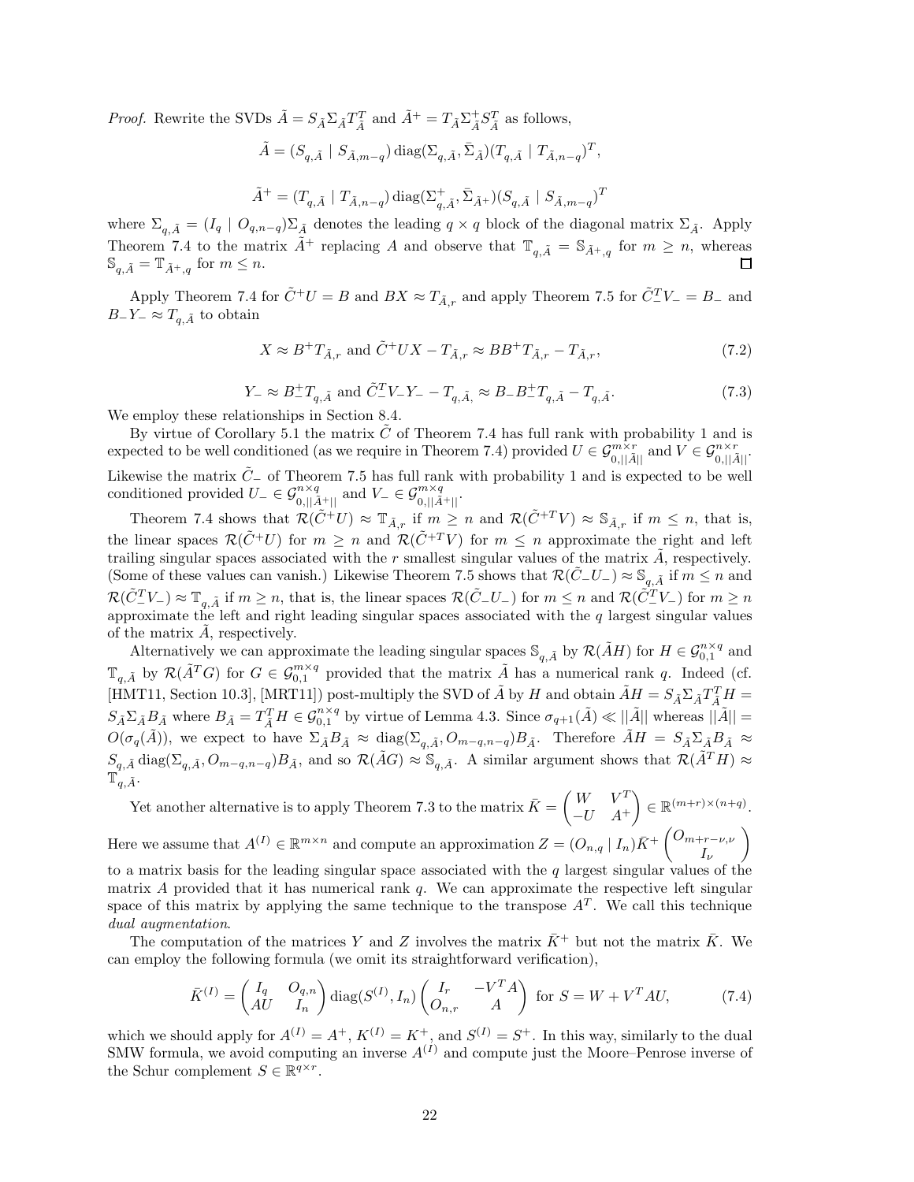*Proof.* Rewrite the SVDs $\tilde{A} = S_{\tilde{A}}\Sigma_{\tilde{A}}T_{\tilde{A}}^T$ and $\tilde{A}^+ = T_{\tilde{A}}\Sigma_{\tilde{A}}^+S_{\tilde{A}}^T$ as follows,

$$\tilde{A} = (S_{q,\tilde{A}} \mid S_{\tilde{A},m-q}) \operatorname{diag}(\Sigma_{q,\tilde{A}}, \bar{\Sigma}_{\tilde{A}})(T_{q,\tilde{A}} \mid T_{\tilde{A},n-q})^T,$$

$$\tilde{A}^+ = (T_{q,\tilde{A}} \mid T_{\tilde{A},n-q}) \operatorname{diag}(\Sigma_{q,\tilde{A}}^+, \bar{\Sigma}_{\tilde{A}^+})(S_{q,\tilde{A}} \mid S_{\tilde{A},m-q})^T$$

where $\Sigma_{q,\tilde{A}} = (I_q \mid O_{q,n-q})\Sigma_{\tilde{A}}$ denotes the leading $q \times q$ block of the diagonal matrix $\Sigma_{\tilde{A}}$. Apply Theorem 7.4 to the matrix $\tilde{A}^+$ replacing $A$ and observe that $\mathbb{T}_{q,\tilde{A}} = \mathbb{S}_{\tilde{A}^+,q}$ for $m \geq n$, whereas $\mathbb{S}_{q,\tilde{A}} = \mathbb{T}_{\tilde{A}^+,q}$ for $m \leq n$. $\square$

Apply Theorem 7.4 for $\tilde{C}^+U = B$ and $BX \approx T_{\tilde{A},r}$ and apply Theorem 7.5 for $\tilde{C}_-^TV_- = B_-$ and $B_-Y_- \approx T_{q,\tilde{A}}$ to obtain

$$X \approx B^+T_{\tilde{A},r} \text{ and } \tilde{C}^+UX - T_{\tilde{A},r} \approx BB^+T_{\tilde{A},r} - T_{\tilde{A},r}, \tag{7.2}$$

$$Y_- \approx B_-^+T_{q,\tilde{A}} \text{ and } \tilde{C}_-^TV_-Y_- - T_{q,\tilde{A},} \approx B_-B_-^+T_{q,\tilde{A}} - T_{q,\tilde{A}}. \tag{7.3}$$

We employ these relationships in Section 8.4.

By virtue of Corollary 5.1 the matrix $\tilde{C}$ of Theorem 7.4 has full rank with probability 1 and is expected to be well conditioned (as we require in Theorem 7.4) provided $U \in \mathcal{G}_{0,||\tilde{A}||}^{m\times r}$ and $V \in \mathcal{G}_{0,||\tilde{A}||}^{n\times r}$. Likewise the matrix $\tilde{C}_-$ of Theorem 7.5 has full rank with probability 1 and is expected to be well conditioned provided $U_- \in \mathcal{G}_{0,||\tilde{A}^+||}^{n\times q}$ and $V_- \in \mathcal{G}_{0,||\tilde{A}^+||}^{m\times q}$.

Theorem 7.4 shows that $\mathcal{R}(\tilde{C}^+U) \approx \mathbb{T}_{\tilde{A},r}$ if $m \geq n$ and $\mathcal{R}(\tilde{C}^{+T}V) \approx \mathbb{S}_{\tilde{A},r}$ if $m \leq n$, that is, the linear spaces $\mathcal{R}(\tilde{C}^+U)$ for $m \geq n$ and $\mathcal{R}(\tilde{C}^{+T}V)$ for $m \leq n$ approximate the right and left trailing singular spaces associated with the $r$ smallest singular values of the matrix $\tilde{A}$, respectively. (Some of these values can vanish.) Likewise Theorem 7.5 shows that $\mathcal{R}(\tilde{C}_-U_-) \approx \mathbb{S}_{q,\tilde{A}}$ if $m \leq n$ and $\mathcal{R}(\tilde{C}_-^TV_-) \approx \mathbb{T}_{q,\tilde{A}}$ if $m \geq n$, that is, the linear spaces $\mathcal{R}(\tilde{C}_-U_-)$ for $m \leq n$ and $\mathcal{R}(\tilde{C}_-^TV_-)$ for $m \geq n$ approximate the left and right leading singular spaces associated with the $q$ largest singular values of the matrix $\tilde{A}$, respectively.

Alternatively we can approximate the leading singular spaces $\mathbb{S}_{q,\tilde{A}}$ by $\mathcal{R}(\tilde{A}H)$ for $H \in \mathcal{G}_{0,1}^{n\times q}$ and $\mathbb{T}_{q,\tilde{A}}$ by $\mathcal{R}(\tilde{A}^TG)$ for $G \in \mathcal{G}_{0,1}^{m\times q}$ provided that the matrix $\tilde{A}$ has a numerical rank $q$. Indeed (cf. [HMT11, Section 10.3], [MRT11]) post-multiply the SVD of $\tilde{A}$ by $H$ and obtain $\tilde{A}H = S_{\tilde{A}}\Sigma_{\tilde{A}}T_{\tilde{A}}^TH = S_{\tilde{A}}\Sigma_{\tilde{A}}B_{\tilde{A}}$ where $B_{\tilde{A}} = T_{\tilde{A}}^TH \in \mathcal{G}_{0,1}^{n\times q}$ by virtue of Lemma 4.3. Since $\sigma_{q+1}(\tilde{A}) \ll ||\tilde{A}||$ whereas $||\tilde{A}|| = O(\sigma_q(\tilde{A}))$, we expect to have $\Sigma_{\tilde{A}}B_{\tilde{A}} \approx \operatorname{diag}(\Sigma_{q,\tilde{A}}, O_{m-q,n-q})B_{\tilde{A}}$. Therefore $\tilde{A}H = S_{\tilde{A}}\Sigma_{\tilde{A}}B_{\tilde{A}} \approx S_{q,\tilde{A}}\operatorname{diag}(\Sigma_{q,\tilde{A}}, O_{m-q,n-q})B_{\tilde{A}}$, and so $\mathcal{R}(\tilde{A}G) \approx \mathbb{S}_{q,\tilde{A}}$. A similar argument shows that $\mathcal{R}(\tilde{A}^TH) \approx \mathbb{T}_{q,\tilde{A}}$.

Yet another alternative is to apply Theorem 7.3 to the matrix $\bar{K} = \begin{pmatrix} W & V^T \\ -U & A^+ \end{pmatrix} \in \mathbb{R}^{(m+r)\times(n+q)}$. Here we assume that $A^{(I)} \in \mathbb{R}^{m\times n}$ and compute an approximation $Z = (O_{n,q} \mid I_n)\bar{K}^+ \begin{pmatrix} O_{m+r-\nu,\nu} \\ I_\nu \end{pmatrix}$ to a matrix basis for the leading singular space associated with the $q$ largest singular values of the matrix $A$ provided that it has numerical rank $q$. We can approximate the respective left singular space of this matrix by applying the same technique to the transpose $A^T$. We call this technique *dual augmentation*.

The computation of the matrices $Y$ and $Z$ involves the matrix $\bar{K}^+$ but not the matrix $\bar{K}$. We can employ the following formula (we omit its straightforward verification),

$$\bar{K}^{(I)} = \begin{pmatrix} I_q & O_{q,n} \\ AU & I_n \end{pmatrix} \operatorname{diag}(S^{(I)}, I_n) \begin{pmatrix} I_r & -V^TA \\ O_{n,r} & A \end{pmatrix} \text{ for } S = W + V^TAU, \tag{7.4}$$

which we should apply for $A^{(I)} = A^+$, $K^{(I)} = K^+$, and $S^{(I)} = S^+$. In this way, similarly to the dual SMW formula, we avoid computing an inverse $A^{(I)}$ and compute just the Moore–Penrose inverse of the Schur complement $S \in \mathbb{R}^{q\times r}$.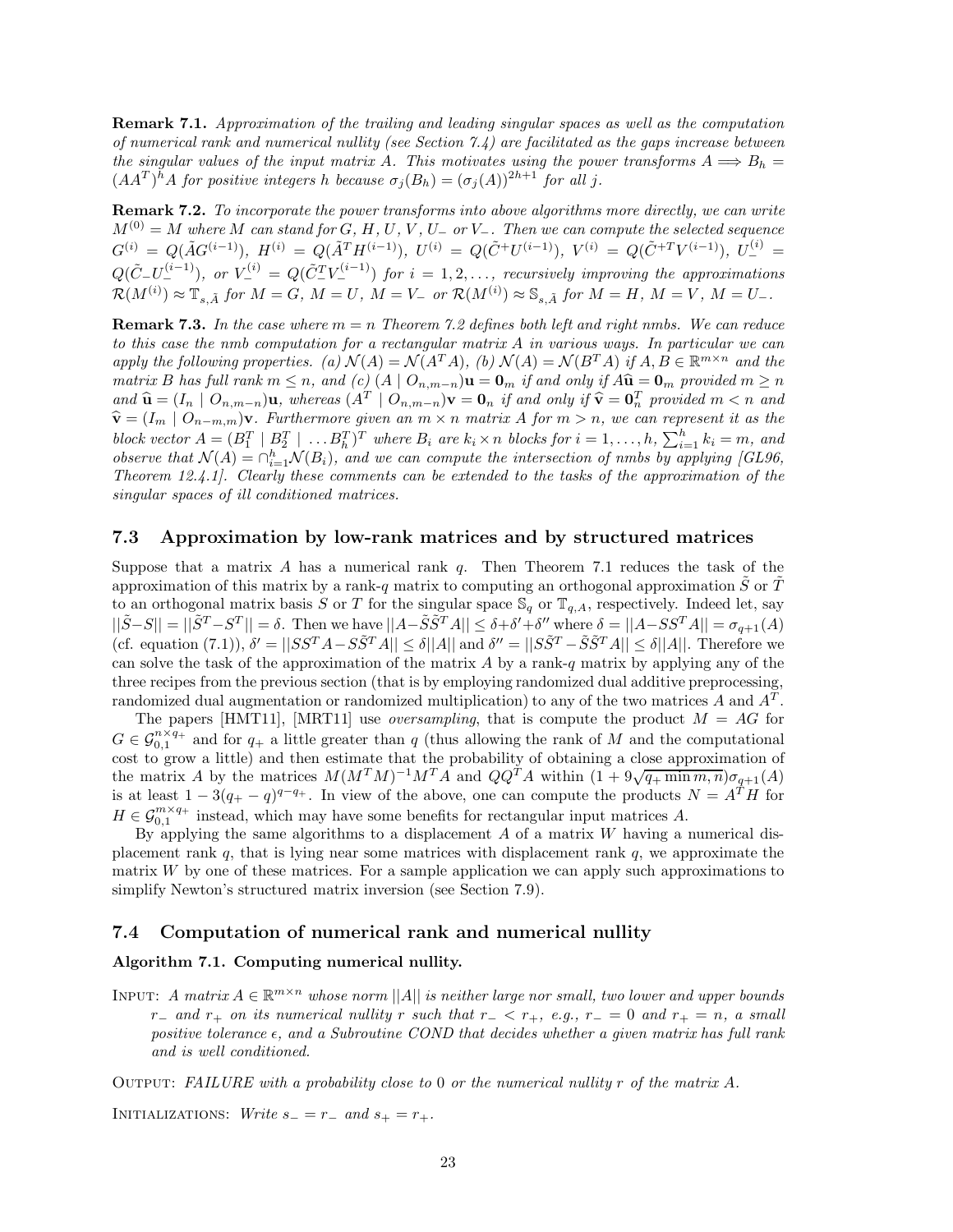**Remark 7.1.** *Approximation of the trailing and leading singular spaces as well as the computation of numerical rank and numerical nullity (see Section 7.4) are facilitated as the gaps increase between the singular values of the input matrix A. This motivates using the power transforms $A \Longrightarrow B_h = (AA^T)^h A$ for positive integers h because $\sigma_j(B_h) = (\sigma_j(A))^{2h+1}$ for all j.*

**Remark 7.2.** *To incorporate the power transforms into above algorithms more directly, we can write $M^{(0)} = M$ where M can stand for $G$, $H$, $U$, $V$, $U_-$ or $V_-$. Then we can compute the selected sequence $G^{(i)} = Q(\tilde{A}G^{(i-1)})$, $H^{(i)} = Q(\tilde{A}^T H^{(i-1)})$, $U^{(i)} = Q(\tilde{C}^+ U^{(i-1)})$, $V^{(i)} = Q(\tilde{C}^{+T} V^{(i-1)})$, $U_-^{(i)} = Q(\tilde{C}_- U_-^{(i-1)})$, or $V_-^{(i)} = Q(\tilde{C}_-^T V_-^{(i-1)})$ for $i = 1, 2, \ldots$, recursively improving the approximations $\mathcal{R}(M^{(i)}) \approx \mathbb{T}_{s,\tilde{A}}$ for $M = G$, $M = U$, $M = V_-$ or $\mathcal{R}(M^{(i)}) \approx \mathbb{S}_{s,\tilde{A}}$ for $M = H$, $M = V$, $M = U_-$.*

**Remark 7.3.** *In the case where $m = n$ Theorem 7.2 defines both left and right nmbs. We can reduce to this case the nmb computation for a rectangular matrix A in various ways. In particular we can apply the following properties. (a) $\mathcal{N}(A) = \mathcal{N}(A^T A)$, (b) $\mathcal{N}(A) = \mathcal{N}(B^T A)$ if $A, B \in \mathbb{R}^{m\times n}$ and the matrix B has full rank $m \le n$, and (c) $(A \mid O_{n,m-n})\mathbf{u} = \mathbf{0}_m$ if and only if $A\widehat{\mathbf{u}} = \mathbf{0}_m$ provided $m \ge n$ and $\widehat{\mathbf{u}} = (I_n \mid O_{n,m-n})\mathbf{u}$, whereas $(A^T \mid O_{n,m-n})\mathbf{v} = \mathbf{0}_n$ if and only if $\widehat{\mathbf{v}} = \mathbf{0}_n^T$ provided $m < n$ and $\widehat{\mathbf{v}} = (I_m \mid O_{n-m,m})\mathbf{v}$. Furthermore given an $m \times n$ matrix A for $m > n$, we can represent it as the block vector $A = (B_1^T \mid B_2^T \mid \ldots B_h^T)^T$ where $B_i$ are $k_i \times n$ blocks for $i = 1, \ldots, h$, $\sum_{i=1}^h k_i = m$, and observe that $\mathcal{N}(A) = \cap_{i=1}^h \mathcal{N}(B_i)$, and we can compute the intersection of nmbs by applying [GL96, Theorem 12.4.1]. Clearly these comments can be extended to the tasks of the approximation of the singular spaces of ill conditioned matrices.*

## 7.3 Approximation by low-rank matrices and by structured matrices

Suppose that a matrix $A$ has a numerical rank $q$. Then Theorem 7.1 reduces the task of the approximation of this matrix by a rank-$q$ matrix to computing an orthogonal approximation $\tilde{S}$ or $\tilde{T}$ to an orthogonal matrix basis $S$ or $T$ for the singular space $\mathbb{S}_q$ or $\mathbb{T}_{q,A}$, respectively. Indeed let, say $||\tilde{S}-S|| = ||\tilde{S}^T - S^T|| = \delta$. Then we have $||A - \tilde{S}\tilde{S}^T A|| \le \delta + \delta' + \delta''$ where $\delta = ||A - SS^T A|| = \sigma_{q+1}(A)$ (cf. equation (7.1)), $\delta' = ||SS^T A - S\tilde{S}^T A|| \le \delta ||A||$ and $\delta'' = ||S\tilde{S}^T - \tilde{S}\tilde{S}^T A|| \le \delta ||A||$. Therefore we can solve the task of the approximation of the matrix $A$ by a rank-$q$ matrix by applying any of the three recipes from the previous section (that is by employing randomized dual additive preprocessing, randomized dual augmentation or randomized multiplication) to any of the two matrices $A$ and $A^T$.

The papers [HMT11], [MRT11] use *oversampling*, that is compute the product $M = AG$ for $G \in \mathcal{G}_{0,1}^{n\times q_+}$ and for $q_+$ a little greater than $q$ (thus allowing the rank of $M$ and the computational cost to grow a little) and then estimate that the probability of obtaining a close approximation of the matrix $A$ by the matrices $M(M^T M)^{-1} M^T A$ and $QQ^T A$ within $(1 + 9\sqrt{q_+ \min m, n})\sigma_{q+1}(A)$ is at least $1 - 3(q_+ - q)^{q-q_+}$. In view of the above, one can compute the products $N = A^T H$ for $H \in \mathcal{G}_{0,1}^{m\times q_+}$ instead, which may have some benefits for rectangular input matrices $A$.

By applying the same algorithms to a displacement $A$ of a matrix $W$ having a numerical displacement rank $q$, that is lying near some matrices with displacement rank $q$, we approximate the matrix $W$ by one of these matrices. For a sample application we can apply such approximations to simplify Newton's structured matrix inversion (see Section 7.9).

## 7.4 Computation of numerical rank and numerical nullity

**Algorithm 7.1. Computing numerical nullity.**

INPUT: *A matrix $A \in \mathbb{R}^{m\times n}$ whose norm $||A||$ is neither large nor small, two lower and upper bounds $r_-$ and $r_+$ on its numerical nullity r such that $r_- < r_+$, e.g., $r_- = 0$ and $r_+ = n$, a small positive tolerance $\epsilon$, and a Subroutine COND that decides whether a given matrix has full rank and is well conditioned.*

OUTPUT: *FAILURE with a probability close to 0 or the numerical nullity r of the matrix A.*

INITIALIZATIONS: *Write $s_- = r_-$ and $s_+ = r_+$.*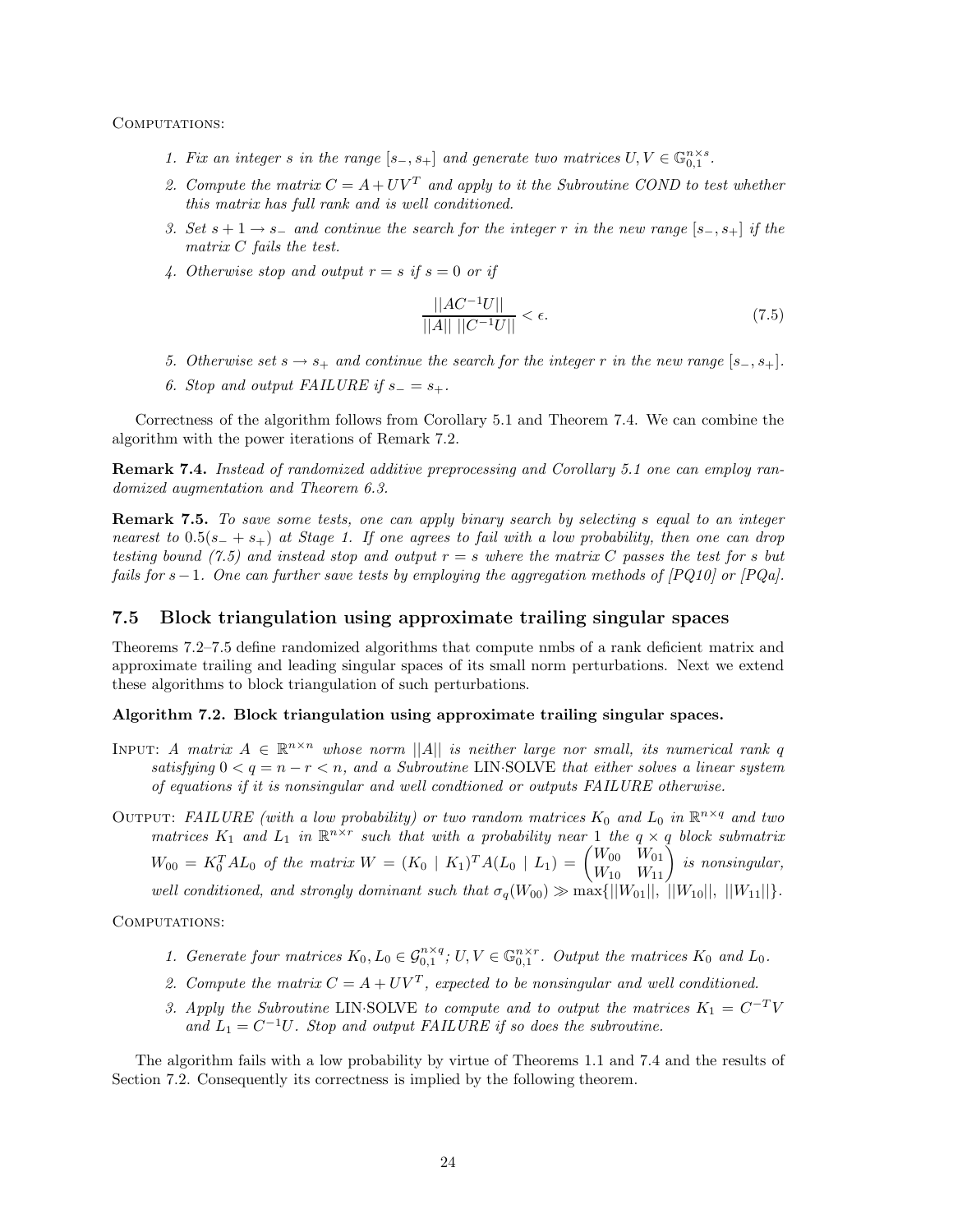Computations:

1. *Fix an integer $s$ in the range $[s_-, s_+]$ and generate two matrices $U, V \in \mathbb{G}_{0,1}^{n\times s}$.*
2. *Compute the matrix $C = A + UV^T$ and apply to it the Subroutine COND to test whether this matrix has full rank and is well conditioned.*
3. *Set $s + 1 \to s_-$ and continue the search for the integer $r$ in the new range $[s_-, s_+]$ if the matrix $C$ fails the test.*
4. *Otherwise stop and output $r = s$ if $s = 0$ or if*

$$\frac{||AC^{-1}U||}{||A||\ ||C^{-1}U||} < \epsilon. \tag{7.5}$$

5. *Otherwise set $s \to s_+$ and continue the search for the integer $r$ in the new range $[s_-, s_+]$.*
6. *Stop and output FAILURE if $s_- = s_+$.*

Correctness of the algorithm follows from Corollary 5.1 and Theorem 7.4. We can combine the algorithm with the power iterations of Remark 7.2.

**Remark 7.4.** *Instead of randomized additive preprocessing and Corollary 5.1 one can employ randomized augmentation and Theorem 6.3.*

**Remark 7.5.** *To save some tests, one can apply binary search by selecting $s$ equal to an integer nearest to $0.5(s_- + s_+)$ at Stage 1. If one agrees to fail with a low probability, then one can drop testing bound (7.5) and instead stop and output $r = s$ where the matrix $C$ passes the test for $s$ but fails for $s-1$. One can further save tests by employing the aggregation methods of [PQ10] or [PQa].*

### 7.5 Block triangulation using approximate trailing singular spaces

Theorems 7.2–7.5 define randomized algorithms that compute nmbs of a rank deficient matrix and approximate trailing and leading singular spaces of its small norm perturbations. Next we extend these algorithms to block triangulation of such perturbations.

**Algorithm 7.2. Block triangulation using approximate trailing singular spaces.**

Input: *A matrix $A \in \mathbb{R}^{n\times n}$ whose norm $||A||$ is neither large nor small, its numerical rank $q$ satisfying $0 < q = n - r < n$, and a Subroutine* LIN·SOLVE *that either solves a linear system of equations if it is nonsingular and well condtioned or outputs FAILURE otherwise.*

Output: *FAILURE (with a low probability) or two random matrices $K_0$ and $L_0$ in $\mathbb{R}^{n\times q}$ and two matrices $K_1$ and $L_1$ in $\mathbb{R}^{n\times r}$ such that with a probability near 1 the $q \times q$ block submatrix $W_{00} = K_0^T A L_0$ of the matrix $W = (K_0 \mid K_1)^T A (L_0 \mid L_1) = \begin{pmatrix} W_{00} & W_{01} \\ W_{10} & W_{11} \end{pmatrix}$ is nonsingular, well conditioned, and strongly dominant such that $\sigma_q(W_{00}) \gg \max\{||W_{01}||,\ ||W_{10}||,\ ||W_{11}||\}$.*

Computations:

1. *Generate four matrices $K_0, L_0 \in \mathcal{G}_{0,1}^{n\times q}$; $U, V \in \mathbb{G}_{0,1}^{n\times r}$. Output the matrices $K_0$ and $L_0$.*
2. *Compute the matrix $C = A + UV^T$, expected to be nonsingular and well conditioned.*
3. *Apply the Subroutine* LIN·SOLVE *to compute and to output the matrices $K_1 = C^{-T}V$ and $L_1 = C^{-1}U$. Stop and output FAILURE if so does the subroutine.*

The algorithm fails with a low probability by virtue of Theorems 1.1 and 7.4 and the results of Section 7.2. Consequently its correctness is implied by the following theorem.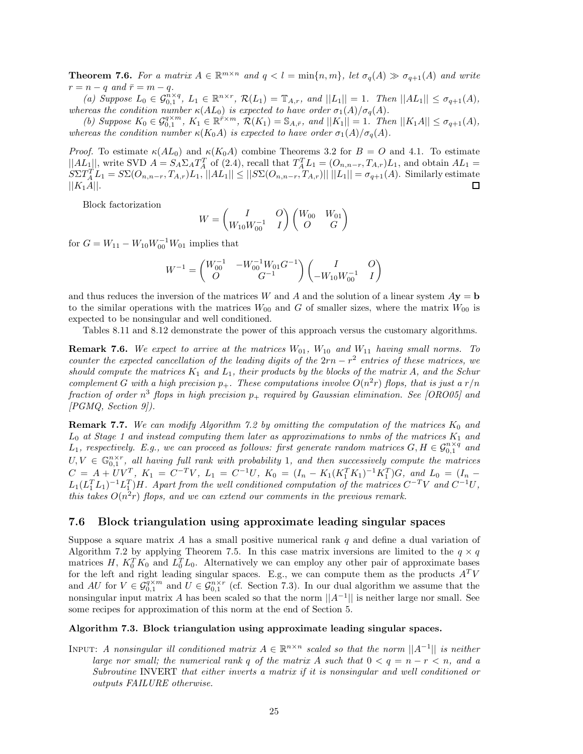**Theorem 7.6.** *For a matrix $A \in \mathbb{R}^{m\times n}$ and $q < l = \min\{n, m\}$, let $\sigma_q(A) \gg \sigma_{q+1}(A)$ and write $r = n - q$ and $\bar{r} = m - q$.*

*(a) Suppose $L_0 \in \mathcal{G}_{0,1}^{n\times q}$, $L_1 \in \mathbb{R}^{n\times r}$, $\mathcal{R}(L_1) = \mathbb{T}_{A,r}$, and $||L_1|| = 1$. Then $||AL_1|| \le \sigma_{q+1}(A)$, whereas the condition number $\kappa(AL_0)$ is expected to have order $\sigma_1(A)/\sigma_q(A)$.*

*(b) Suppose $K_0 \in \mathcal{G}_{0,1}^{q\times m}$, $K_1 \in \mathbb{R}^{\bar{r}\times m}$, $\mathcal{R}(K_1) = \mathbb{S}_{A,\bar{r}}$, and $||K_1|| = 1$. Then $||K_1A|| \le \sigma_{q+1}(A)$, whereas the condition number $\kappa(K_0A)$ is expected to have order $\sigma_1(A)/\sigma_q(A)$.*

*Proof.* To estimate $\kappa(AL_0)$ and $\kappa(K_0A)$ combine Theorems 3.2 for $B = O$ and 4.1. To estimate $||AL_1||$, write SVD $A = S_A\Sigma_A T_A^T$ of (2.4), recall that $T_A^T L_1 = (O_{n,n-r}, T_{A,r})L_1$, and obtain $AL_1 = S\Sigma T_A^T L_1 = S\Sigma(O_{n,n-r}, T_{A,r})L_1$, $||AL_1|| \le ||S\Sigma(O_{n,n-r}, T_{A,r})||\ ||L_1|| = \sigma_{q+1}(A)$. Similarly estimate $||K_1A||$. ◻

Block factorization

$$W = \begin{pmatrix} I & O \\ W_{10}W_{00}^{-1} & I \end{pmatrix} \begin{pmatrix} W_{00} & W_{01} \\ O & G \end{pmatrix}$$

for $G = W_{11} - W_{10}W_{00}^{-1}W_{01}$ implies that

$$W^{-1} = \begin{pmatrix} W_{00}^{-1} & -W_{00}^{-1}W_{01}G^{-1} \\ O & G^{-1} \end{pmatrix} \begin{pmatrix} I & O \\ -W_{10}W_{00}^{-1} & I \end{pmatrix}$$

and thus reduces the inversion of the matrices $W$ and $A$ and the solution of a linear system $A\mathbf{y} = \mathbf{b}$ to the similar operations with the matrices $W_{00}$ and $G$ of smaller sizes, where the matrix $W_{00}$ is expected to be nonsingular and well conditioned.

Tables 8.11 and 8.12 demonstrate the power of this approach versus the customary algorithms.

**Remark 7.6.** *We expect to arrive at the matrices $W_{01}$, $W_{10}$ and $W_{11}$ having small norms. To counter the expected cancellation of the leading digits of the $2rn - r^2$ entries of these matrices, we should compute the matrices $K_1$ and $L_1$, their products by the blocks of the matrix $A$, and the Schur complement $G$ with a high precision $p_+$. These computations involve $O(n^2r)$ flops, that is just a $r/n$ fraction of order $n^3$ flops in high precision $p_+$ required by Gaussian elimination. See [ORO05] and [PGMQ, Section 9]).*

**Remark 7.7.** *We can modify Algorithm 7.2 by omitting the computation of the matrices $K_0$ and $L_0$ at Stage 1 and instead computing them later as approximations to nmbs of the matrices $K_1$ and $L_1$, respectively. E.g., we can proceed as follows: first generate random matrices $G, H \in \mathcal{G}_{0,1}^{n\times q}$ and $U, V \in \mathbb{G}_{0,1}^{n\times r}$, all having full rank with probability 1, and then successively compute the matrices $C = A + UV^T$, $K_1 = C^{-T}V$, $L_1 = C^{-1}U$, $K_0 = (I_n - K_1(K_1^TK_1)^{-1}K_1^T)G$, and $L_0 = (I_n - L_1(L_1^TL_1)^{-1}L_1^T)H$. Apart from the well conditioned computation of the matrices $C^{-T}V$ and $C^{-1}U$, this takes $O(n^2r)$ flops, and we can extend our comments in the previous remark.*

## 7.6 Block triangulation using approximate leading singular spaces

Suppose a square matrix $A$ has a small positive numerical rank $q$ and define a dual variation of Algorithm 7.2 by applying Theorem 7.5. In this case matrix inversions are limited to the $q \times q$ matrices $H$, $K_0^TK_0$ and $L_0^TL_0$. Alternatively we can employ any other pair of approximate bases for the left and right leading singular spaces. E.g., we can compute them as the products $A^TV$ and $AU$ for $V \in \mathcal{G}_{0,1}^{q\times m}$ and $U \in \mathcal{G}_{0,1}^{n\times r}$ (cf. Section 7.3). In our dual algorithm we assume that the nonsingular input matrix $A$ has been scaled so that the norm $||A^{-1}||$ is neither large nor small. See some recipes for approximation of this norm at the end of Section 5.

**Algorithm 7.3. Block triangulation using approximate leading singular spaces.**

INPUT: *A nonsingular ill conditioned matrix $A \in \mathbb{R}^{n\times n}$ scaled so that the norm $||A^{-1}||$ is neither large nor small; the numerical rank $q$ of the matrix $A$ such that $0 < q = n - r < n$, and a Subroutine* INVERT *that either inverts a matrix if it is nonsingular and well conditioned or outputs FAILURE otherwise.*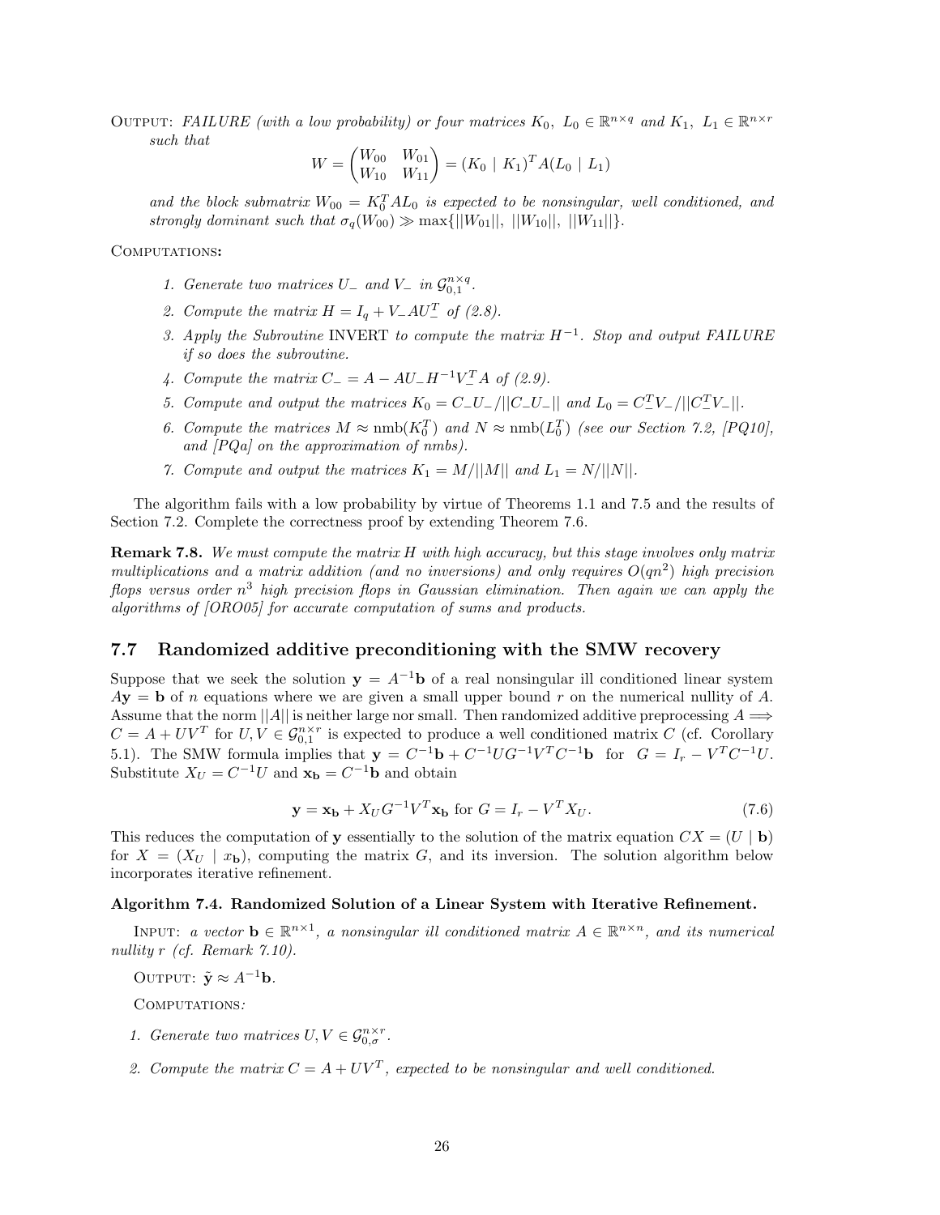OUTPUT: *FAILURE (with a low probability) or four matrices $K_0,\ L_0 \in \mathbb{R}^{n\times q}$ and $K_1,\ L_1 \in \mathbb{R}^{n\times r}$ such that*

$$W = \begin{pmatrix} W_{00} & W_{01} \\ W_{10} & W_{11} \end{pmatrix} = (K_0 \mid K_1)^T A (L_0 \mid L_1)$$

*and the block submatrix $W_{00} = K_0^T A L_0$ is expected to be nonsingular, well conditioned, and strongly dominant such that $\sigma_q(W_{00}) \gg \max\{||W_{01}||,\ ||W_{10}||,\ ||W_{11}||\}$.*

COMPUTATIONS:

1. *Generate two matrices $U_-$ and $V_-$ in $\mathcal{G}_{0,1}^{n\times q}$.*
2. *Compute the matrix $H = I_q + V_- A U_-^T$ of (2.8).*
3. *Apply the Subroutine* INVERT *to compute the matrix $H^{-1}$. Stop and output FAILURE if so does the subroutine.*
4. *Compute the matrix $C_- = A - AU_- H^{-1} V_-^T A$ of (2.9).*
5. *Compute and output the matrices $K_0 = C_- U_- / ||C_- U_-||$ and $L_0 = C_-^T V_- / ||C_-^T V_-||$.*
6. *Compute the matrices $M \approx \operatorname{nmb}(K_0^T)$ and $N \approx \operatorname{nmb}(L_0^T)$ (see our Section 7.2, [PQ10], and [PQa] on the approximation of nmbs).*
7. *Compute and output the matrices $K_1 = M/||M||$ and $L_1 = N/||N||$.*

The algorithm fails with a low probability by virtue of Theorems 1.1 and 7.5 and the results of Section 7.2. Complete the correctness proof by extending Theorem 7.6.

**Remark 7.8.** *We must compute the matrix $H$ with high accuracy, but this stage involves only matrix multiplications and a matrix addition (and no inversions) and only requires $O(qn^2)$ high precision flops versus order $n^3$ high precision flops in Gaussian elimination. Then again we can apply the algorithms of [ORO05] for accurate computation of sums and products.*

## 7.7 Randomized additive preconditioning with the SMW recovery

Suppose that we seek the solution $\mathbf{y} = A^{-1}\mathbf{b}$ of a real nonsingular ill conditioned linear system $A\mathbf{y} = \mathbf{b}$ of $n$ equations where we are given a small upper bound $r$ on the numerical nullity of $A$. Assume that the norm $||A||$ is neither large nor small. Then randomized additive preprocessing $A \Longrightarrow C = A + UV^T$ for $U, V \in \mathcal{G}_{0,1}^{n\times r}$ is expected to produce a well conditioned matrix $C$ (cf. Corollary 5.1). The SMW formula implies that $\mathbf{y} = C^{-1}\mathbf{b} + C^{-1}UG^{-1}V^TC^{-1}\mathbf{b}$ for $G = I_r - V^TC^{-1}U$. Substitute $X_U = C^{-1}U$ and $\mathbf{x_b} = C^{-1}\mathbf{b}$ and obtain

$$\mathbf{y} = \mathbf{x_b} + X_U G^{-1} V^T \mathbf{x_b} \text{ for } G = I_r - V^T X_U. \tag{7.6}$$

This reduces the computation of $\mathbf{y}$ essentially to the solution of the matrix equation $CX = (U \mid \mathbf{b})$ for $X = (X_U \mid x_\mathbf{b})$, computing the matrix $G$, and its inversion. The solution algorithm below incorporates iterative refinement.

**Algorithm 7.4. Randomized Solution of a Linear System with Iterative Refinement.**

INPUT: *a vector $\mathbf{b} \in \mathbb{R}^{n\times 1}$, a nonsingular ill conditioned matrix $A \in \mathbb{R}^{n\times n}$, and its numerical nullity $r$ (cf. Remark 7.10).*

OUTPUT: $\tilde{\mathbf{y}} \approx A^{-1}\mathbf{b}$.

COMPUTATIONS:

1. *Generate two matrices $U, V \in \mathcal{G}_{0,\sigma}^{n\times r}$.*
2. *Compute the matrix $C = A + UV^T$, expected to be nonsingular and well conditioned.*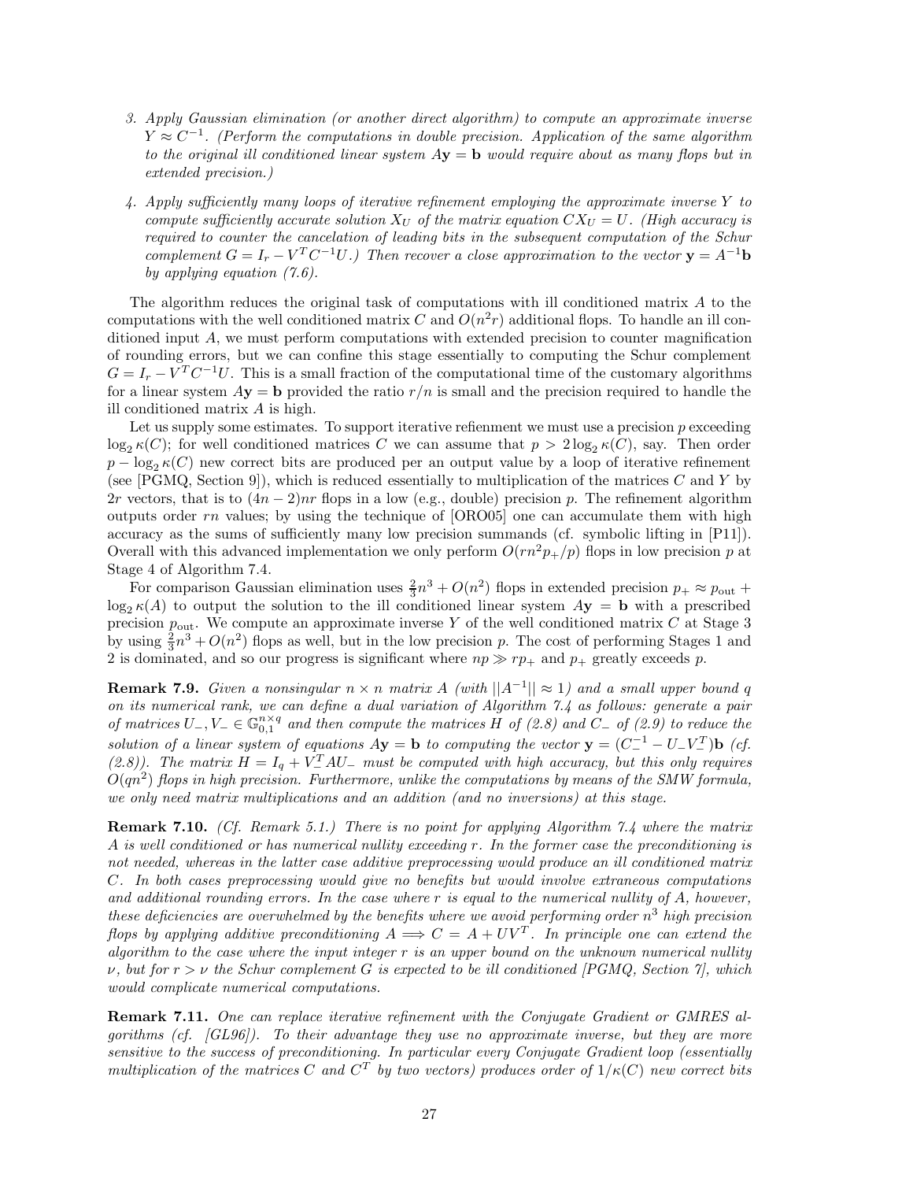3. *Apply Gaussian elimination (or another direct algorithm) to compute an approximate inverse $Y \approx C^{-1}$. (Perform the computations in double precision. Application of the same algorithm to the original ill conditioned linear system $A\mathbf{y} = \mathbf{b}$ would require about as many flops but in extended precision.)*

4. *Apply sufficiently many loops of iterative refinement employing the approximate inverse $Y$ to compute sufficiently accurate solution $X_U$ of the matrix equation $CX_U = U$. (High accuracy is required to counter the cancelation of leading bits in the subsequent computation of the Schur complement $G = I_r - V^T C^{-1} U$.) Then recover a close approximation to the vector $\mathbf{y} = A^{-1}\mathbf{b}$ by applying equation (7.6).*

The algorithm reduces the original task of computations with ill conditioned matrix $A$ to the computations with the well conditioned matrix $C$ and $O(n^2 r)$ additional flops. To handle an ill conditioned input $A$, we must perform computations with extended precision to counter magnification of rounding errors, but we can confine this stage essentially to computing the Schur complement $G = I_r - V^T C^{-1} U$. This is a small fraction of the computational time of the customary algorithms for a linear system $A\mathbf{y} = \mathbf{b}$ provided the ratio $r/n$ is small and the precision required to handle the ill conditioned matrix $A$ is high.

Let us supply some estimates. To support iterative refienment we must use a precision $p$ exceeding $\log_2 \kappa(C)$; for well conditioned matrices $C$ we can assume that $p > 2\log_2 \kappa(C)$, say. Then order $p - \log_2 \kappa(C)$ new correct bits are produced per an output value by a loop of iterative refinement (see [PGMQ, Section 9]), which is reduced essentially to multiplication of the matrices $C$ and $Y$ by $2r$ vectors, that is to $(4n-2)nr$ flops in a low (e.g., double) precision $p$. The refinement algorithm outputs order $rn$ values; by using the technique of [ORO05] one can accumulate them with high accuracy as the sums of sufficiently many low precision summands (cf. symbolic lifting in [P11]). Overall with this advanced implementation we only perform $O(rn^2 p_+/p)$ flops in low precision $p$ at Stage 4 of Algorithm 7.4.

For comparison Gaussian elimination uses $\frac{2}{3}n^3 + O(n^2)$ flops in extended precision $p_+ \approx p_{\text{out}} + \log_2 \kappa(A)$ to output the solution to the ill conditioned linear system $A\mathbf{y} = \mathbf{b}$ with a prescribed precision $p_{\text{out}}$. We compute an approximate inverse $Y$ of the well conditioned matrix $C$ at Stage 3 by using $\frac{2}{3}n^3 + O(n^2)$ flops as well, but in the low precision $p$. The cost of performing Stages 1 and 2 is dominated, and so our progress is significant where $np \gg rp_+$ and $p_+$ greatly exceeds $p$.

**Remark 7.9.** *Given a nonsingular $n \times n$ matrix $A$ (with $||A^{-1}|| \approx 1$) and a small upper bound $q$ on its numerical rank, we can define a dual variation of Algorithm 7.4 as follows: generate a pair of matrices $U_-, V_- \in \mathbb{G}_{0,1}^{n\times q}$ and then compute the matrices $H$ of (2.8) and $C_-$ of (2.9) to reduce the solution of a linear system of equations $A\mathbf{y} = \mathbf{b}$ to computing the vector $\mathbf{y} = (C_-^{-1} - U_- V_-^T)\mathbf{b}$ (cf. (2.8)). The matrix $H = I_q + V_-^T A U_-$ must be computed with high accuracy, but this only requires $O(qn^2)$ flops in high precision. Furthermore, unlike the computations by means of the SMW formula, we only need matrix multiplications and an addition (and no inversions) at this stage.*

**Remark 7.10.** *(Cf. Remark 5.1.) There is no point for applying Algorithm 7.4 where the matrix $A$ is well conditioned or has numerical nullity exceeding $r$. In the former case the preconditioning is not needed, whereas in the latter case additive preprocessing would produce an ill conditioned matrix $C$. In both cases preprocessing would give no benefits but would involve extraneous computations and additional rounding errors. In the case where $r$ is equal to the numerical nullity of $A$, however, these deficiencies are overwhelmed by the benefits where we avoid performing order $n^3$ high precision flops by applying additive preconditioning $A \Longrightarrow C = A + UV^T$. In principle one can extend the algorithm to the case where the input integer $r$ is an upper bound on the unknown numerical nullity $\nu$, but for $r > \nu$ the Schur complement $G$ is expected to be ill conditioned [PGMQ, Section 7], which would complicate numerical computations.*

**Remark 7.11.** *One can replace iterative refinement with the Conjugate Gradient or GMRES algorithms (cf. [GL96]). To their advantage they use no approximate inverse, but they are more sensitive to the success of preconditioning. In particular every Conjugate Gradient loop (essentially multiplication of the matrices $C$ and $C^T$ by two vectors) produces order of $1/\kappa(C)$ new correct bits*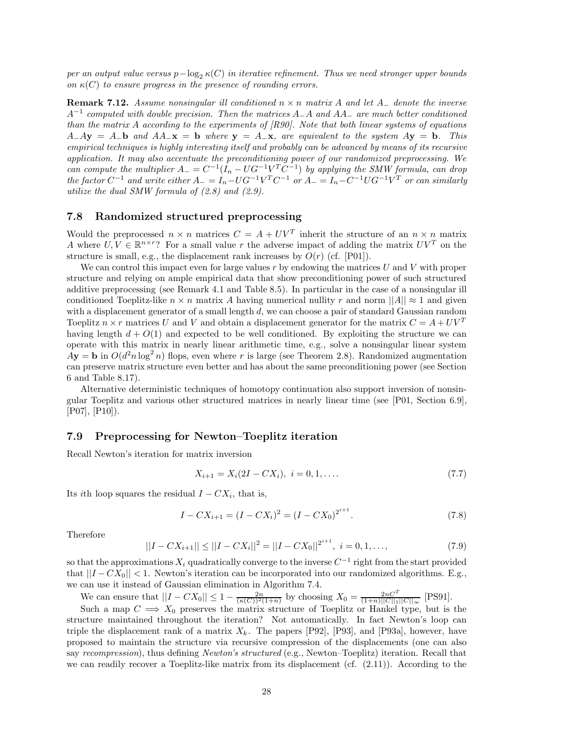*per an output value versus $p - \log_2 \kappa(C)$ in iterative refinement. Thus we need stronger upper bounds on $\kappa(C)$ to ensure progress in the presence of rounding errors.*

**Remark 7.12.** *Assume nonsingular ill conditioned $n \times n$ matrix $A$ and let $A_-$ denote the inverse $A^{-1}$ computed with double precision. Then the matrices $A_-A$ and $AA_-$ are much better conditioned than the matrix $A$ according to the experiments of [R90]. Note that both linear systems of equations $A_-A\mathbf{y} = A_-\mathbf{b}$ and $AA_-\mathbf{x} = \mathbf{b}$ where $\mathbf{y} = A_-\mathbf{x}$, are equivalent to the system $A\mathbf{y} = \mathbf{b}$. This empirical techniques is highly interesting itself and probably can be advanced by means of its recursive application. It may also accentuate the preconditioning power of our randomized preprocessing. We can compute the multiplier $A_- = C^{-1}(I_n - UG^{-1}V^TC^{-1})$ by applying the SMW formula, can drop the factor $C^{-1}$ and write either $A_- = I_n - UG^{-1}V^TC^{-1}$ or $A_- = I_n - C^{-1}UG^{-1}V^T$ or can similarly utilize the dual SMW formula of (2.8) and (2.9).*

### 7.8 Randomized structured preprocessing

Would the preprocessed $n \times n$ matrices $C = A + UV^T$ inherit the structure of an $n \times n$ matrix $A$ where $U, V \in \mathbb{R}^{n\times r}$? For a small value $r$ the adverse impact of adding the matrix $UV^T$ on the structure is small, e.g., the displacement rank increases by $O(r)$ (cf. [P01]).

We can control this impact even for large values $r$ by endowing the matrices $U$ and $V$ with proper structure and relying on ample empirical data that show preconditioning power of such structured additive preprocessing (see Remark 4.1 and Table 8.5). In particular in the case of a nonsingular ill conditioned Toeplitz-like $n \times n$ matrix $A$ having numerical nullity $r$ and norm $||A|| \approx 1$ and given with a displacement generator of a small length $d$, we can choose a pair of standard Gaussian random Toeplitz $n \times r$ matrices $U$ and $V$ and obtain a displacement generator for the matrix $C = A + UV^T$ having length $d + O(1)$ and expected to be well conditioned. By exploiting the structure we can operate with this matrix in nearly linear arithmetic time, e.g., solve a nonsingular linear system $A\mathbf{y} = \mathbf{b}$ in $O(d^2 n \log^2 n)$ flops, even where $r$ is large (see Theorem 2.8). Randomized augmentation can preserve matrix structure even better and has about the same preconditioning power (see Section 6 and Table 8.17).

Alternative deterministic techniques of homotopy continuation also support inversion of nonsingular Toeplitz and various other structured matrices in nearly linear time (see [P01, Section 6.9], [P07], [P10]).

### 7.9 Preprocessing for Newton–Toeplitz iteration

Recall Newton's iteration for matrix inversion

$$X_{i+1} = X_i(2I - CX_i),\ i = 0, 1, \ldots. \tag{7.7}$$

Its $i$th loop squares the residual $I - CX_i$, that is,

$$I - CX_{i+1} = (I - CX_i)^2 = (I - CX_0)^{2^{i+1}}. \tag{7.8}$$

Therefore

$$||I - CX_{i+1}|| \le ||I - CX_i||^2 = ||I - CX_0||^{2^{i+1}},\ i = 0, 1, \ldots, \tag{7.9}$$

so that the approximations $X_i$ quadratically converge to the inverse $C^{-1}$ right from the start provided that $||I - CX_0|| < 1$. Newton's iteration can be incorporated into our randomized algorithms. E.g., we can use it instead of Gaussian elimination in Algorithm 7.4.

We can ensure that $||I - CX_0|| \le 1 - \frac{2n}{(\kappa(C))^2(1+n)}$ by choosing $X_0 = \frac{2nC^T}{(1+n)||C||_1||C||_\infty}$ [PS91].

Such a map $C \implies X_0$ preserves the matrix structure of Toeplitz or Hankel type, but is the structure maintained throughout the iteration? Not automatically. In fact Newton's loop can triple the displacement rank of a matrix $X_k$. The papers [P92], [P93], and [P93a], however, have proposed to maintain the structure via recursive compression of the displacements (one can also say *recompression*), thus defining *Newton's structured* (e.g., Newton–Toeplitz) iteration. Recall that we can readily recover a Toeplitz-like matrix from its displacement (cf. (2.11)). According to the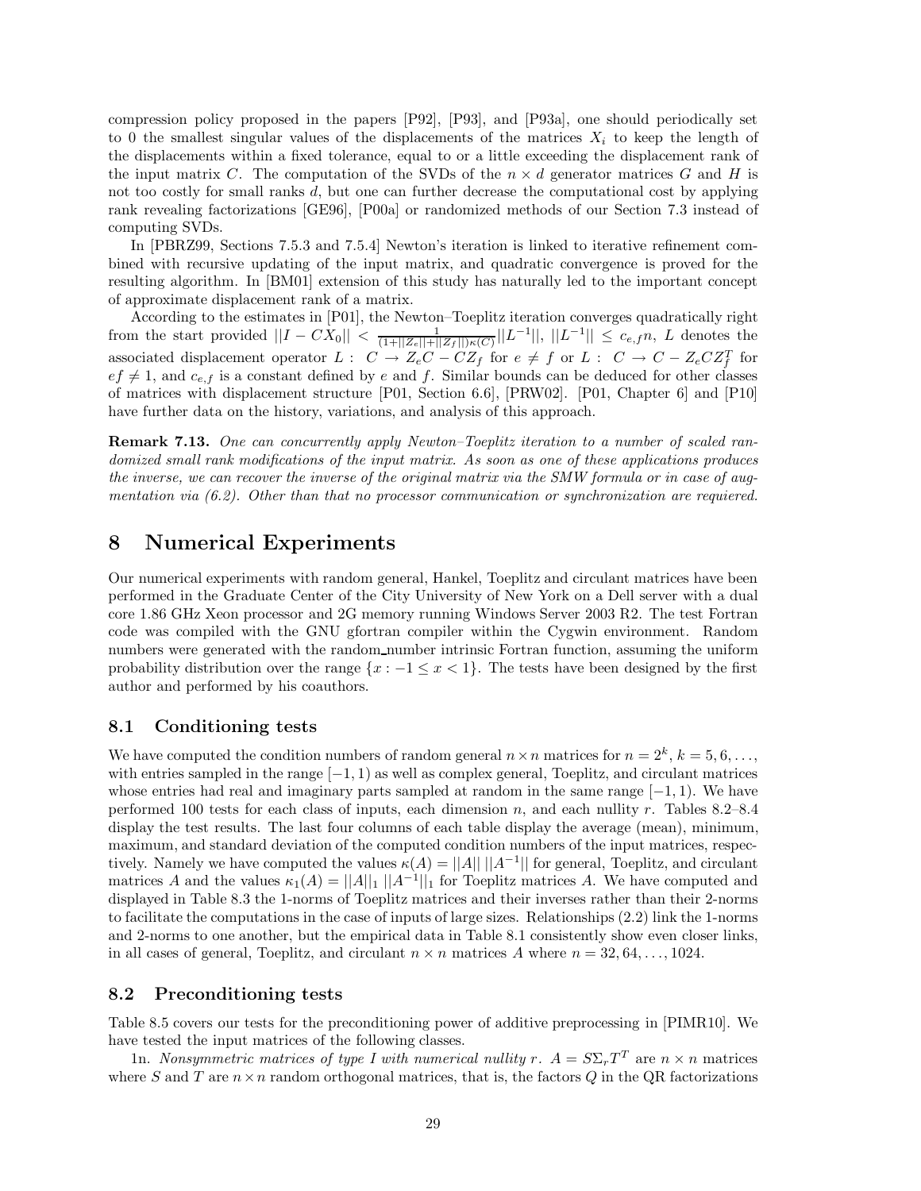compression policy proposed in the papers [P92], [P93], and [P93a], one should periodically set to 0 the smallest singular values of the displacements of the matrices $X_i$ to keep the length of the displacements within a fixed tolerance, equal to or a little exceeding the displacement rank of the input matrix $C$. The computation of the SVDs of the $n \times d$ generator matrices $G$ and $H$ is not too costly for small ranks $d$, but one can further decrease the computational cost by applying rank revealing factorizations [GE96], [P00a] or randomized methods of our Section 7.3 instead of computing SVDs.

In [PBRZ99, Sections 7.5.3 and 7.5.4] Newton's iteration is linked to iterative refinement combined with recursive updating of the input matrix, and quadratic convergence is proved for the resulting algorithm. In [BM01] extension of this study has naturally led to the important concept of approximate displacement rank of a matrix.

According to the estimates in [P01], the Newton–Toeplitz iteration converges quadratically right from the start provided $||I - CX_0|| < \frac{1}{(1+||Z_e||+||Z_f||)\kappa(C)}||L^{-1}||$, $||L^{-1}|| \le c_{e,f}n$, $L$ denotes the associated displacement operator $L: \; C \rightarrow Z_eC - CZ_f$ for $e \ne f$ or $L: \; C \rightarrow C - Z_eCZ_f^T$ for $ef \ne 1$, and $c_{e,f}$ is a constant defined by $e$ and $f$. Similar bounds can be deduced for other classes of matrices with displacement structure [P01, Section 6.6], [PRW02]. [P01, Chapter 6] and [P10] have further data on the history, variations, and analysis of this approach.

**Remark 7.13.** *One can concurrently apply Newton–Toeplitz iteration to a number of scaled randomized small rank modifications of the input matrix. As soon as one of these applications produces the inverse, we can recover the inverse of the original matrix via the SMW formula or in case of augmentation via (6.2). Other than that no processor communication or synchronization are requiered.*

# 8 Numerical Experiments

Our numerical experiments with random general, Hankel, Toeplitz and circulant matrices have been performed in the Graduate Center of the City University of New York on a Dell server with a dual core 1.86 GHz Xeon processor and 2G memory running Windows Server 2003 R2. The test Fortran code was compiled with the GNU gfortran compiler within the Cygwin environment. Random numbers were generated with the random_number intrinsic Fortran function, assuming the uniform probability distribution over the range $\{x : -1 \le x < 1\}$. The tests have been designed by the first author and performed by his coauthors.

## 8.1 Conditioning tests

We have computed the condition numbers of random general $n \times n$ matrices for $n = 2^k$, $k = 5, 6, \ldots$, with entries sampled in the range $[-1, 1)$ as well as complex general, Toeplitz, and circulant matrices whose entries had real and imaginary parts sampled at random in the same range $[-1, 1)$. We have performed 100 tests for each class of inputs, each dimension $n$, and each nullity $r$. Tables 8.2–8.4 display the test results. The last four columns of each table display the average (mean), minimum, maximum, and standard deviation of the computed condition numbers of the input matrices, respectively. Namely we have computed the values $\kappa(A) = ||A||\,||A^{-1}||$ for general, Toeplitz, and circulant matrices $A$ and the values $\kappa_1(A) = ||A||_1\,||A^{-1}||_1$ for Toeplitz matrices $A$. We have computed and displayed in Table 8.3 the 1-norms of Toeplitz matrices and their inverses rather than their 2-norms to facilitate the computations in the case of inputs of large sizes. Relationships (2.2) link the 1-norms and 2-norms to one another, but the empirical data in Table 8.1 consistently show even closer links, in all cases of general, Toeplitz, and circulant $n \times n$ matrices $A$ where $n = 32, 64, \ldots, 1024$.

## 8.2 Preconditioning tests

Table 8.5 covers our tests for the preconditioning power of additive preprocessing in [PIMR10]. We have tested the input matrices of the following classes.

1n. *Nonsymmetric matrices of type I with numerical nullity $r$.* $A = S\Sigma_rT^T$ are $n \times n$ matrices where $S$ and $T$ are $n \times n$ random orthogonal matrices, that is, the factors $Q$ in the QR factorizations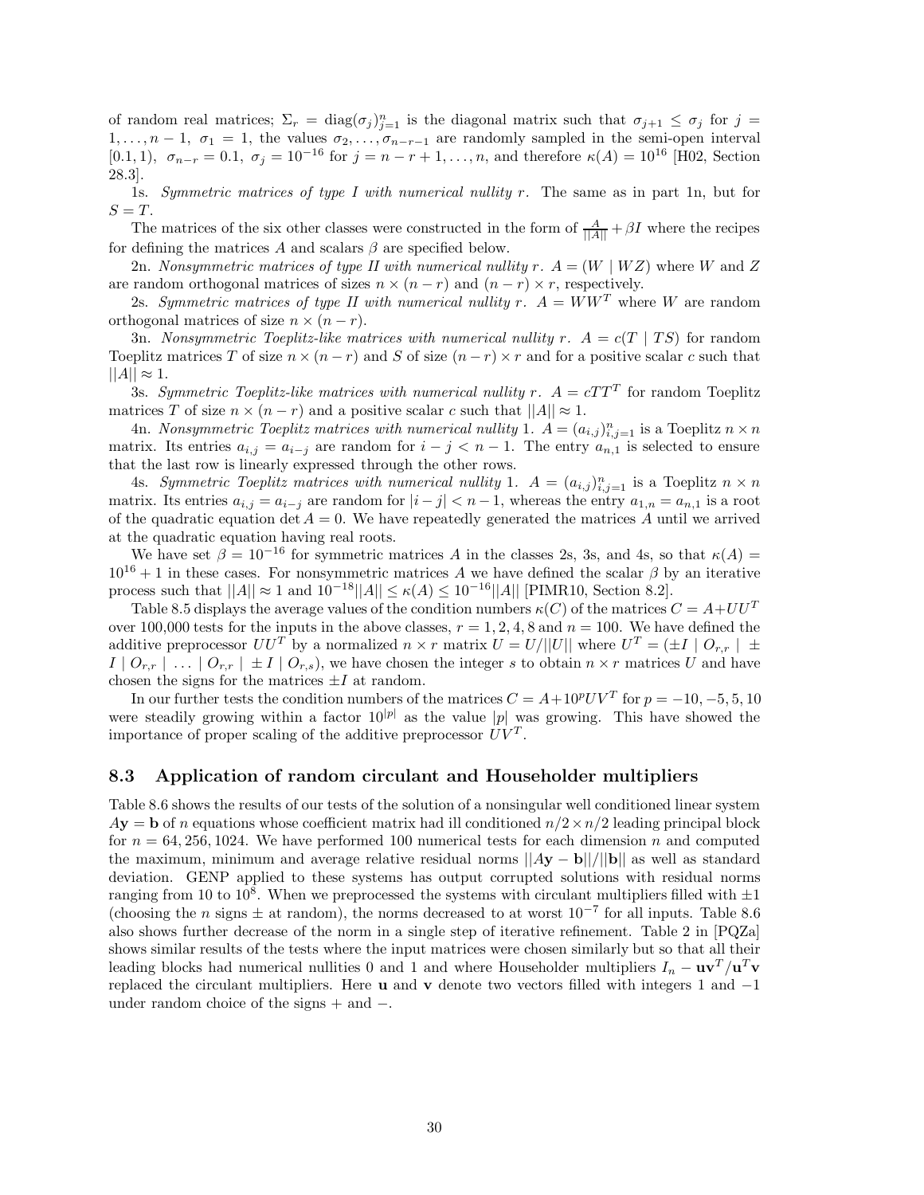of random real matrices; $\Sigma_r = \text{diag}(\sigma_j)_{j=1}^n$ is the diagonal matrix such that $\sigma_{j+1} \le \sigma_j$ for $j = 1,\dots,n-1$, $\sigma_1 = 1$, the values $\sigma_2,\dots,\sigma_{n-r-1}$ are randomly sampled in the semi-open interval $[0.1, 1)$, $\sigma_{n-r} = 0.1$, $\sigma_j = 10^{-16}$ for $j = n-r+1,\dots,n$, and therefore $\kappa(A) = 10^{16}$ [H02, Section 28.3].

1s. *Symmetric matrices of type I with numerical nullity* $r$. The same as in part 1n, but for $S = T$.

The matrices of the six other classes were constructed in the form of $\frac{A}{||A||} + \beta I$ where the recipes for defining the matrices $A$ and scalars $\beta$ are specified below.

2n. *Nonsymmetric matrices of type II with numerical nullity* $r$. $A = (W \mid WZ)$ where $W$ and $Z$ are random orthogonal matrices of sizes $n \times (n-r)$ and $(n-r) \times r$, respectively.

2s. *Symmetric matrices of type II with numerical nullity* $r$. $A = WW^T$ where $W$ are random orthogonal matrices of size $n \times (n-r)$.

3n. *Nonsymmetric Toeplitz-like matrices with numerical nullity* $r$. $A = c(T \mid TS)$ for random Toeplitz matrices $T$ of size $n \times (n-r)$ and $S$ of size $(n-r) \times r$ and for a positive scalar $c$ such that $||A|| \approx 1$.

3s. *Symmetric Toeplitz-like matrices with numerical nullity* $r$. $A = cTT^T$ for random Toeplitz matrices $T$ of size $n \times (n-r)$ and a positive scalar $c$ such that $||A|| \approx 1$.

4n. *Nonsymmetric Toeplitz matrices with numerical nullity* 1. $A = (a_{i,j})_{i,j=1}^n$ is a Toeplitz $n \times n$ matrix. Its entries $a_{i,j} = a_{i-j}$ are random for $i - j < n-1$. The entry $a_{n,1}$ is selected to ensure that the last row is linearly expressed through the other rows.

4s. *Symmetric Toeplitz matrices with numerical nullity* 1. $A = (a_{i,j})_{i,j=1}^n$ is a Toeplitz $n \times n$ matrix. Its entries $a_{i,j} = a_{i-j}$ are random for $|i-j| < n-1$, whereas the entry $a_{1,n} = a_{n,1}$ is a root of the quadratic equation $\det A = 0$. We have repeatedly generated the matrices $A$ until we arrived at the quadratic equation having real roots.

We have set $\beta = 10^{-16}$ for symmetric matrices $A$ in the classes 2s, 3s, and 4s, so that $\kappa(A) = 10^{16} + 1$ in these cases. For nonsymmetric matrices $A$ we have defined the scalar $\beta$ by an iterative process such that $||A|| \approx 1$ and $10^{-18}||A|| \le \kappa(A) \le 10^{-16}||A||$ [PIMR10, Section 8.2].

Table 8.5 displays the average values of the condition numbers $\kappa(C)$ of the matrices $C = A + UU^T$ over 100,000 tests for the inputs in the above classes, $r = 1, 2, 4, 8$ and $n = 100$. We have defined the additive preprocessor $UU^T$ by a normalized $n \times r$ matrix $U = U/||U||$ where $U^T = (\pm I \mid O_{r,r} \mid \pm I \mid O_{r,r} \mid \dots \mid O_{r,r} \mid \pm I \mid O_{r,s})$, we have chosen the integer $s$ to obtain $n \times r$ matrices $U$ and have chosen the signs for the matrices $\pm I$ at random.

In our further tests the condition numbers of the matrices $C = A + 10^p UV^T$ for $p = -10, -5, 5, 10$ were steadily growing within a factor $10^{|p|}$ as the value $|p|$ was growing. This have showed the importance of proper scaling of the additive preprocessor $UV^T$.

### 8.3 Application of random circulant and Householder multipliers

Table 8.6 shows the results of our tests of the solution of a nonsingular well conditioned linear system $A\mathbf{y} = \mathbf{b}$ of $n$ equations whose coefficient matrix had ill conditioned $n/2 \times n/2$ leading principal block for $n = 64, 256, 1024$. We have performed 100 numerical tests for each dimension $n$ and computed the maximum, minimum and average relative residual norms $||A\mathbf{y} - \mathbf{b}||/||\mathbf{b}||$ as well as standard deviation. GENP applied to these systems has output corrupted solutions with residual norms ranging from 10 to $10^8$. When we preprocessed the systems with circulant multipliers filled with $\pm 1$ (choosing the $n$ signs $\pm$ at random), the norms decreased to at worst $10^{-7}$ for all inputs. Table 8.6 also shows further decrease of the norm in a single step of iterative refinement. Table 2 in [PQZa] shows similar results of the tests where the input matrices were chosen similarly but so that all their leading blocks had numerical nullities 0 and 1 and where Householder multipliers $I_n - \mathbf{u}\mathbf{v}^T/\mathbf{u}^T\mathbf{v}$ replaced the circulant multipliers. Here $\mathbf{u}$ and $\mathbf{v}$ denote two vectors filled with integers 1 and $-1$ under random choice of the signs + and −.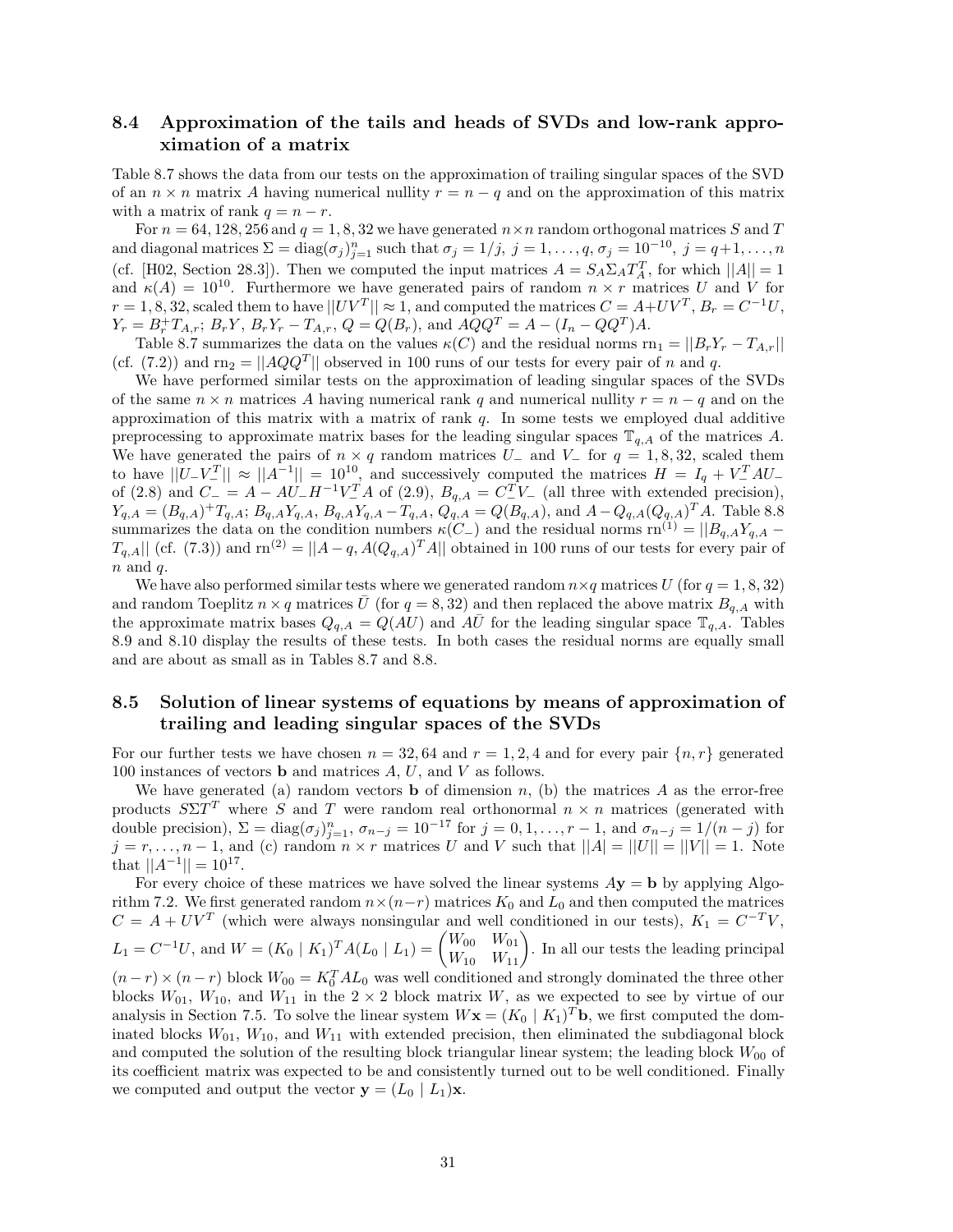### 8.4 Approximation of the tails and heads of SVDs and low-rank approximation of a matrix

Table 8.7 shows the data from our tests on the approximation of trailing singular spaces of the SVD of an $n \times n$ matrix $A$ having numerical nullity $r = n - q$ and on the approximation of this matrix with a matrix of rank $q = n - r$.

For $n = 64, 128, 256$ and $q = 1, 8, 32$ we have generated $n \times n$ random orthogonal matrices $S$ and $T$ and diagonal matrices $\Sigma = \text{diag}(\sigma_j)_{j=1}^n$ such that $\sigma_j = 1/j$, $j = 1, \ldots, q$, $\sigma_j = 10^{-10}$, $j = q+1, \ldots, n$ (cf. [H02, Section 28.3]). Then we computed the input matrices $A = S_A \Sigma_A T_A^T$, for which $||A|| = 1$ and $\kappa(A) = 10^{10}$. Furthermore we have generated pairs of random $n \times r$ matrices $U$ and $V$ for $r = 1, 8, 32$, scaled them to have $||UV^T|| \approx 1$, and computed the matrices $C = A + UV^T$, $B_r = C^{-1}U$, $Y_r = B_r^+ T_{A,r}$; $B_r Y$, $B_r Y_r - T_{A,r}$, $Q = Q(B_r)$, and $AQQ^T = A - (I_n - QQ^T)A$.

Table 8.7 summarizes the data on the values $\kappa(C)$ and the residual norms $\text{rn}_1 = ||B_r Y_r - T_{A,r}||$ (cf. (7.2)) and $\text{rn}_2 = ||AQQ^T||$ observed in 100 runs of our tests for every pair of $n$ and $q$.

We have performed similar tests on the approximation of leading singular spaces of the SVDs of the same $n \times n$ matrices $A$ having numerical rank $q$ and numerical nullity $r = n - q$ and on the approximation of this matrix with a matrix of rank $q$. In some tests we employed dual additive preprocessing to approximate matrix bases for the leading singular spaces $\mathbb{T}_{q,A}$ of the matrices $A$. We have generated the pairs of $n \times q$ random matrices $U_-$ and $V_-$ for $q = 1, 8, 32$, scaled them to have $||U_- V_-^T|| \approx ||A^{-1}|| = 10^{10}$, and successively computed the matrices $H = I_q + V_-^T A U_-$ of (2.8) and $C_- = A - AU_- H^{-1} V_-^T A$ of (2.9), $B_{q,A} = C_-^T V_-$ (all three with extended precision), $Y_{q,A} = (B_{q,A})^+ T_{q,A}$; $B_{q,A} Y_{q,A}$, $B_{q,A} Y_{q,A} - T_{q,A}$, $Q_{q,A} = Q(B_{q,A})$, and $A - Q_{q,A}(Q_{q,A})^T A$. Table 8.8 summarizes the data on the condition numbers $\kappa(C_-)$ and the residual norms $\text{rn}^{(1)} = ||B_{q,A} Y_{q,A} - T_{q,A}||$ (cf. (7.3)) and $\text{rn}^{(2)} = ||A - q, A(Q_{q,A})^T A||$ obtained in 100 runs of our tests for every pair of $n$ and $q$.

We have also performed similar tests where we generated random $n \times q$ matrices $U$ (for $q = 1, 8, 32$) and random Toeplitz $n \times q$ matrices $\bar{U}$ (for $q = 8, 32$) and then replaced the above matrix $B_{q,A}$ with the approximate matrix bases $Q_{q,A} = Q(AU)$ and $A\bar{U}$ for the leading singular space $\mathbb{T}_{q,A}$. Tables 8.9 and 8.10 display the results of these tests. In both cases the residual norms are equally small and are about as small as in Tables 8.7 and 8.8.

### 8.5 Solution of linear systems of equations by means of approximation of trailing and leading singular spaces of the SVDs

For our further tests we have chosen $n = 32, 64$ and $r = 1, 2, 4$ and for every pair $\{n, r\}$ generated 100 instances of vectors $\mathbf{b}$ and matrices $A$, $U$, and $V$ as follows.

We have generated (a) random vectors $\mathbf{b}$ of dimension $n$, (b) the matrices $A$ as the error-free products $S\Sigma T^T$ where $S$ and $T$ were random real orthonormal $n \times n$ matrices (generated with double precision), $\Sigma = \text{diag}(\sigma_j)_{j=1}^n$, $\sigma_{n-j} = 10^{-17}$ for $j = 0, 1, \ldots, r-1$, and $\sigma_{n-j} = 1/(n-j)$ for $j = r, \ldots, n-1$, and (c) random $n \times r$ matrices $U$ and $V$ such that $||A| = ||U|| = ||V|| = 1$. Note that $||A^{-1}|| = 10^{17}$.

For every choice of these matrices we have solved the linear systems $A\mathbf{y} = \mathbf{b}$ by applying Algorithm 7.2. We first generated random $n \times (n-r)$ matrices $K_0$ and $L_0$ and then computed the matrices $C = A + UV^T$ (which were always nonsingular and well conditioned in our tests), $K_1 = C^{-T}V$, $L_1 = C^{-1}U$, and $W = (K_0 \mid K_1)^T A (L_0 \mid L_1) = \begin{pmatrix} W_{00} & W_{01} \\ W_{10} & W_{11} \end{pmatrix}$. In all our tests the leading principal $(n-r) \times (n-r)$ block $W_{00} = K_0^T A L_0$ was well conditioned and strongly dominated the three other blocks $W_{01}$, $W_{10}$, and $W_{11}$ in the $2 \times 2$ block matrix $W$, as we expected to see by virtue of our analysis in Section 7.5. To solve the linear system $W\mathbf{x} = (K_0 \mid K_1)^T \mathbf{b}$, we first computed the dominated blocks $W_{01}$, $W_{10}$, and $W_{11}$ with extended precision, then eliminated the subdiagonal block and computed the solution of the resulting block triangular linear system; the leading block $W_{00}$ of its coefficient matrix was expected to be and consistently turned out to be well conditioned. Finally we computed and output the vector $\mathbf{y} = (L_0 \mid L_1)\mathbf{x}$.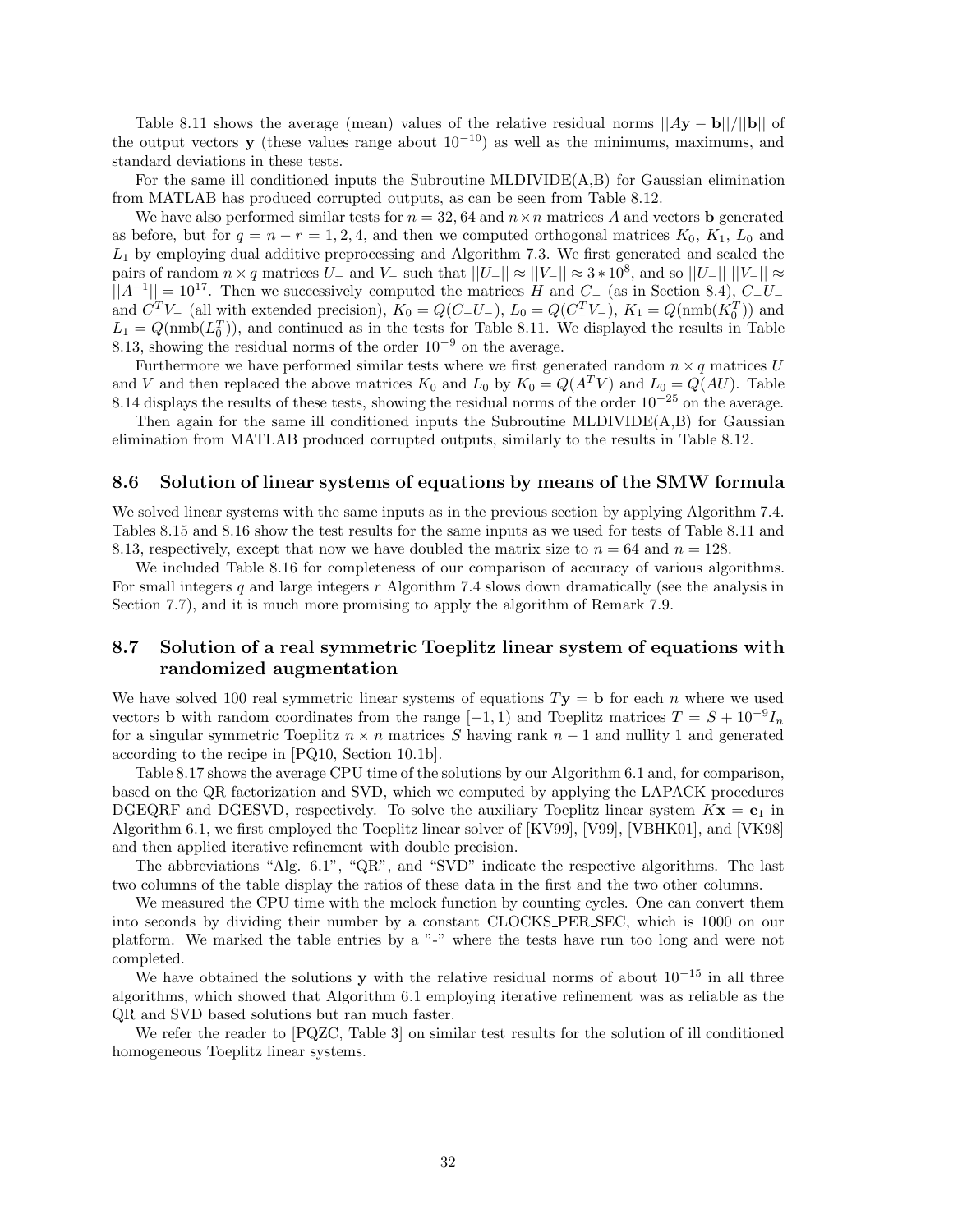Table 8.11 shows the average (mean) values of the relative residual norms $||A\mathbf{y} - \mathbf{b}||/||\mathbf{b}||$ of the output vectors $\mathbf{y}$ (these values range about $10^{-10}$) as well as the minimums, maximums, and standard deviations in these tests.

For the same ill conditioned inputs the Subroutine MLDIVIDE(A,B) for Gaussian elimination from MATLAB has produced corrupted outputs, as can be seen from Table 8.12.

We have also performed similar tests for $n = 32, 64$ and $n \times n$ matrices $A$ and vectors $\mathbf{b}$ generated as before, but for $q = n - r = 1, 2, 4$, and then we computed orthogonal matrices $K_0$, $K_1$, $L_0$ and $L_1$ by employing dual additive preprocessing and Algorithm 7.3. We first generated and scaled the pairs of random $n \times q$ matrices $U_-$ and $V_-$ such that $||U_-|| \approx ||V_-|| \approx 3 * 10^8$, and so $||U_-|| \, ||V_-|| \approx ||A^{-1}|| = 10^{17}$. Then we successively computed the matrices $H$ and $C_-$ (as in Section 8.4), $C_-U_-$ and $C_-^T V_-$ (all with extended precision), $K_0 = Q(C_-U_-)$, $L_0 = Q(C_-^T V_-)$, $K_1 = Q(\text{nmb}(K_0^T))$ and $L_1 = Q(\text{nmb}(L_0^T))$, and continued as in the tests for Table 8.11. We displayed the results in Table 8.13, showing the residual norms of the order $10^{-9}$ on the average.

Furthermore we have performed similar tests where we first generated random $n \times q$ matrices $U$ and $V$ and then replaced the above matrices $K_0$ and $L_0$ by $K_0 = Q(A^T V)$ and $L_0 = Q(AU)$. Table 8.14 displays the results of these tests, showing the residual norms of the order $10^{-25}$ on the average.

Then again for the same ill conditioned inputs the Subroutine MLDIVIDE(A,B) for Gaussian elimination from MATLAB produced corrupted outputs, similarly to the results in Table 8.12.

### 8.6 Solution of linear systems of equations by means of the SMW formula

We solved linear systems with the same inputs as in the previous section by applying Algorithm 7.4. Tables 8.15 and 8.16 show the test results for the same inputs as we used for tests of Table 8.11 and 8.13, respectively, except that now we have doubled the matrix size to $n = 64$ and $n = 128$.

We included Table 8.16 for completeness of our comparison of accuracy of various algorithms. For small integers $q$ and large integers $r$ Algorithm 7.4 slows down dramatically (see the analysis in Section 7.7), and it is much more promising to apply the algorithm of Remark 7.9.

### 8.7 Solution of a real symmetric Toeplitz linear system of equations with randomized augmentation

We have solved 100 real symmetric linear systems of equations $T\mathbf{y} = \mathbf{b}$ for each $n$ where we used vectors $\mathbf{b}$ with random coordinates from the range $[-1, 1)$ and Toeplitz matrices $T = S + 10^{-9} I_n$ for a singular symmetric Toeplitz $n \times n$ matrices $S$ having rank $n - 1$ and nullity 1 and generated according to the recipe in [PQ10, Section 10.1b].

Table 8.17 shows the average CPU time of the solutions by our Algorithm 6.1 and, for comparison, based on the QR factorization and SVD, which we computed by applying the LAPACK procedures DGEQRF and DGESVD, respectively. To solve the auxiliary Toeplitz linear system $K\mathbf{x} = \mathbf{e}_1$ in Algorithm 6.1, we first employed the Toeplitz linear solver of [KV99], [V99], [VBHK01], and [VK98] and then applied iterative refinement with double precision.

The abbreviations "Alg. 6.1", "QR", and "SVD" indicate the respective algorithms. The last two columns of the table display the ratios of these data in the first and the two other columns.

We measured the CPU time with the mclock function by counting cycles. One can convert them into seconds by dividing their number by a constant CLOCKS_PER_SEC, which is 1000 on our platform. We marked the table entries by a "-" where the tests have run too long and were not completed.

We have obtained the solutions $\mathbf{y}$ with the relative residual norms of about $10^{-15}$ in all three algorithms, which showed that Algorithm 6.1 employing iterative refinement was as reliable as the QR and SVD based solutions but ran much faster.

We refer the reader to [PQZC, Table 3] on similar test results for the solution of ill conditioned homogeneous Toeplitz linear systems.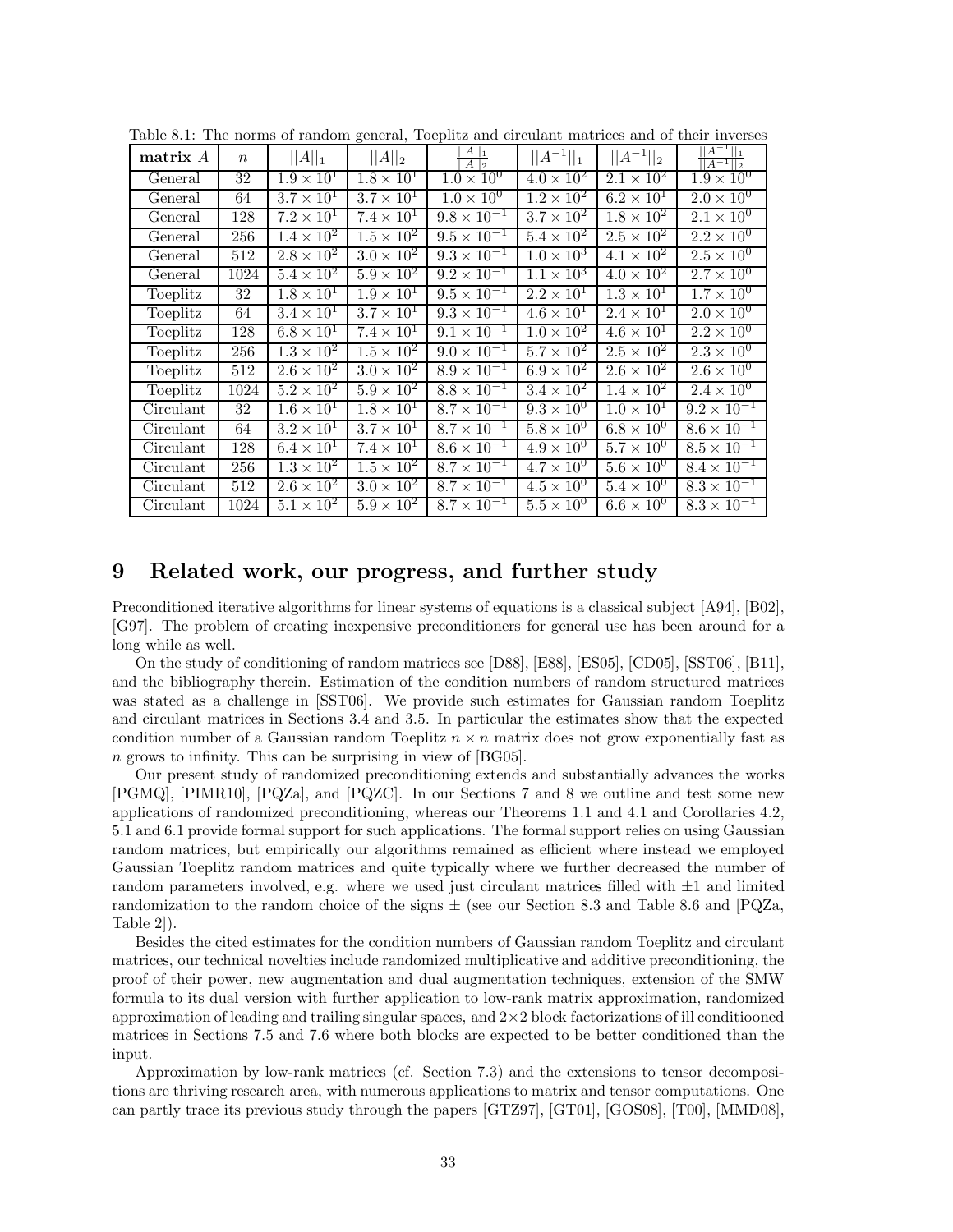Table 8.1: The norms of random general, Toeplitz and circulant matrices and of their inverses

| **matrix** $A$ | $n$ | $\|\|A\|\|_1$ | $\|\|A\|\|_2$ | $\frac{\|\|A\|\|_1}{\|\|A\|\|_2}$ | $\|\|A^{-1}\|\|_1$ | $\|\|A^{-1}\|\|_2$ | $\frac{\|\|A^{-1}\|\|_1}{\|\|A^{-1}\|\|_2}$ |
|---|---|---|---|---|---|---|---|
| General | 32 | $1.9 \times 10^1$ | $1.8 \times 10^1$ | $1.0 \times 10^0$ | $4.0 \times 10^2$ | $2.1 \times 10^2$ | $1.9 \times 10^0$ |
| General | 64 | $3.7 \times 10^1$ | $3.7 \times 10^1$ | $1.0 \times 10^0$ | $1.2 \times 10^2$ | $6.2 \times 10^1$ | $2.0 \times 10^0$ |
| General | 128 | $7.2 \times 10^1$ | $7.4 \times 10^1$ | $9.8 \times 10^{-1}$ | $3.7 \times 10^2$ | $1.8 \times 10^2$ | $2.1 \times 10^0$ |
| General | 256 | $1.4 \times 10^2$ | $1.5 \times 10^2$ | $9.5 \times 10^{-1}$ | $5.4 \times 10^2$ | $2.5 \times 10^2$ | $2.2 \times 10^0$ |
| General | 512 | $2.8 \times 10^2$ | $3.0 \times 10^2$ | $9.3 \times 10^{-1}$ | $1.0 \times 10^3$ | $4.1 \times 10^2$ | $2.5 \times 10^0$ |
| General | 1024 | $5.4 \times 10^2$ | $5.9 \times 10^2$ | $9.2 \times 10^{-1}$ | $1.1 \times 10^3$ | $4.0 \times 10^2$ | $2.7 \times 10^0$ |
| Toeplitz | 32 | $1.8 \times 10^1$ | $1.9 \times 10^1$ | $9.5 \times 10^{-1}$ | $2.2 \times 10^1$ | $1.3 \times 10^1$ | $1.7 \times 10^0$ |
| Toeplitz | 64 | $3.4 \times 10^1$ | $3.7 \times 10^1$ | $9.3 \times 10^{-1}$ | $4.6 \times 10^1$ | $2.4 \times 10^1$ | $2.0 \times 10^0$ |
| Toeplitz | 128 | $6.8 \times 10^1$ | $7.4 \times 10^1$ | $9.1 \times 10^{-1}$ | $1.0 \times 10^2$ | $4.6 \times 10^1$ | $2.2 \times 10^0$ |
| Toeplitz | 256 | $1.3 \times 10^2$ | $1.5 \times 10^2$ | $9.0 \times 10^{-1}$ | $5.7 \times 10^2$ | $2.5 \times 10^2$ | $2.3 \times 10^0$ |
| Toeplitz | 512 | $2.6 \times 10^2$ | $3.0 \times 10^2$ | $8.9 \times 10^{-1}$ | $6.9 \times 10^2$ | $2.6 \times 10^2$ | $2.6 \times 10^0$ |
| Toeplitz | 1024 | $5.2 \times 10^2$ | $5.9 \times 10^2$ | $8.8 \times 10^{-1}$ | $3.4 \times 10^2$ | $1.4 \times 10^2$ | $2.4 \times 10^0$ |
| Circulant | 32 | $1.6 \times 10^1$ | $1.8 \times 10^1$ | $8.7 \times 10^{-1}$ | $9.3 \times 10^0$ | $1.0 \times 10^1$ | $9.2 \times 10^{-1}$ |
| Circulant | 64 | $3.2 \times 10^1$ | $3.7 \times 10^1$ | $8.7 \times 10^{-1}$ | $5.8 \times 10^0$ | $6.8 \times 10^0$ | $8.6 \times 10^{-1}$ |
| Circulant | 128 | $6.4 \times 10^1$ | $7.4 \times 10^1$ | $8.6 \times 10^{-1}$ | $4.9 \times 10^0$ | $5.7 \times 10^0$ | $8.5 \times 10^{-1}$ |
| Circulant | 256 | $1.3 \times 10^2$ | $1.5 \times 10^2$ | $8.7 \times 10^{-1}$ | $4.7 \times 10^0$ | $5.6 \times 10^0$ | $8.4 \times 10^{-1}$ |
| Circulant | 512 | $2.6 \times 10^2$ | $3.0 \times 10^2$ | $8.7 \times 10^{-1}$ | $4.5 \times 10^0$ | $5.4 \times 10^0$ | $8.3 \times 10^{-1}$ |
| Circulant | 1024 | $5.1 \times 10^2$ | $5.9 \times 10^2$ | $8.7 \times 10^{-1}$ | $5.5 \times 10^0$ | $6.6 \times 10^0$ | $8.3 \times 10^{-1}$ |

# 9 Related work, our progress, and further study

Preconditioned iterative algorithms for linear systems of equations is a classical subject [A94], [B02], [G97]. The problem of creating inexpensive preconditioners for general use has been around for a long while as well.

On the study of conditioning of random matrices see [D88], [E88], [ES05], [CD05], [SST06], [B11], and the bibliography therein. Estimation of the condition numbers of random structured matrices was stated as a challenge in [SST06]. We provide such estimates for Gaussian random Toeplitz and circulant matrices in Sections 3.4 and 3.5. In particular the estimates show that the expected condition number of a Gaussian random Toeplitz $n \times n$ matrix does not grow exponentially fast as $n$ grows to infinity. This can be surprising in view of [BG05].

Our present study of randomized preconditioning extends and substantially advances the works [PGMQ], [PIMR10], [PQZa], and [PQZC]. In our Sections 7 and 8 we outline and test some new applications of randomized preconditioning, whereas our Theorems 1.1 and 4.1 and Corollaries 4.2, 5.1 and 6.1 provide formal support for such applications. The formal support relies on using Gaussian random matrices, but empirically our algorithms remained as efficient where instead we employed Gaussian Toeplitz random matrices and quite typically where we further decreased the number of random parameters involved, e.g. where we used just circulant matrices filled with $\pm 1$ and limited randomization to the random choice of the signs $\pm$ (see our Section 8.3 and Table 8.6 and [PQZa, Table 2]).

Besides the cited estimates for the condition numbers of Gaussian random Toeplitz and circulant matrices, our technical novelties include randomized multiplicative and additive preconditioning, the proof of their power, new augmentation and dual augmentation techniques, extension of the SMW formula to its dual version with further application to low-rank matrix approximation, randomized approximation of leading and trailing singular spaces, and $2 \times 2$ block factorizations of ill conditiooned matrices in Sections 7.5 and 7.6 where both blocks are expected to be better conditioned than the input.

Approximation by low-rank matrices (cf. Section 7.3) and the extensions to tensor decompositions are thriving research area, with numerous applications to matrix and tensor computations. One can partly trace its previous study through the papers [GTZ97], [GT01], [GOS08], [T00], [MMD08],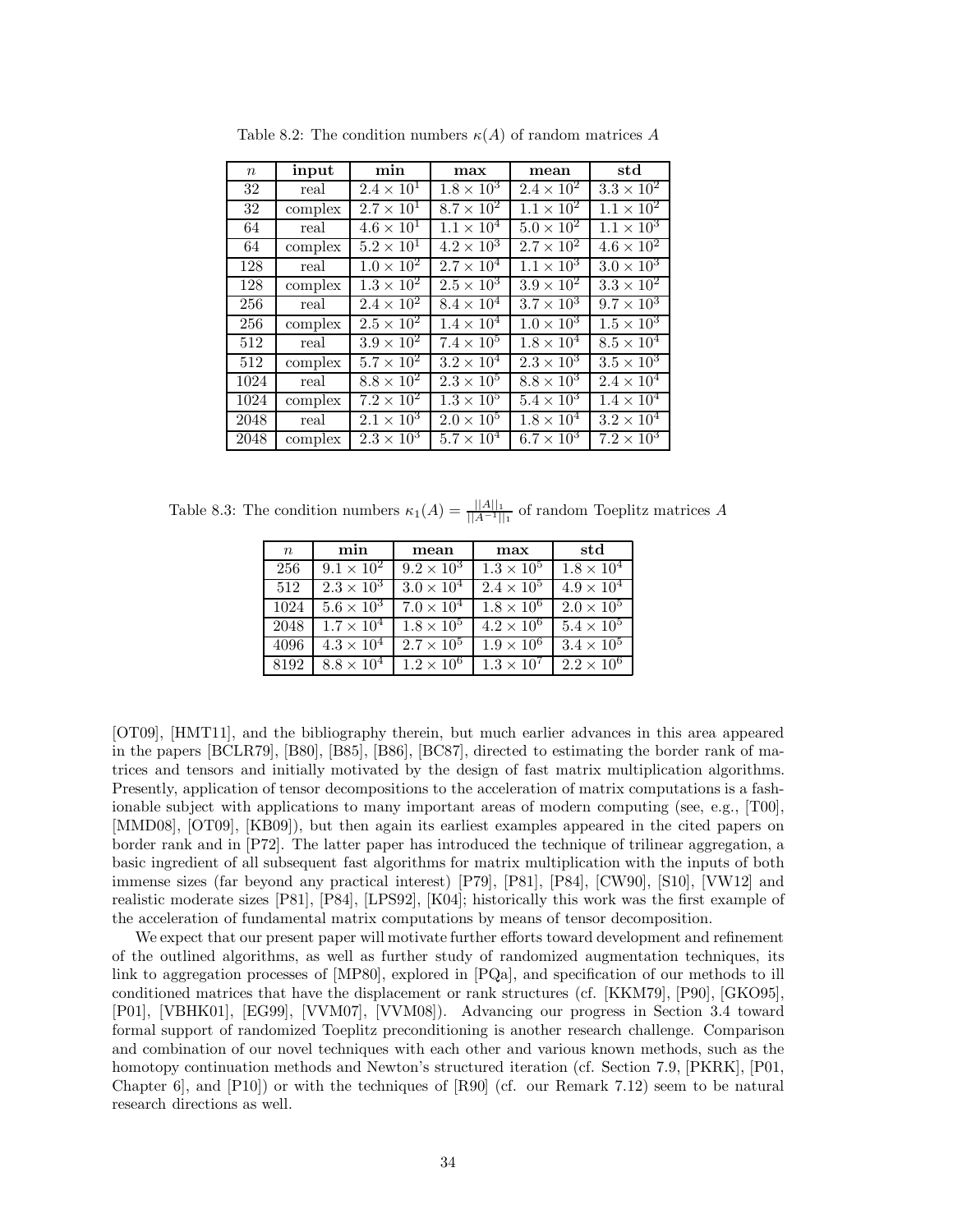Table 8.2: The condition numbers $\kappa(A)$ of random matrices $A$

| $n$ | **input** | **min** | **max** | **mean** | **std** |
|---|---|---|---|---|---|
| 32 | real | $2.4 \times 10^1$ | $1.8 \times 10^3$ | $2.4 \times 10^2$ | $3.3 \times 10^2$ |
| 32 | complex | $2.7 \times 10^1$ | $8.7 \times 10^2$ | $1.1 \times 10^2$ | $1.1 \times 10^2$ |
| 64 | real | $4.6 \times 10^1$ | $1.1 \times 10^4$ | $5.0 \times 10^2$ | $1.1 \times 10^3$ |
| 64 | complex | $5.2 \times 10^1$ | $4.2 \times 10^3$ | $2.7 \times 10^2$ | $4.6 \times 10^2$ |
| 128 | real | $1.0 \times 10^2$ | $2.7 \times 10^4$ | $1.1 \times 10^3$ | $3.0 \times 10^3$ |
| 128 | complex | $1.3 \times 10^2$ | $2.5 \times 10^3$ | $3.9 \times 10^2$ | $3.3 \times 10^2$ |
| 256 | real | $2.4 \times 10^2$ | $8.4 \times 10^4$ | $3.7 \times 10^3$ | $9.7 \times 10^3$ |
| 256 | complex | $2.5 \times 10^2$ | $1.4 \times 10^4$ | $1.0 \times 10^3$ | $1.5 \times 10^3$ |
| 512 | real | $3.9 \times 10^2$ | $7.4 \times 10^5$ | $1.8 \times 10^4$ | $8.5 \times 10^4$ |
| 512 | complex | $5.7 \times 10^2$ | $3.2 \times 10^4$ | $2.3 \times 10^3$ | $3.5 \times 10^3$ |
| 1024 | real | $8.8 \times 10^2$ | $2.3 \times 10^5$ | $8.8 \times 10^3$ | $2.4 \times 10^4$ |
| 1024 | complex | $7.2 \times 10^2$ | $1.3 \times 10^5$ | $5.4 \times 10^3$ | $1.4 \times 10^4$ |
| 2048 | real | $2.1 \times 10^3$ | $2.0 \times 10^5$ | $1.8 \times 10^4$ | $3.2 \times 10^4$ |
| 2048 | complex | $2.3 \times 10^3$ | $5.7 \times 10^4$ | $6.7 \times 10^3$ | $7.2 \times 10^3$ |

Table 8.3: The condition numbers $\kappa_1(A) = \frac{||A||_1}{||A^{-1}||_1}$ of random Toeplitz matrices $A$

| $n$ | **min** | **mean** | **max** | **std** |
|---|---|---|---|---|
| 256 | $9.1 \times 10^2$ | $9.2 \times 10^3$ | $1.3 \times 10^5$ | $1.8 \times 10^4$ |
| 512 | $2.3 \times 10^3$ | $3.0 \times 10^4$ | $2.4 \times 10^5$ | $4.9 \times 10^4$ |
| 1024 | $5.6 \times 10^3$ | $7.0 \times 10^4$ | $1.8 \times 10^6$ | $2.0 \times 10^5$ |
| 2048 | $1.7 \times 10^4$ | $1.8 \times 10^5$ | $4.2 \times 10^6$ | $5.4 \times 10^5$ |
| 4096 | $4.3 \times 10^4$ | $2.7 \times 10^5$ | $1.9 \times 10^6$ | $3.4 \times 10^5$ |
| 8192 | $8.8 \times 10^4$ | $1.2 \times 10^6$ | $1.3 \times 10^7$ | $2.2 \times 10^6$ |

[OT09], [HMT11], and the bibliography therein, but much earlier advances in this area appeared in the papers [BCLR79], [B80], [B85], [B86], [BC87], directed to estimating the border rank of matrices and tensors and initially motivated by the design of fast matrix multiplication algorithms. Presently, application of tensor decompositions to the acceleration of matrix computations is a fashionable subject with applications to many important areas of modern computing (see, e.g., [T00], [MMD08], [OT09], [KB09]), but then again its earliest examples appeared in the cited papers on border rank and in [P72]. The latter paper has introduced the technique of trilinear aggregation, a basic ingredient of all subsequent fast algorithms for matrix multiplication with the inputs of both immense sizes (far beyond any practical interest) [P79], [P81], [P84], [CW90], [S10], [VW12] and realistic moderate sizes [P81], [P84], [LPS92], [K04]; historically this work was the first example of the acceleration of fundamental matrix computations by means of tensor decomposition.

We expect that our present paper will motivate further efforts toward development and refinement of the outlined algorithms, as well as further study of randomized augmentation techniques, its link to aggregation processes of [MP80], explored in [PQa], and specification of our methods to ill conditioned matrices that have the displacement or rank structures (cf. [KKM79], [P90], [GKO95], [P01], [VBHK01], [EG99], [VVM07], [VVM08]). Advancing our progress in Section 3.4 toward formal support of randomized Toeplitz preconditioning is another research challenge. Comparison and combination of our novel techniques with each other and various known methods, such as the homotopy continuation methods and Newton's structured iteration (cf. Section 7.9, [PKRK], [P01, Chapter 6], and [P10]) or with the techniques of [R90] (cf. our Remark 7.12) seem to be natural research directions as well.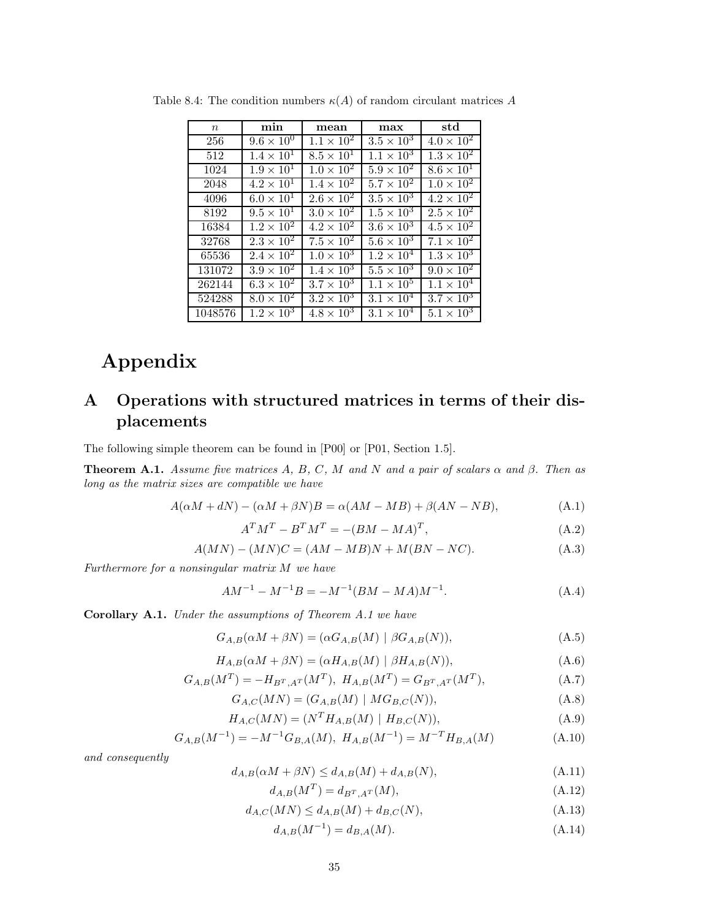Table 8.4: The condition numbers $\kappa(A)$ of random circulant matrices $A$

| $n$ | **min** | **mean** | **max** | **std** |
|---|---|---|---|---|
| 256 | $9.6 \times 10^0$ | $1.1 \times 10^2$ | $3.5 \times 10^3$ | $4.0 \times 10^2$ |
| 512 | $1.4 \times 10^1$ | $8.5 \times 10^1$ | $1.1 \times 10^3$ | $1.3 \times 10^2$ |
| 1024 | $1.9 \times 10^1$ | $1.0 \times 10^2$ | $5.9 \times 10^2$ | $8.6 \times 10^1$ |
| 2048 | $4.2 \times 10^1$ | $1.4 \times 10^2$ | $5.7 \times 10^2$ | $1.0 \times 10^2$ |
| 4096 | $6.0 \times 10^1$ | $2.6 \times 10^2$ | $3.5 \times 10^3$ | $4.2 \times 10^2$ |
| 8192 | $9.5 \times 10^1$ | $3.0 \times 10^2$ | $1.5 \times 10^3$ | $2.5 \times 10^2$ |
| 16384 | $1.2 \times 10^2$ | $4.2 \times 10^2$ | $3.6 \times 10^3$ | $4.5 \times 10^2$ |
| 32768 | $2.3 \times 10^2$ | $7.5 \times 10^2$ | $5.6 \times 10^3$ | $7.1 \times 10^2$ |
| 65536 | $2.4 \times 10^2$ | $1.0 \times 10^3$ | $1.2 \times 10^4$ | $1.3 \times 10^3$ |
| 131072 | $3.9 \times 10^2$ | $1.4 \times 10^3$ | $5.5 \times 10^3$ | $9.0 \times 10^2$ |
| 262144 | $6.3 \times 10^2$ | $3.7 \times 10^3$ | $1.1 \times 10^5$ | $1.1 \times 10^4$ |
| 524288 | $8.0 \times 10^2$ | $3.2 \times 10^3$ | $3.1 \times 10^4$ | $3.7 \times 10^3$ |
| 1048576 | $1.2 \times 10^3$ | $4.8 \times 10^3$ | $3.1 \times 10^4$ | $5.1 \times 10^3$ |

# Appendix

## A Operations with structured matrices in terms of their displacements

The following simple theorem can be found in [P00] or [P01, Section 1.5].

**Theorem A.1.** *Assume five matrices $A$, $B$, $C$, $M$ and $N$ and a pair of scalars $\alpha$ and $\beta$. Then as long as the matrix sizes are compatible we have*

$$A(\alpha M + dN) - (\alpha M + \beta N)B = \alpha(AM - MB) + \beta(AN - NB), \tag{A.1}$$

$$A^T M^T - B^T M^T = -(BM - MA)^T, \tag{A.2}$$

$$A(MN) - (MN)C = (AM - MB)N + M(BN - NC). \tag{A.3}$$

*Furthermore for a nonsingular matrix $M$ we have*

$$AM^{-1} - M^{-1}B = -M^{-1}(BM - MA)M^{-1}. \tag{A.4}$$

**Corollary A.1.** *Under the assumptions of Theorem A.1 we have*

$$G_{A,B}(\alpha M + \beta N) = (\alpha G_{A,B}(M) \mid \beta G_{A,B}(N)), \tag{A.5}$$

$$H_{A,B}(\alpha M + \beta N) = (\alpha H_{A,B}(M) \mid \beta H_{A,B}(N)), \tag{A.6}$$

$$G_{A,B}(M^T) = -H_{B^T,A^T}(M^T),\ H_{A,B}(M^T) = G_{B^T,A^T}(M^T), \tag{A.7}$$

$$G_{A,C}(MN) = (G_{A,B}(M) \mid MG_{B,C}(N)), \tag{A.8}$$

$$H_{A,C}(MN) = (N^T H_{A,B}(M) \mid H_{B,C}(N)), \tag{A.9}$$

$$G_{A,B}(M^{-1}) = -M^{-1}G_{B,A}(M),\ H_{A,B}(M^{-1}) = M^{-T}H_{B,A}(M) \tag{A.10}$$

*and consequently*

$$d_{A,B}(\alpha M + \beta N) \le d_{A,B}(M) + d_{A,B}(N), \tag{A.11}$$

$$d_{A,B}(M^T) = d_{B^T,A^T}(M), \tag{A.12}$$

$$d_{A,C}(MN) \le d_{A,B}(M) + d_{B,C}(N), \tag{A.13}$$

$$d_{A,B}(M^{-1}) = d_{B,A}(M). \tag{A.14}$$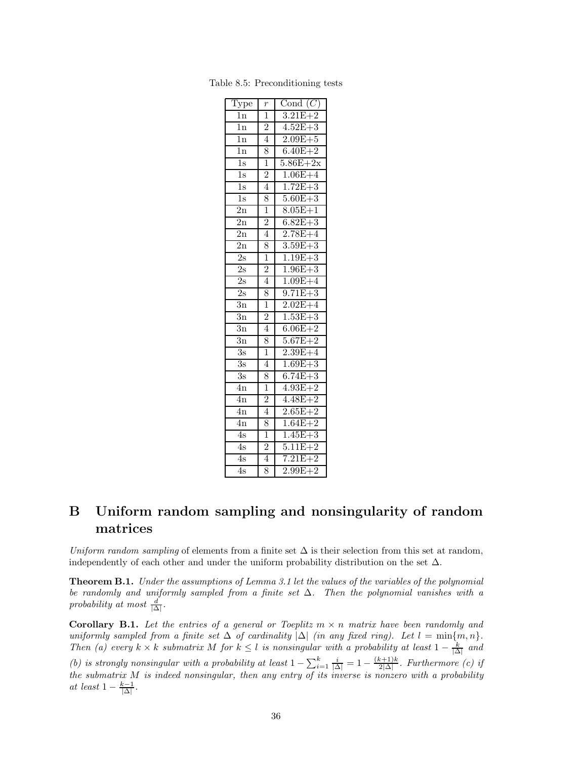Table 8.5: Preconditioning tests

| Type | $r$ | Cond $(C)$ |
|---|---|---|
| 1n | 1 | 3.21E+2 |
| 1n | 2 | 4.52E+3 |
| 1n | 4 | 2.09E+5 |
| 1n | 8 | 6.40E+2 |
| 1s | 1 | 5.86E+2x |
| 1s | 2 | 1.06E+4 |
| 1s | 4 | 1.72E+3 |
| 1s | 8 | 5.60E+3 |
| 2n | 1 | 8.05E+1 |
| 2n | 2 | 6.82E+3 |
| 2n | 4 | 2.78E+4 |
| 2n | 8 | 3.59E+3 |
| 2s | 1 | 1.19E+3 |
| 2s | 2 | 1.96E+3 |
| 2s | 4 | 1.09E+4 |
| 2s | 8 | 9.71E+3 |
| 3n | 1 | 2.02E+4 |
| 3n | 2 | 1.53E+3 |
| 3n | 4 | 6.06E+2 |
| 3n | 8 | 5.67E+2 |
| 3s | 1 | 2.39E+4 |
| 3s | 4 | 1.69E+3 |
| 3s | 8 | 6.74E+3 |
| 4n | 1 | 4.93E+2 |
| 4n | 2 | 4.48E+2 |
| 4n | 4 | 2.65E+2 |
| 4n | 8 | 1.64E+2 |
| 4s | 1 | 1.45E+3 |
| 4s | 2 | 5.11E+2 |
| 4s | 4 | 7.21E+2 |
| 4s | 8 | 2.99E+2 |

# B Uniform random sampling and nonsingularity of random matrices

*Uniform random sampling* of elements from a finite set $\Delta$ is their selection from this set at random, independently of each other and under the uniform probability distribution on the set $\Delta$.

**Theorem B.1.** *Under the assumptions of Lemma 3.1 let the values of the variables of the polynomial be randomly and uniformly sampled from a finite set $\Delta$. Then the polynomial vanishes with a probability at most $\frac{d}{|\Delta|}$.*

**Corollary B.1.** *Let the entries of a general or Toeplitz $m \times n$ matrix have been randomly and uniformly sampled from a finite set $\Delta$ of cardinality $|\Delta|$ (in any fixed ring). Let $l = \min\{m, n\}$. Then (a) every $k \times k$ submatrix $M$ for $k \leq l$ is nonsingular with a probability at least $1 - \frac{k}{|\Delta|}$ and (b) is strongly nonsingular with a probability at least $1 - \sum_{i=1}^{k} \frac{i}{|\Delta|} = 1 - \frac{(k+1)k}{2|\Delta|}$. Furthermore (c) if the submatrix $M$ is indeed nonsingular, then any entry of its inverse is nonzero with a probability at least $1 - \frac{k-1}{|\Delta|}$.*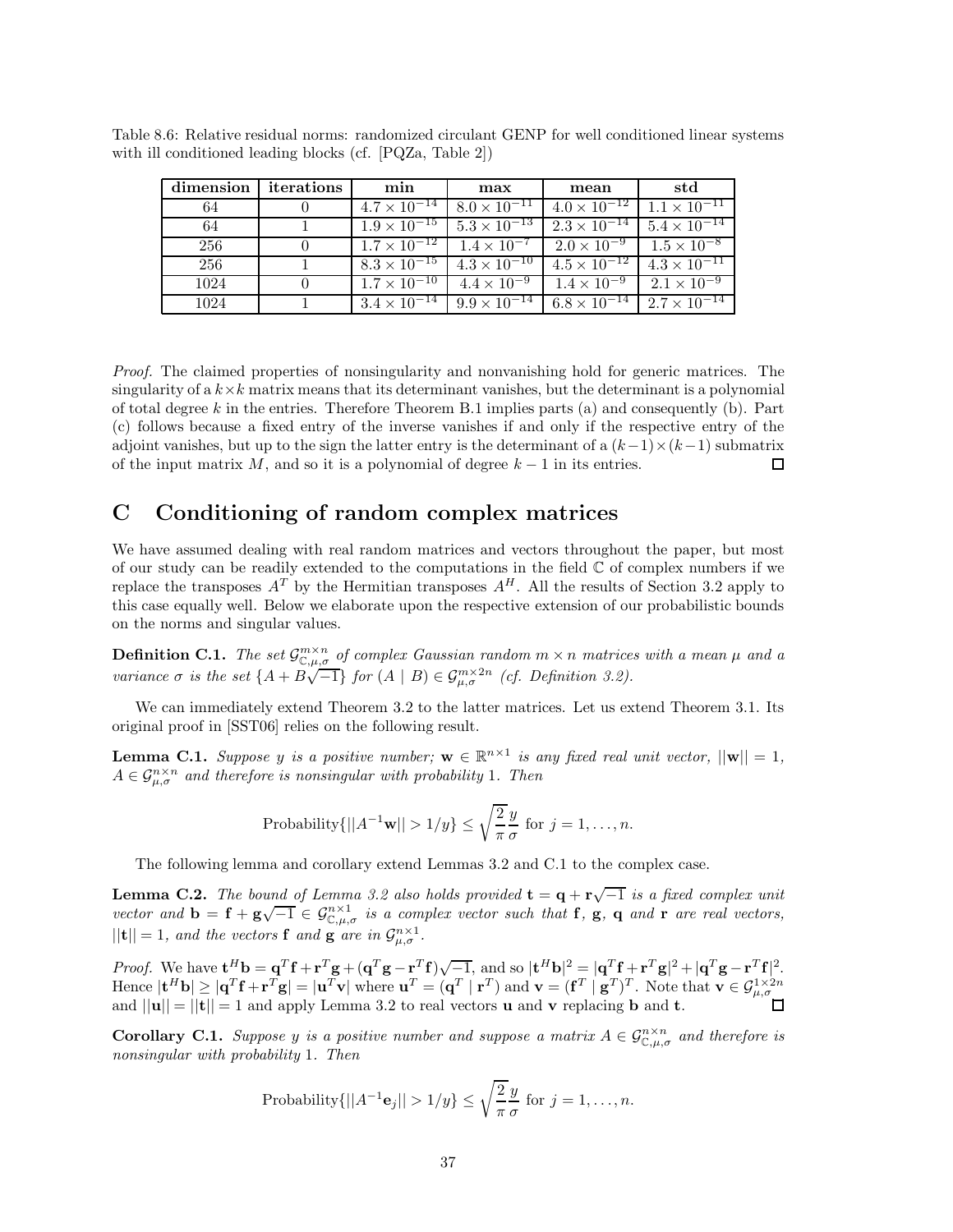Table 8.6: Relative residual norms: randomized circulant GENP for well conditioned linear systems with ill conditioned leading blocks (cf. [PQZa, Table 2])

| dimension | iterations | min | max | mean | std |
|---|---|---|---|---|---|
| 64 | 0 | $4.7 \times 10^{-14}$ | $8.0 \times 10^{-11}$ | $4.0 \times 10^{-12}$ | $1.1 \times 10^{-11}$ |
| 64 | 1 | $1.9 \times 10^{-15}$ | $5.3 \times 10^{-13}$ | $2.3 \times 10^{-14}$ | $5.4 \times 10^{-14}$ |
| 256 | 0 | $1.7 \times 10^{-12}$ | $1.4 \times 10^{-7}$ | $2.0 \times 10^{-9}$ | $1.5 \times 10^{-8}$ |
| 256 | 1 | $8.3 \times 10^{-15}$ | $4.3 \times 10^{-10}$ | $4.5 \times 10^{-12}$ | $4.3 \times 10^{-11}$ |
| 1024 | 0 | $1.7 \times 10^{-10}$ | $4.4 \times 10^{-9}$ | $1.4 \times 10^{-9}$ | $2.1 \times 10^{-9}$ |
| 1024 | 1 | $3.4 \times 10^{-14}$ | $9.9 \times 10^{-14}$ | $6.8 \times 10^{-14}$ | $2.7 \times 10^{-14}$ |

*Proof.* The claimed properties of nonsingularity and nonvanishing hold for generic matrices. The singularity of a $k \times k$ matrix means that its determinant vanishes, but the determinant is a polynomial of total degree $k$ in the entries. Therefore Theorem B.1 implies parts (a) and consequently (b). Part (c) follows because a fixed entry of the inverse vanishes if and only if the respective entry of the adjoint vanishes, but up to the sign the latter entry is the determinant of a $(k-1)\times(k-1)$ submatrix of the input matrix $M$, and so it is a polynomial of degree $k-1$ in its entries. □

# C Conditioning of random complex matrices

We have assumed dealing with real random matrices and vectors throughout the paper, but most of our study can be readily extended to the computations in the field $\mathbb{C}$ of complex numbers if we replace the transposes $A^T$ by the Hermitian transposes $A^H$. All the results of Section 3.2 apply to this case equally well. Below we elaborate upon the respective extension of our probabilistic bounds on the norms and singular values.

**Definition C.1.** *The set $\mathcal{G}^{m\times n}_{\mathbb{C},\mu,\sigma}$ of complex Gaussian random $m \times n$ matrices with a mean $\mu$ and a variance $\sigma$ is the set $\{A + B\sqrt{-1}\}$ for $(A \mid B) \in \mathcal{G}^{m\times 2n}_{\mu,\sigma}$ (cf. Definition 3.2).*

We can immediately extend Theorem 3.2 to the latter matrices. Let us extend Theorem 3.1. Its original proof in [SST06] relies on the following result.

**Lemma C.1.** *Suppose $y$ is a positive number; $\mathbf{w} \in \mathbb{R}^{n\times 1}$ is any fixed real unit vector, $||\mathbf{w}|| = 1$, $A \in \mathcal{G}^{n\times n}_{\mu,\sigma}$ and therefore is nonsingular with probability 1. Then*

$$\text{Probability}\{||A^{-1}\mathbf{w}|| > 1/y\} \leq \sqrt{\frac{2}{\pi}}\frac{y}{\sigma} \text{ for } j = 1, \ldots, n.$$

The following lemma and corollary extend Lemmas 3.2 and C.1 to the complex case.

**Lemma C.2.** *The bound of Lemma 3.2 also holds provided $\mathbf{t} = \mathbf{q} + \mathbf{r}\sqrt{-1}$ is a fixed complex unit vector and $\mathbf{b} = \mathbf{f} + \mathbf{g}\sqrt{-1} \in \mathcal{G}^{n\times 1}_{\mathbb{C},\mu,\sigma}$ is a complex vector such that $\mathbf{f}$, $\mathbf{g}$, $\mathbf{q}$ and $\mathbf{r}$ are real vectors, $||\mathbf{t}|| = 1$, and the vectors $\mathbf{f}$ and $\mathbf{g}$ are in $\mathcal{G}^{n\times 1}_{\mu,\sigma}$.*

*Proof.* We have $\mathbf{t}^H\mathbf{b} = \mathbf{q}^T\mathbf{f} + \mathbf{r}^T\mathbf{g} + (\mathbf{q}^T\mathbf{g} - \mathbf{r}^T\mathbf{f})\sqrt{-1}$, and so $|\mathbf{t}^H\mathbf{b}|^2 = |\mathbf{q}^T\mathbf{f} + \mathbf{r}^T\mathbf{g}|^2 + |\mathbf{q}^T\mathbf{g} - \mathbf{r}^T\mathbf{f}|^2$. Hence $|\mathbf{t}^H\mathbf{b}| \geq |\mathbf{q}^T\mathbf{f} + \mathbf{r}^T\mathbf{g}| = |\mathbf{u}^T\mathbf{v}|$ where $\mathbf{u}^T = (\mathbf{q}^T \mid \mathbf{r}^T)$ and $\mathbf{v} = (\mathbf{f}^T \mid \mathbf{g}^T)^T$. Note that $\mathbf{v} \in \mathcal{G}^{1\times 2n}_{\mu,\sigma}$ and $||\mathbf{u}|| = ||\mathbf{t}|| = 1$ and apply Lemma 3.2 to real vectors $\mathbf{u}$ and $\mathbf{v}$ replacing $\mathbf{b}$ and $\mathbf{t}$. □

**Corollary C.1.** *Suppose $y$ is a positive number and suppose a matrix $A \in \mathcal{G}^{n\times n}_{\mathbb{C},\mu,\sigma}$ and therefore is nonsingular with probability 1. Then*

$$\text{Probability}\{||A^{-1}\mathbf{e}_j|| > 1/y\} \leq \sqrt{\frac{2}{\pi}}\frac{y}{\sigma} \text{ for } j = 1, \ldots, n.$$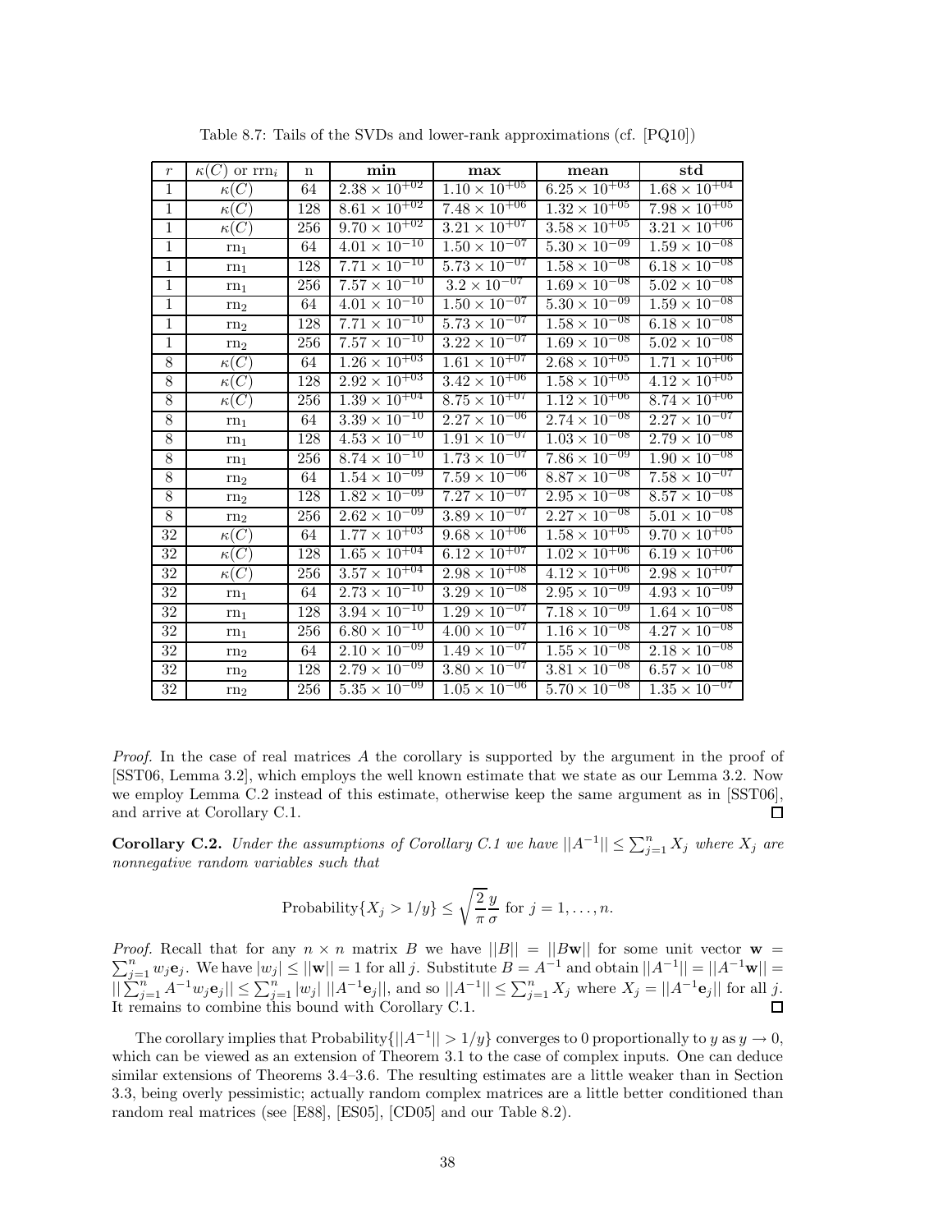Table 8.7: Tails of the SVDs and lower-rank approximations (cf. [PQ10])

| $r$ | $\kappa(C)$ or $\mathrm{rrn}_i$ | n | **min** | **max** | **mean** | **std** |
|---|---|---|---|---|---|---|
| 1 | $\kappa(C)$ | 64 | $2.38 \times 10^{+02}$ | $1.10 \times 10^{+05}$ | $6.25 \times 10^{+03}$ | $1.68 \times 10^{+04}$ |
| 1 | $\kappa(C)$ | 128 | $8.61 \times 10^{+02}$ | $7.48 \times 10^{+06}$ | $1.32 \times 10^{+05}$ | $7.98 \times 10^{+05}$ |
| 1 | $\kappa(C)$ | 256 | $9.70 \times 10^{+02}$ | $3.21 \times 10^{+07}$ | $3.58 \times 10^{+05}$ | $3.21 \times 10^{+06}$ |
| 1 | $\mathrm{rn}_1$ | 64 | $4.01 \times 10^{-10}$ | $1.50 \times 10^{-07}$ | $5.30 \times 10^{-09}$ | $1.59 \times 10^{-08}$ |
| 1 | $\mathrm{rn}_1$ | 128 | $7.71 \times 10^{-10}$ | $5.73 \times 10^{-07}$ | $1.58 \times 10^{-08}$ | $6.18 \times 10^{-08}$ |
| 1 | $\mathrm{rn}_1$ | 256 | $7.57 \times 10^{-10}$ | $3.2 \times 10^{-07}$ | $1.69 \times 10^{-08}$ | $5.02 \times 10^{-08}$ |
| 1 | $\mathrm{rn}_2$ | 64 | $4.01 \times 10^{-10}$ | $1.50 \times 10^{-07}$ | $5.30 \times 10^{-09}$ | $1.59 \times 10^{-08}$ |
| 1 | $\mathrm{rn}_2$ | 128 | $7.71 \times 10^{-10}$ | $5.73 \times 10^{-07}$ | $1.58 \times 10^{-08}$ | $6.18 \times 10^{-08}$ |
| 1 | $\mathrm{rn}_2$ | 256 | $7.57 \times 10^{-10}$ | $3.22 \times 10^{-07}$ | $1.69 \times 10^{-08}$ | $5.02 \times 10^{-08}$ |
| 8 | $\kappa(C)$ | 64 | $1.26 \times 10^{+03}$ | $1.61 \times 10^{+07}$ | $2.68 \times 10^{+05}$ | $1.71 \times 10^{+06}$ |
| 8 | $\kappa(C)$ | 128 | $2.92 \times 10^{+03}$ | $3.42 \times 10^{+06}$ | $1.58 \times 10^{+05}$ | $4.12 \times 10^{+05}$ |
| 8 | $\kappa(C)$ | 256 | $1.39 \times 10^{+04}$ | $8.75 \times 10^{+07}$ | $1.12 \times 10^{+06}$ | $8.74 \times 10^{+06}$ |
| 8 | $\mathrm{rn}_1$ | 64 | $3.39 \times 10^{-10}$ | $2.27 \times 10^{-06}$ | $2.74 \times 10^{-08}$ | $2.27 \times 10^{-07}$ |
| 8 | $\mathrm{rn}_1$ | 128 | $4.53 \times 10^{-10}$ | $1.91 \times 10^{-07}$ | $1.03 \times 10^{-08}$ | $2.79 \times 10^{-08}$ |
| 8 | $\mathrm{rn}_1$ | 256 | $8.74 \times 10^{-10}$ | $1.73 \times 10^{-07}$ | $7.86 \times 10^{-09}$ | $1.90 \times 10^{-08}$ |
| 8 | $\mathrm{rn}_2$ | 64 | $1.54 \times 10^{-09}$ | $7.59 \times 10^{-06}$ | $8.87 \times 10^{-08}$ | $7.58 \times 10^{-07}$ |
| 8 | $\mathrm{rn}_2$ | 128 | $1.82 \times 10^{-09}$ | $7.27 \times 10^{-07}$ | $2.95 \times 10^{-08}$ | $8.57 \times 10^{-08}$ |
| 8 | $\mathrm{rn}_2$ | 256 | $2.62 \times 10^{-09}$ | $3.89 \times 10^{-07}$ | $2.27 \times 10^{-08}$ | $5.01 \times 10^{-08}$ |
| 32 | $\kappa(C)$ | 64 | $1.77 \times 10^{+03}$ | $9.68 \times 10^{+06}$ | $1.58 \times 10^{+05}$ | $9.70 \times 10^{+05}$ |
| 32 | $\kappa(C)$ | 128 | $1.65 \times 10^{+04}$ | $6.12 \times 10^{+07}$ | $1.02 \times 10^{+06}$ | $6.19 \times 10^{+06}$ |
| 32 | $\kappa(C)$ | 256 | $3.57 \times 10^{+04}$ | $2.98 \times 10^{+08}$ | $4.12 \times 10^{+06}$ | $2.98 \times 10^{+07}$ |
| 32 | $\mathrm{rn}_1$ | 64 | $2.73 \times 10^{-10}$ | $3.29 \times 10^{-08}$ | $2.95 \times 10^{-09}$ | $4.93 \times 10^{-09}$ |
| 32 | $\mathrm{rn}_1$ | 128 | $3.94 \times 10^{-10}$ | $1.29 \times 10^{-07}$ | $7.18 \times 10^{-09}$ | $1.64 \times 10^{-08}$ |
| 32 | $\mathrm{rn}_1$ | 256 | $6.80 \times 10^{-10}$ | $4.00 \times 10^{-07}$ | $1.16 \times 10^{-08}$ | $4.27 \times 10^{-08}$ |
| 32 | $\mathrm{rn}_2$ | 64 | $2.10 \times 10^{-09}$ | $1.49 \times 10^{-07}$ | $1.55 \times 10^{-08}$ | $2.18 \times 10^{-08}$ |
| 32 | $\mathrm{rn}_2$ | 128 | $2.79 \times 10^{-09}$ | $3.80 \times 10^{-07}$ | $3.81 \times 10^{-08}$ | $6.57 \times 10^{-08}$ |
| 32 | $\mathrm{rn}_2$ | 256 | $5.35 \times 10^{-09}$ | $1.05 \times 10^{-06}$ | $5.70 \times 10^{-08}$ | $1.35 \times 10^{-07}$ |

*Proof.* In the case of real matrices $A$ the corollary is supported by the argument in the proof of [SST06, Lemma 3.2], which employs the well known estimate that we state as our Lemma 3.2. Now we employ Lemma C.2 instead of this estimate, otherwise keep the same argument as in [SST06], and arrive at Corollary C.1. □

**Corollary C.2.** *Under the assumptions of Corollary C.1 we have $||A^{-1}|| \leq \sum_{j=1}^{n} X_j$ where $X_j$ are nonnegative random variables such that*

$$\text{Probability}\{X_j > 1/y\} \leq \sqrt{\frac{2}{\pi}}\frac{y}{\sigma} \text{ for } j = 1, \ldots, n.$$

*Proof.* Recall that for any $n \times n$ matrix $B$ we have $||B|| = ||B\mathbf{w}||$ for some unit vector $\mathbf{w} = \sum_{j=1}^{n} w_j \mathbf{e}_j$. We have $|w_j| \leq ||\mathbf{w}|| = 1$ for all $j$. Substitute $B = A^{-1}$ and obtain $||A^{-1}|| = ||A^{-1}\mathbf{w}|| = ||\sum_{j=1}^{n} A^{-1} w_j \mathbf{e}_j|| \leq \sum_{j=1}^{n} |w_j| \; ||A^{-1}\mathbf{e}_j||$, and so $||A^{-1}|| \leq \sum_{j=1}^{n} X_j$ where $X_j = ||A^{-1}\mathbf{e}_j||$ for all $j$. It remains to combine this bound with Corollary C.1. □

The corollary implies that Probability$\{||A^{-1}|| > 1/y\}$ converges to 0 proportionally to $y$ as $y \to 0$, which can be viewed as an extension of Theorem 3.1 to the case of complex inputs. One can deduce similar extensions of Theorems 3.4–3.6. The resulting estimates are a little weaker than in Section 3.3, being overly pessimistic; actually random complex matrices are a little better conditioned than random real matrices (see [E88], [ES05], [CD05] and our Table 8.2).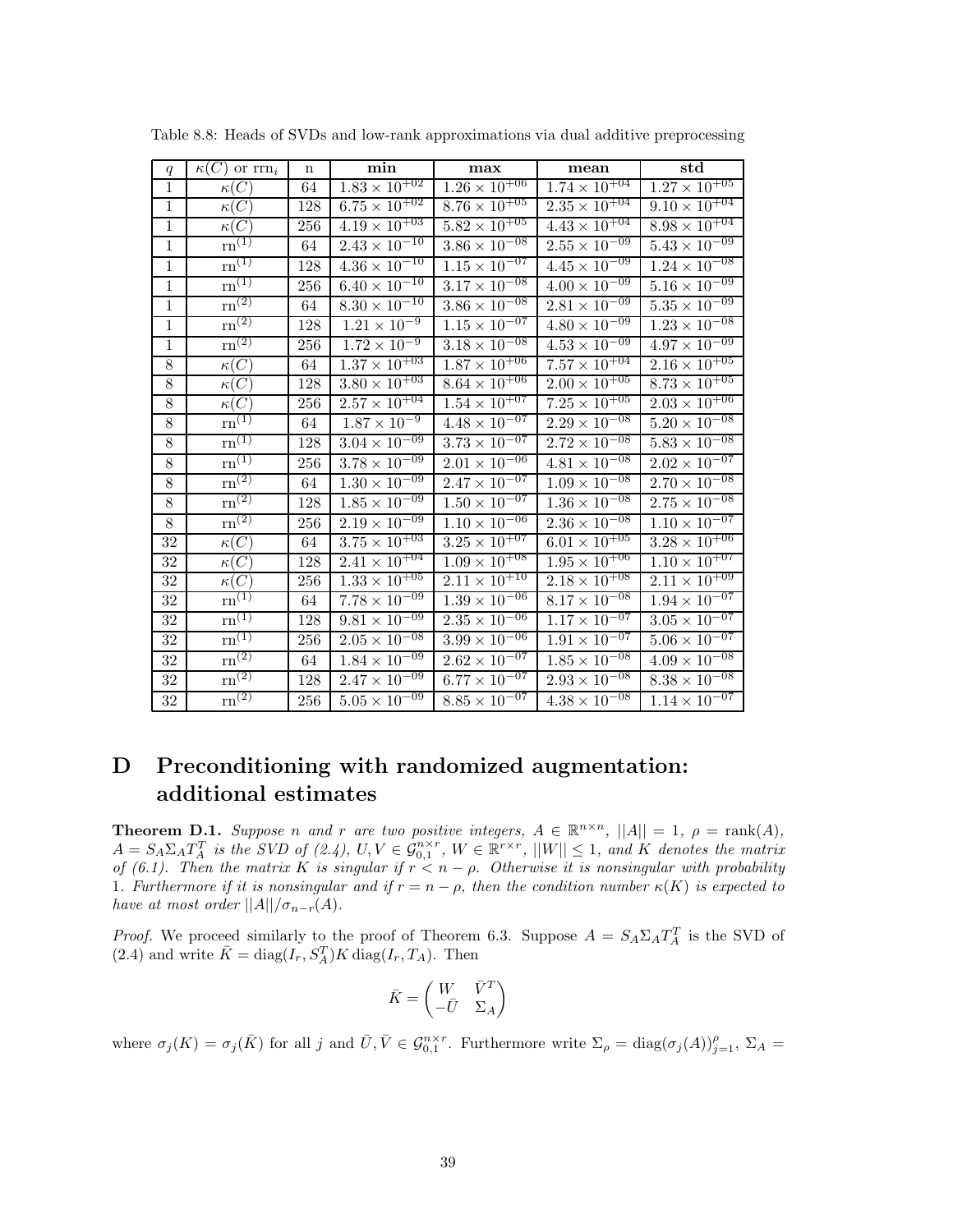Table 8.8: Heads of SVDs and low-rank approximations via dual additive preprocessing

| $q$ | $\kappa(C)$ or $\text{rrn}_i$ | n | **min** | **max** | **mean** | **std** |
|---|---|---|---|---|---|---|
| 1 | $\kappa(C)$ | 64 | $1.83 \times 10^{+02}$ | $1.26 \times 10^{+06}$ | $1.74 \times 10^{+04}$ | $1.27 \times 10^{+05}$ |
| 1 | $\kappa(C)$ | 128 | $6.75 \times 10^{+02}$ | $8.76 \times 10^{+05}$ | $2.35 \times 10^{+04}$ | $9.10 \times 10^{+04}$ |
| 1 | $\kappa(C)$ | 256 | $4.19 \times 10^{+03}$ | $5.82 \times 10^{+05}$ | $4.43 \times 10^{+04}$ | $8.98 \times 10^{+04}$ |
| 1 | $\text{rn}^{(1)}$ | 64 | $2.43 \times 10^{-10}$ | $3.86 \times 10^{-08}$ | $2.55 \times 10^{-09}$ | $5.43 \times 10^{-09}$ |
| 1 | $\text{rn}^{(1)}$ | 128 | $4.36 \times 10^{-10}$ | $1.15 \times 10^{-07}$ | $4.45 \times 10^{-09}$ | $1.24 \times 10^{-08}$ |
| 1 | $\text{rn}^{(1)}$ | 256 | $6.40 \times 10^{-10}$ | $3.17 \times 10^{-08}$ | $4.00 \times 10^{-09}$ | $5.16 \times 10^{-09}$ |
| 1 | $\text{rn}^{(2)}$ | 64 | $8.30 \times 10^{-10}$ | $3.86 \times 10^{-08}$ | $2.81 \times 10^{-09}$ | $5.35 \times 10^{-09}$ |
| 1 | $\text{rn}^{(2)}$ | 128 | $1.21 \times 10^{-9}$ | $1.15 \times 10^{-07}$ | $4.80 \times 10^{-09}$ | $1.23 \times 10^{-08}$ |
| 1 | $\text{rn}^{(2)}$ | 256 | $1.72 \times 10^{-9}$ | $3.18 \times 10^{-08}$ | $4.53 \times 10^{-09}$ | $4.97 \times 10^{-09}$ |
| 8 | $\kappa(C)$ | 64 | $1.37 \times 10^{+03}$ | $1.87 \times 10^{+06}$ | $7.57 \times 10^{+04}$ | $2.16 \times 10^{+05}$ |
| 8 | $\kappa(C)$ | 128 | $3.80 \times 10^{+03}$ | $8.64 \times 10^{+06}$ | $2.00 \times 10^{+05}$ | $8.73 \times 10^{+05}$ |
| 8 | $\kappa(C)$ | 256 | $2.57 \times 10^{+04}$ | $1.54 \times 10^{+07}$ | $7.25 \times 10^{+05}$ | $2.03 \times 10^{+06}$ |
| 8 | $\text{rn}^{(1)}$ | 64 | $1.87 \times 10^{-9}$ | $4.48 \times 10^{-07}$ | $2.29 \times 10^{-08}$ | $5.20 \times 10^{-08}$ |
| 8 | $\text{rn}^{(1)}$ | 128 | $3.04 \times 10^{-09}$ | $3.73 \times 10^{-07}$ | $2.72 \times 10^{-08}$ | $5.83 \times 10^{-08}$ |
| 8 | $\text{rn}^{(1)}$ | 256 | $3.78 \times 10^{-09}$ | $2.01 \times 10^{-06}$ | $4.81 \times 10^{-08}$ | $2.02 \times 10^{-07}$ |
| 8 | $\text{rn}^{(2)}$ | 64 | $1.30 \times 10^{-09}$ | $2.47 \times 10^{-07}$ | $1.09 \times 10^{-08}$ | $2.70 \times 10^{-08}$ |
| 8 | $\text{rn}^{(2)}$ | 128 | $1.85 \times 10^{-09}$ | $1.50 \times 10^{-07}$ | $1.36 \times 10^{-08}$ | $2.75 \times 10^{-08}$ |
| 8 | $\text{rn}^{(2)}$ | 256 | $2.19 \times 10^{-09}$ | $1.10 \times 10^{-06}$ | $2.36 \times 10^{-08}$ | $1.10 \times 10^{-07}$ |
| 32 | $\kappa(C)$ | 64 | $3.75 \times 10^{+03}$ | $3.25 \times 10^{+07}$ | $6.01 \times 10^{+05}$ | $3.28 \times 10^{+06}$ |
| 32 | $\kappa(C)$ | 128 | $2.41 \times 10^{+04}$ | $1.09 \times 10^{+08}$ | $1.95 \times 10^{+06}$ | $1.10 \times 10^{+07}$ |
| 32 | $\kappa(C)$ | 256 | $1.33 \times 10^{+05}$ | $2.11 \times 10^{+10}$ | $2.18 \times 10^{+08}$ | $2.11 \times 10^{+09}$ |
| 32 | $\text{rn}^{(1)}$ | 64 | $7.78 \times 10^{-09}$ | $1.39 \times 10^{-06}$ | $8.17 \times 10^{-08}$ | $1.94 \times 10^{-07}$ |
| 32 | $\text{rn}^{(1)}$ | 128 | $9.81 \times 10^{-09}$ | $2.35 \times 10^{-06}$ | $1.17 \times 10^{-07}$ | $3.05 \times 10^{-07}$ |
| 32 | $\text{rn}^{(1)}$ | 256 | $2.05 \times 10^{-08}$ | $3.99 \times 10^{-06}$ | $1.91 \times 10^{-07}$ | $5.06 \times 10^{-07}$ |
| 32 | $\text{rn}^{(2)}$ | 64 | $1.84 \times 10^{-09}$ | $2.62 \times 10^{-07}$ | $1.85 \times 10^{-08}$ | $4.09 \times 10^{-08}$ |
| 32 | $\text{rn}^{(2)}$ | 128 | $2.47 \times 10^{-09}$ | $6.77 \times 10^{-07}$ | $2.93 \times 10^{-08}$ | $8.38 \times 10^{-08}$ |
| 32 | $\text{rn}^{(2)}$ | 256 | $5.05 \times 10^{-09}$ | $8.85 \times 10^{-07}$ | $4.38 \times 10^{-08}$ | $1.14 \times 10^{-07}$ |

# D Preconditioning with randomized augmentation: additional estimates

**Theorem D.1.** *Suppose $n$ and $r$ are two positive integers, $A \in \mathbb{R}^{n\times n}$, $||A|| = 1$, $\rho = \text{rank}(A)$, $A = S_A\Sigma_A T_A^T$ is the SVD of (2.4), $U, V \in \mathcal{G}_{0,1}^{n\times r}$, $W \in \mathbb{R}^{r\times r}$, $||W|| \le 1$, and $K$ denotes the matrix of (6.1). Then the matrix $K$ is singular if $r < n - \rho$. Otherwise it is nonsingular with probability 1. Furthermore if it is nonsingular and if $r = n - \rho$, then the condition number $\kappa(K)$ is expected to have at most order $||A||/\sigma_{n-r}(A)$.*

*Proof.* We proceed similarly to the proof of Theorem 6.3. Suppose $A = S_A\Sigma_A T_A^T$ is the SVD of (2.4) and write $\bar{K} = \text{diag}(I_r, S_A^T)K\,\text{diag}(I_r, T_A)$. Then

$$\bar{K} = \begin{pmatrix} W & \bar{V}^T \\ -\bar{U} & \Sigma_A \end{pmatrix}$$

where $\sigma_j(K) = \sigma_j(\bar{K})$ for all $j$ and $\bar{U}, \bar{V} \in \mathcal{G}_{0,1}^{n\times r}$. Furthermore write $\Sigma_\rho = \text{diag}(\sigma_j(A))_{j=1}^{\rho}$, $\Sigma_A =$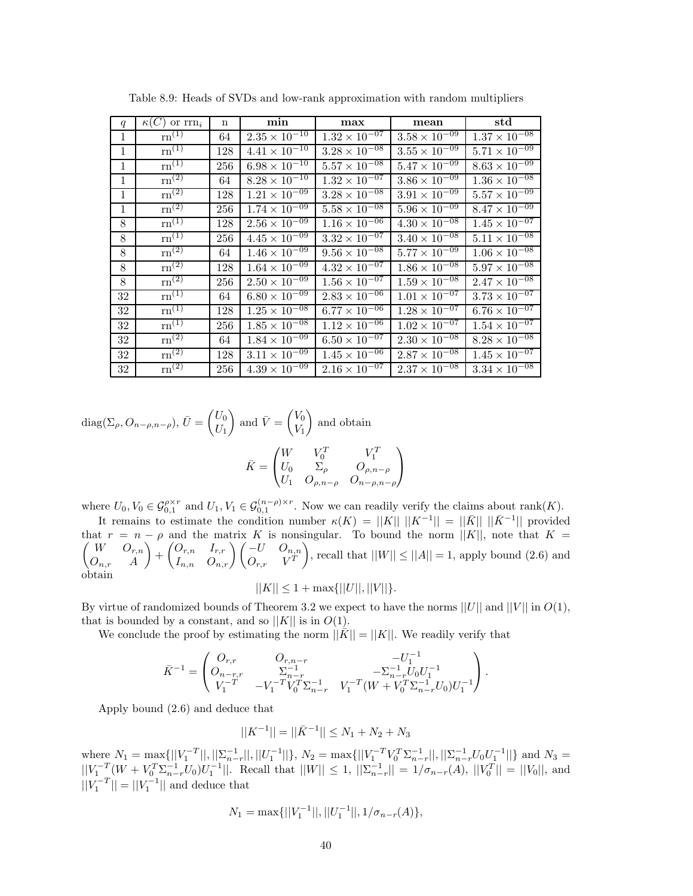Table 8.9: Heads of SVDs and low-rank approximation with random multipliers

| $q$ | $\kappa(C)$ or $\text{rrn}_i$ | n | **min** | **max** | **mean** | **std** |
|---|---|---|---|---|---|---|
| 1 | $\text{rn}^{(1)}$ | 64 | $2.35 \times 10^{-10}$ | $1.32 \times 10^{-07}$ | $3.58 \times 10^{-09}$ | $1.37 \times 10^{-08}$ |
| 1 | $\text{rn}^{(1)}$ | 128 | $4.41 \times 10^{-10}$ | $3.28 \times 10^{-08}$ | $3.55 \times 10^{-09}$ | $5.71 \times 10^{-09}$ |
| 1 | $\text{rn}^{(1)}$ | 256 | $6.98 \times 10^{-10}$ | $5.57 \times 10^{-08}$ | $5.47 \times 10^{-09}$ | $8.63 \times 10^{-09}$ |
| 1 | $\text{rn}^{(2)}$ | 64 | $8.28 \times 10^{-10}$ | $1.32 \times 10^{-07}$ | $3.86 \times 10^{-09}$ | $1.36 \times 10^{-08}$ |
| 1 | $\text{rn}^{(2)}$ | 128 | $1.21 \times 10^{-09}$ | $3.28 \times 10^{-08}$ | $3.91 \times 10^{-09}$ | $5.57 \times 10^{-09}$ |
| 1 | $\text{rn}^{(2)}$ | 256 | $1.74 \times 10^{-09}$ | $5.58 \times 10^{-08}$ | $5.96 \times 10^{-09}$ | $8.47 \times 10^{-09}$ |
| 8 | $\text{rn}^{(1)}$ | 128 | $2.56 \times 10^{-09}$ | $1.16 \times 10^{-06}$ | $4.30 \times 10^{-08}$ | $1.45 \times 10^{-07}$ |
| 8 | $\text{rn}^{(1)}$ | 256 | $4.45 \times 10^{-09}$ | $3.32 \times 10^{-07}$ | $3.40 \times 10^{-08}$ | $5.11 \times 10^{-08}$ |
| 8 | $\text{rn}^{(2)}$ | 64 | $1.46 \times 10^{-09}$ | $9.56 \times 10^{-08}$ | $5.77 \times 10^{-09}$ | $1.06 \times 10^{-08}$ |
| 8 | $\text{rn}^{(2)}$ | 128 | $1.64 \times 10^{-09}$ | $4.32 \times 10^{-07}$ | $1.86 \times 10^{-08}$ | $5.97 \times 10^{-08}$ |
| 8 | $\text{rn}^{(2)}$ | 256 | $2.50 \times 10^{-09}$ | $1.56 \times 10^{-07}$ | $1.59 \times 10^{-08}$ | $2.47 \times 10^{-08}$ |
| 32 | $\text{rn}^{(1)}$ | 64 | $6.80 \times 10^{-09}$ | $2.83 \times 10^{-06}$ | $1.01 \times 10^{-07}$ | $3.73 \times 10^{-07}$ |
| 32 | $\text{rn}^{(1)}$ | 128 | $1.25 \times 10^{-08}$ | $6.77 \times 10^{-06}$ | $1.28 \times 10^{-07}$ | $6.76 \times 10^{-07}$ |
| 32 | $\text{rn}^{(1)}$ | 256 | $1.85 \times 10^{-08}$ | $1.12 \times 10^{-06}$ | $1.02 \times 10^{-07}$ | $1.54 \times 10^{-07}$ |
| 32 | $\text{rn}^{(2)}$ | 64 | $1.84 \times 10^{-09}$ | $6.50 \times 10^{-07}$ | $2.30 \times 10^{-08}$ | $8.28 \times 10^{-08}$ |
| 32 | $\text{rn}^{(2)}$ | 128 | $3.11 \times 10^{-09}$ | $1.45 \times 10^{-06}$ | $2.87 \times 10^{-08}$ | $1.45 \times 10^{-07}$ |
| 32 | $\text{rn}^{(2)}$ | 256 | $4.39 \times 10^{-09}$ | $2.16 \times 10^{-07}$ | $2.37 \times 10^{-08}$ | $3.34 \times 10^{-08}$ |

$\text{diag}(\Sigma_\rho, O_{n-\rho,n-\rho})$, $\bar{U} = \begin{pmatrix} U_0 \\ U_1 \end{pmatrix}$ and $\bar{V} = \begin{pmatrix} V_0 \\ V_1 \end{pmatrix}$ and obtain

$$\bar{K} = \begin{pmatrix} W & V_0^T & V_1^T \\ U_0 & \Sigma_\rho & O_{\rho,n-\rho} \\ U_1 & O_{\rho,n-\rho} & O_{n-\rho,n-\rho} \end{pmatrix}$$

where $U_0, V_0 \in \mathcal{G}_{0,1}^{\rho \times r}$ and $U_1, V_1 \in \mathcal{G}_{0,1}^{(n-\rho)\times r}$. Now we can readily verify the claims about $\text{rank}(K)$.

It remains to estimate the condition number $\kappa(K) = ||K||\ ||K^{-1}|| = ||\bar{K}||\ ||\bar{K}^{-1}||$ provided that $r = n - \rho$ and the matrix $K$ is nonsingular. To bound the norm $||K||$, note that $K = \begin{pmatrix} W & O_{r,n} \\ O_{n,r} & A \end{pmatrix} + \begin{pmatrix} O_{r,n} & I_{r,r} \\ I_{n,n} & O_{n,r} \end{pmatrix} \begin{pmatrix} -U & O_{n,n} \\ O_{r,r} & V^T \end{pmatrix}$, recall that $||W|| \le ||A|| = 1$, apply bound (2.6) and obtain

$$||K|| \le 1 + \max\{||U||, ||V||\}.$$

By virtue of randomized bounds of Theorem 3.2 we expect to have the norms $||U||$ and $||V||$ in $O(1)$, that is bounded by a constant, and so $||K||$ is in $O(1)$.

We conclude the proof by estimating the norm $||\bar{K}|| = ||K||$. We readily verify that

$$\bar{K}^{-1} = \begin{pmatrix} O_{r,r} & O_{r,n-r} & -U_1^{-1} \\ O_{n-r,r} & \Sigma_{n-r}^{-1} & -\Sigma_{n-r}^{-1} U_0 U_1^{-1} \\ V_1^{-T} & -V_1^{-T} V_0^T \Sigma_{n-r}^{-1} & V_1^{-T}(W + V_0^T \Sigma_{n-r}^{-1} U_0) U_1^{-1} \end{pmatrix}.$$

Apply bound (2.6) and deduce that

$$||K^{-1}|| = ||\bar{K}^{-1}|| \le N_1 + N_2 + N_3$$

where $N_1 = \max\{||V_1^{-T}||, ||\Sigma_{n-r}^{-1}||, ||U_1^{-1}||\}$, $N_2 = \max\{||V_1^{-T} V_0^T \Sigma_{n-r}^{-1}||, ||\Sigma_{n-r}^{-1} U_0 U_1^{-1}||\}$ and $N_3 = ||V_1^{-T}(W + V_0^T \Sigma_{n-r}^{-1} U_0) U_1^{-1}||$. Recall that $||W|| \le 1$, $||\Sigma_{n-r}^{-1}|| = 1/\sigma_{n-r}(A)$, $||V_0^T|| = ||V_0||$, and $||V_1^{-T}|| = ||V_1^{-1}||$ and deduce that

$$N_1 = \max\{||V_1^{-1}||, ||U_1^{-1}||, 1/\sigma_{n-r}(A)\},$$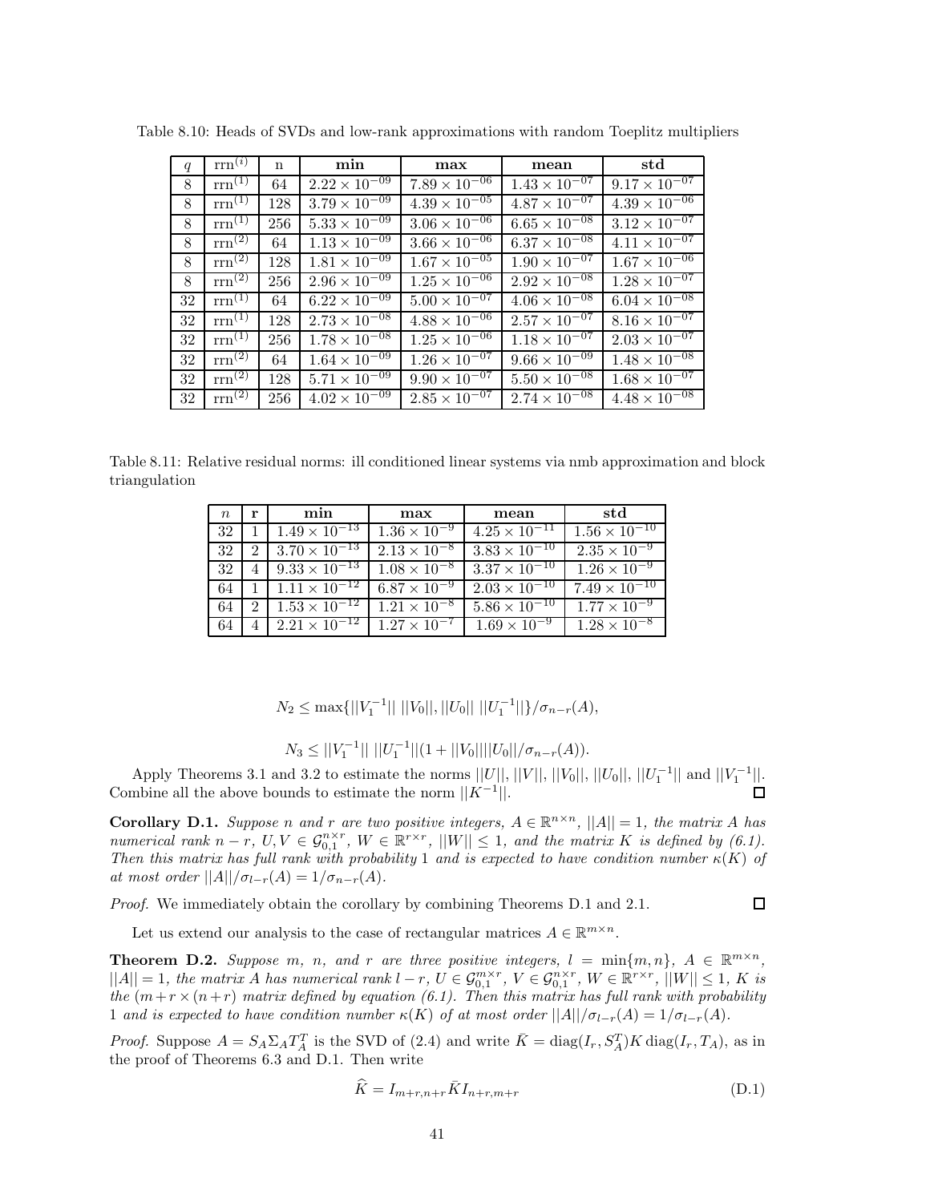Table 8.10: Heads of SVDs and low-rank approximations with random Toeplitz multipliers

| $q$ | $\mathrm{rrn}^{(i)}$ | n | **min** | **max** | **mean** | **std** |
|---|---|---|---|---|---|---|
| 8 | $\mathrm{rrn}^{(1)}$ | 64 | $2.22 \times 10^{-09}$ | $7.89 \times 10^{-06}$ | $1.43 \times 10^{-07}$ | $9.17 \times 10^{-07}$ |
| 8 | $\mathrm{rrn}^{(1)}$ | 128 | $3.79 \times 10^{-09}$ | $4.39 \times 10^{-05}$ | $4.87 \times 10^{-07}$ | $4.39 \times 10^{-06}$ |
| 8 | $\mathrm{rrn}^{(1)}$ | 256 | $5.33 \times 10^{-09}$ | $3.06 \times 10^{-06}$ | $6.65 \times 10^{-08}$ | $3.12 \times 10^{-07}$ |
| 8 | $\mathrm{rrn}^{(2)}$ | 64 | $1.13 \times 10^{-09}$ | $3.66 \times 10^{-06}$ | $6.37 \times 10^{-08}$ | $4.11 \times 10^{-07}$ |
| 8 | $\mathrm{rrn}^{(2)}$ | 128 | $1.81 \times 10^{-09}$ | $1.67 \times 10^{-05}$ | $1.90 \times 10^{-07}$ | $1.67 \times 10^{-06}$ |
| 8 | $\mathrm{rrn}^{(2)}$ | 256 | $2.96 \times 10^{-09}$ | $1.25 \times 10^{-06}$ | $2.92 \times 10^{-08}$ | $1.28 \times 10^{-07}$ |
| 32 | $\mathrm{rrn}^{(1)}$ | 64 | $6.22 \times 10^{-09}$ | $5.00 \times 10^{-07}$ | $4.06 \times 10^{-08}$ | $6.04 \times 10^{-08}$ |
| 32 | $\mathrm{rrn}^{(1)}$ | 128 | $2.73 \times 10^{-08}$ | $4.88 \times 10^{-06}$ | $2.57 \times 10^{-07}$ | $8.16 \times 10^{-07}$ |
| 32 | $\mathrm{rrn}^{(1)}$ | 256 | $1.78 \times 10^{-08}$ | $1.25 \times 10^{-06}$ | $1.18 \times 10^{-07}$ | $2.03 \times 10^{-07}$ |
| 32 | $\mathrm{rrn}^{(2)}$ | 64 | $1.64 \times 10^{-09}$ | $1.26 \times 10^{-07}$ | $9.66 \times 10^{-09}$ | $1.48 \times 10^{-08}$ |
| 32 | $\mathrm{rrn}^{(2)}$ | 128 | $5.71 \times 10^{-09}$ | $9.90 \times 10^{-07}$ | $5.50 \times 10^{-08}$ | $1.68 \times 10^{-07}$ |
| 32 | $\mathrm{rrn}^{(2)}$ | 256 | $4.02 \times 10^{-09}$ | $2.85 \times 10^{-07}$ | $2.74 \times 10^{-08}$ | $4.48 \times 10^{-08}$ |

Table 8.11: Relative residual norms: ill conditioned linear systems via nmb approximation and block triangulation

| $n$ | **r** | **min** | **max** | **mean** | **std** |
|---|---|---|---|---|---|
| 32 | 1 | $1.49 \times 10^{-13}$ | $1.36 \times 10^{-9}$ | $4.25 \times 10^{-11}$ | $1.56 \times 10^{-10}$ |
| 32 | 2 | $3.70 \times 10^{-13}$ | $2.13 \times 10^{-8}$ | $3.83 \times 10^{-10}$ | $2.35 \times 10^{-9}$ |
| 32 | 4 | $9.33 \times 10^{-13}$ | $1.08 \times 10^{-8}$ | $3.37 \times 10^{-10}$ | $1.26 \times 10^{-9}$ |
| 64 | 1 | $1.11 \times 10^{-12}$ | $6.87 \times 10^{-9}$ | $2.03 \times 10^{-10}$ | $7.49 \times 10^{-10}$ |
| 64 | 2 | $1.53 \times 10^{-12}$ | $1.21 \times 10^{-8}$ | $5.86 \times 10^{-10}$ | $1.77 \times 10^{-9}$ |
| 64 | 4 | $2.21 \times 10^{-12}$ | $1.27 \times 10^{-7}$ | $1.69 \times 10^{-9}$ | $1.28 \times 10^{-8}$ |

$$N_2 \leq \max\{||V_1^{-1}||\ ||V_0||, ||U_0||\ ||U_1^{-1}||\}/\sigma_{n-r}(A),$$

$$N_3 \leq ||V_1^{-1}||\ ||U_1^{-1}||(1 + ||V_0||||U_0||/\sigma_{n-r}(A)).$$

Apply Theorems 3.1 and 3.2 to estimate the norms $||U||$, $||V||$, $||V_0||$, $||U_0||$, $||U_1^{-1}||$ and $||V_1^{-1}||$. Combine all the above bounds to estimate the norm $||K^{-1}||$. $\square$

**Corollary D.1.** *Suppose $n$ and $r$ are two positive integers, $A \in \mathbb{R}^{n\times n}$, $||A|| = 1$, the matrix $A$ has numerical rank $n-r$, $U, V \in \mathcal{G}_{0,1}^{n\times r}$, $W \in \mathbb{R}^{r\times r}$, $||W|| \leq 1$, and the matrix $K$ is defined by (6.1). Then this matrix has full rank with probability 1 and is expected to have condition number $\kappa(K)$ of at most order $||A||/\sigma_{l-r}(A) = 1/\sigma_{n-r}(A)$.*

*Proof.* We immediately obtain the corollary by combining Theorems D.1 and 2.1. $\square$

Let us extend our analysis to the case of rectangular matrices $A \in \mathbb{R}^{m\times n}$.

**Theorem D.2.** *Suppose $m$, $n$, and $r$ are three positive integers, $l = \min\{m, n\}$, $A \in \mathbb{R}^{m\times n}$, $||A|| = 1$, the matrix $A$ has numerical rank $l-r$, $U \in \mathcal{G}_{0,1}^{m\times r}$, $V \in \mathcal{G}_{0,1}^{n\times r}$, $W \in \mathbb{R}^{r\times r}$, $||W|| \leq 1$, $K$ is the $(m+r\times(n+r)$ matrix defined by equation (6.1). Then this matrix has full rank with probability 1 and is expected to have condition number $\kappa(K)$ of at most order $||A||/\sigma_{l-r}(A) = 1/\sigma_{l-r}(A)$.*

*Proof.* Suppose $A = S_A\Sigma_A T_A^T$ is the SVD of (2.4) and write $\bar{K} = \operatorname{diag}(I_r, S_A^T)K\operatorname{diag}(I_r, T_A)$, as in the proof of Theorems 6.3 and D.1. Then write

$$\widehat{K} = I_{m+r,n+r}\bar{K}I_{n+r,m+r} \tag{D.1}$$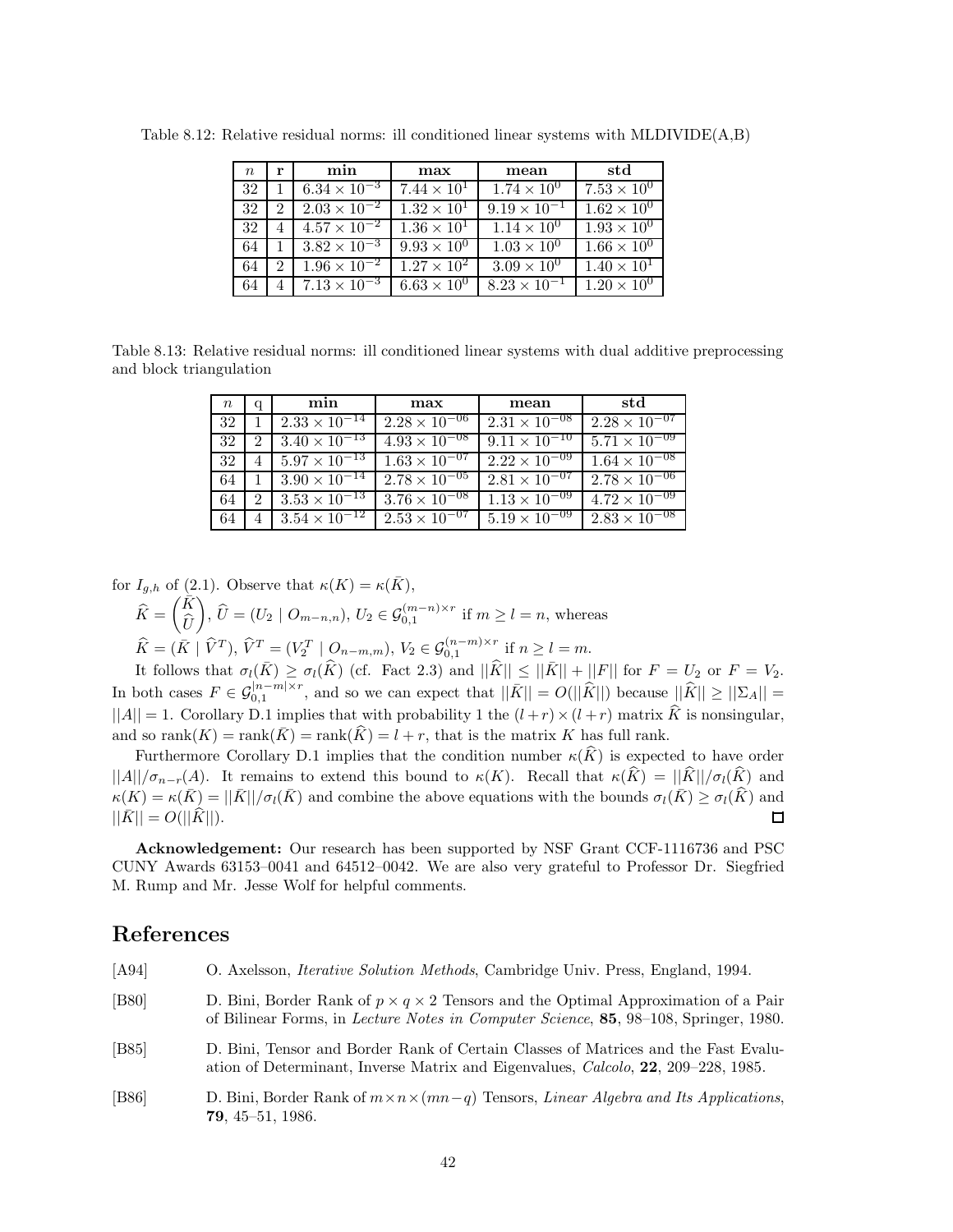Table 8.12: Relative residual norms: ill conditioned linear systems with MLDIVIDE(A,B)

| $n$ | **r** | **min** | **max** | **mean** | **std** |
|---|---|---|---|---|---|
| 32 | 1 | $6.34 \times 10^{-3}$ | $7.44 \times 10^{1}$ | $1.74 \times 10^{0}$ | $7.53 \times 10^{0}$ |
| 32 | 2 | $2.03 \times 10^{-2}$ | $1.32 \times 10^{1}$ | $9.19 \times 10^{-1}$ | $1.62 \times 10^{0}$ |
| 32 | 4 | $4.57 \times 10^{-2}$ | $1.36 \times 10^{1}$ | $1.14 \times 10^{0}$ | $1.93 \times 10^{0}$ |
| 64 | 1 | $3.82 \times 10^{-3}$ | $9.93 \times 10^{0}$ | $1.03 \times 10^{0}$ | $1.66 \times 10^{0}$ |
| 64 | 2 | $1.96 \times 10^{-2}$ | $1.27 \times 10^{2}$ | $3.09 \times 10^{0}$ | $1.40 \times 10^{1}$ |
| 64 | 4 | $7.13 \times 10^{-3}$ | $6.63 \times 10^{0}$ | $8.23 \times 10^{-1}$ | $1.20 \times 10^{0}$ |

Table 8.13: Relative residual norms: ill conditioned linear systems with dual additive preprocessing and block triangulation

| $n$ | q | **min** | **max** | **mean** | **std** |
|---|---|---|---|---|---|
| 32 | 1 | $2.33 \times 10^{-14}$ | $2.28 \times 10^{-06}$ | $2.31 \times 10^{-08}$ | $2.28 \times 10^{-07}$ |
| 32 | 2 | $3.40 \times 10^{-13}$ | $4.93 \times 10^{-08}$ | $9.11 \times 10^{-10}$ | $5.71 \times 10^{-09}$ |
| 32 | 4 | $5.97 \times 10^{-13}$ | $1.63 \times 10^{-07}$ | $2.22 \times 10^{-09}$ | $1.64 \times 10^{-08}$ |
| 64 | 1 | $3.90 \times 10^{-14}$ | $2.78 \times 10^{-05}$ | $2.81 \times 10^{-07}$ | $2.78 \times 10^{-06}$ |
| 64 | 2 | $3.53 \times 10^{-13}$ | $3.76 \times 10^{-08}$ | $1.13 \times 10^{-09}$ | $4.72 \times 10^{-09}$ |
| 64 | 4 | $3.54 \times 10^{-12}$ | $2.53 \times 10^{-07}$ | $5.19 \times 10^{-09}$ | $2.83 \times 10^{-08}$ |

for $I_{g,h}$ of (2.1). Observe that $\kappa(K) = \kappa(\bar{K})$,

$\widehat{K} = \begin{pmatrix} \bar{K} \\ \widehat{U} \end{pmatrix}$, $\widehat{U} = (U_2 \mid O_{m-n,n})$, $U_2 \in \mathcal{G}_{0,1}^{(m-n)\times r}$ if $m \geq l = n$, whereas

$\widehat{K} = (\bar{K} \mid \widehat{V}^T)$, $\widehat{V}^T = (V_2^T \mid O_{n-m,m})$, $V_2 \in \mathcal{G}_{0,1}^{(n-m)\times r}$ if $n \geq l = m$.

It follows that $\sigma_l(\bar{K}) \geq \sigma_l(\widehat{K})$ (cf. Fact 2.3) and $||\widehat{K}|| \leq ||\bar{K}|| + ||F||$ for $F = U_2$ or $F = V_2$. In both cases $F \in \mathcal{G}_{0,1}^{|n-m|\times r}$, and so we can expect that $||\bar{K}|| = O(||\widehat{K}||)$ because $||\widehat{K}|| \geq ||\Sigma_A|| = ||A|| = 1$. Corollary D.1 implies that with probability 1 the $(l+r) \times (l+r)$ matrix $\widehat{K}$ is nonsingular, and so $\text{rank}(K) = \text{rank}(\bar{K}) = \text{rank}(\widehat{K}) = l + r$, that is the matrix $K$ has full rank.

Furthermore Corollary D.1 implies that the condition number $\kappa(\widehat{K})$ is expected to have order $||A||/\sigma_{n-r}(A)$. It remains to extend this bound to $\kappa(K)$. Recall that $\kappa(\widehat{K}) = ||\widehat{K}||/\sigma_l(\widehat{K})$ and $\kappa(K) = \kappa(\bar{K}) = ||\bar{K}||/\sigma_l(\bar{K})$ and combine the above equations with the bounds $\sigma_l(\bar{K}) \geq \sigma_l(\widehat{K})$ and $||\bar{K}|| = O(||\widehat{K}||)$. □

**Acknowledgement:** Our research has been supported by NSF Grant CCF-1116736 and PSC CUNY Awards 63153–0041 and 64512–0042. We are also very grateful to Professor Dr. Siegfried M. Rump and Mr. Jesse Wolf for helpful comments.

# References

[A94] O. Axelsson, *Iterative Solution Methods*, Cambridge Univ. Press, England, 1994.

[B80] D. Bini, Border Rank of $p \times q \times 2$ Tensors and the Optimal Approximation of a Pair of Bilinear Forms, in *Lecture Notes in Computer Science*, **85**, 98–108, Springer, 1980.

[B85] D. Bini, Tensor and Border Rank of Certain Classes of Matrices and the Fast Evaluation of Determinant, Inverse Matrix and Eigenvalues, *Calcolo*, **22**, 209–228, 1985.

[B86] D. Bini, Border Rank of $m \times n \times (mn-q)$ Tensors, *Linear Algebra and Its Applications*, **79**, 45–51, 1986.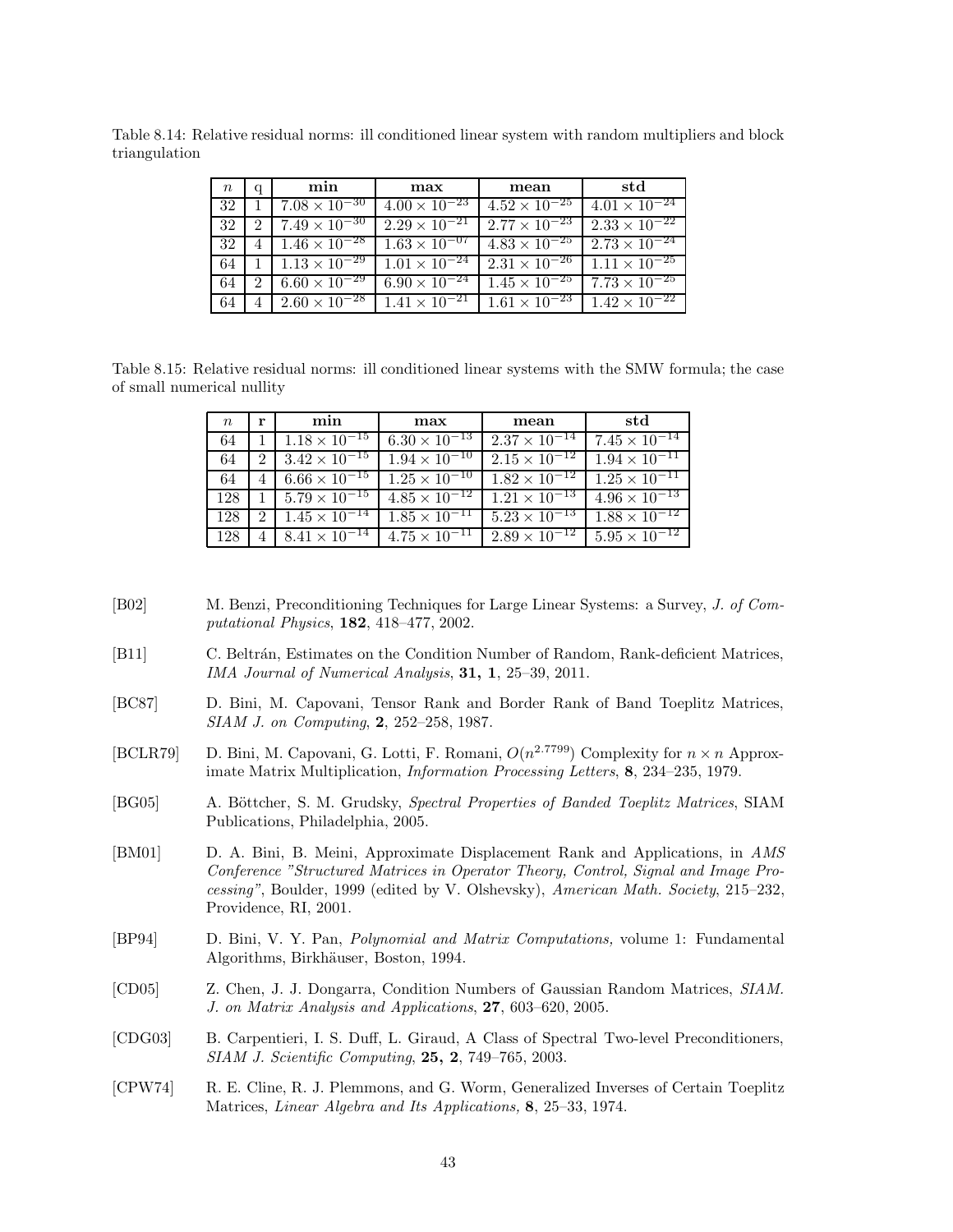Table 8.14: Relative residual norms: ill conditioned linear system with random multipliers and block triangulation

| $n$ | q | **min** | **max** | **mean** | **std** |
|---|---|---|---|---|---|
| 32 | 1 | $7.08 \times 10^{-30}$ | $4.00 \times 10^{-23}$ | $4.52 \times 10^{-25}$ | $4.01 \times 10^{-24}$ |
| 32 | 2 | $7.49 \times 10^{-30}$ | $2.29 \times 10^{-21}$ | $2.77 \times 10^{-23}$ | $2.33 \times 10^{-22}$ |
| 32 | 4 | $1.46 \times 10^{-28}$ | $1.63 \times 10^{-07}$ | $4.83 \times 10^{-25}$ | $2.73 \times 10^{-24}$ |
| 64 | 1 | $1.13 \times 10^{-29}$ | $1.01 \times 10^{-24}$ | $2.31 \times 10^{-26}$ | $1.11 \times 10^{-25}$ |
| 64 | 2 | $6.60 \times 10^{-29}$ | $6.90 \times 10^{-24}$ | $1.45 \times 10^{-25}$ | $7.73 \times 10^{-25}$ |
| 64 | 4 | $2.60 \times 10^{-28}$ | $1.41 \times 10^{-21}$ | $1.61 \times 10^{-23}$ | $1.42 \times 10^{-22}$ |

Table 8.15: Relative residual norms: ill conditioned linear systems with the SMW formula; the case of small numerical nullity

| $n$ | **r** | **min** | **max** | **mean** | **std** |
|---|---|---|---|---|---|
| 64 | 1 | $1.18 \times 10^{-15}$ | $6.30 \times 10^{-13}$ | $2.37 \times 10^{-14}$ | $7.45 \times 10^{-14}$ |
| 64 | 2 | $3.42 \times 10^{-15}$ | $1.94 \times 10^{-10}$ | $2.15 \times 10^{-12}$ | $1.94 \times 10^{-11}$ |
| 64 | 4 | $6.66 \times 10^{-15}$ | $1.25 \times 10^{-10}$ | $1.82 \times 10^{-12}$ | $1.25 \times 10^{-11}$ |
| 128 | 1 | $5.79 \times 10^{-15}$ | $4.85 \times 10^{-12}$ | $1.21 \times 10^{-13}$ | $4.96 \times 10^{-13}$ |
| 128 | 2 | $1.45 \times 10^{-14}$ | $1.85 \times 10^{-11}$ | $5.23 \times 10^{-13}$ | $1.88 \times 10^{-12}$ |
| 128 | 4 | $8.41 \times 10^{-14}$ | $4.75 \times 10^{-11}$ | $2.89 \times 10^{-12}$ | $5.95 \times 10^{-12}$ |

[B02] M. Benzi, Preconditioning Techniques for Large Linear Systems: a Survey, *J. of Computational Physics*, **182**, 418–477, 2002.

[B11] C. Beltrán, Estimates on the Condition Number of Random, Rank-deficient Matrices, *IMA Journal of Numerical Analysis*, **31, 1**, 25–39, 2011.

[BC87] D. Bini, M. Capovani, Tensor Rank and Border Rank of Band Toeplitz Matrices, *SIAM J. on Computing*, **2**, 252–258, 1987.

[BCLR79] D. Bini, M. Capovani, G. Lotti, F. Romani, $O(n^{2.7799})$ Complexity for $n \times n$ Approximate Matrix Multiplication, *Information Processing Letters*, **8**, 234–235, 1979.

[BG05] A. Böttcher, S. M. Grudsky, *Spectral Properties of Banded Toeplitz Matrices*, SIAM Publications, Philadelphia, 2005.

[BM01] D. A. Bini, B. Meini, Approximate Displacement Rank and Applications, in *AMS Conference "Structured Matrices in Operator Theory, Control, Signal and Image Processing"*, Boulder, 1999 (edited by V. Olshevsky), *American Math. Society*, 215–232, Providence, RI, 2001.

[BP94] D. Bini, V. Y. Pan, *Polynomial and Matrix Computations,* volume 1: Fundamental Algorithms, Birkhäuser, Boston, 1994.

[CD05] Z. Chen, J. J. Dongarra, Condition Numbers of Gaussian Random Matrices, *SIAM. J. on Matrix Analysis and Applications*, **27**, 603–620, 2005.

[CDG03] B. Carpentieri, I. S. Duff, L. Giraud, A Class of Spectral Two-level Preconditioners, *SIAM J. Scientific Computing*, **25, 2**, 749–765, 2003.

[CPW74] R. E. Cline, R. J. Plemmons, and G. Worm, Generalized Inverses of Certain Toeplitz Matrices, *Linear Algebra and Its Applications,* **8**, 25–33, 1974.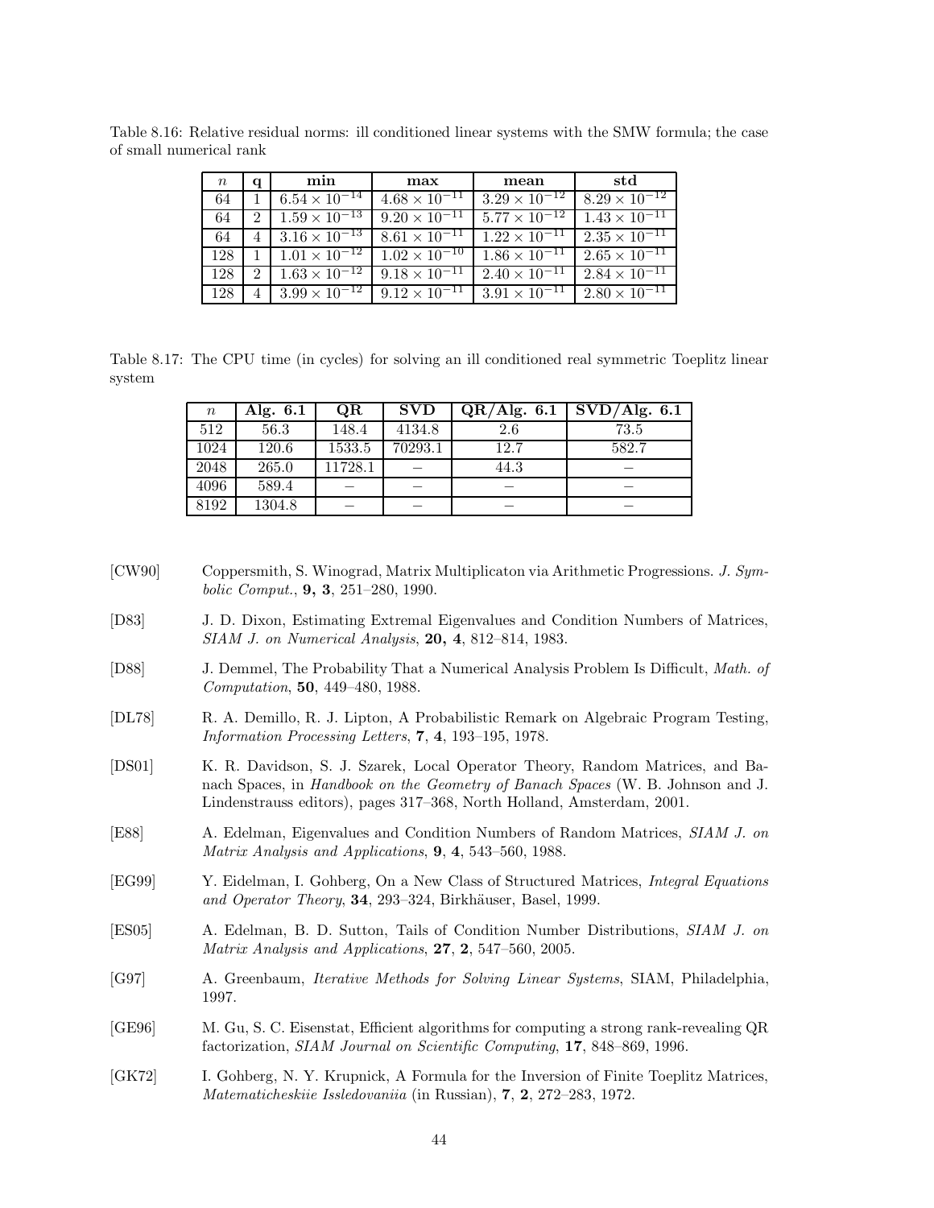Table 8.16: Relative residual norms: ill conditioned linear systems with the SMW formula; the case of small numerical rank

| $n$ | q | min | max | mean | std |
|---|---|---|---|---|---|
| 64 | 1 | $6.54 \times 10^{-14}$ | $4.68 \times 10^{-11}$ | $3.29 \times 10^{-12}$ | $8.29 \times 10^{-12}$ |
| 64 | 2 | $1.59 \times 10^{-13}$ | $9.20 \times 10^{-11}$ | $5.77 \times 10^{-12}$ | $1.43 \times 10^{-11}$ |
| 64 | 4 | $3.16 \times 10^{-13}$ | $8.61 \times 10^{-11}$ | $1.22 \times 10^{-11}$ | $2.35 \times 10^{-11}$ |
| 128 | 1 | $1.01 \times 10^{-12}$ | $1.02 \times 10^{-10}$ | $1.86 \times 10^{-11}$ | $2.65 \times 10^{-11}$ |
| 128 | 2 | $1.63 \times 10^{-12}$ | $9.18 \times 10^{-11}$ | $2.40 \times 10^{-11}$ | $2.84 \times 10^{-11}$ |
| 128 | 4 | $3.99 \times 10^{-12}$ | $9.12 \times 10^{-11}$ | $3.91 \times 10^{-11}$ | $2.80 \times 10^{-11}$ |

Table 8.17: The CPU time (in cycles) for solving an ill conditioned real symmetric Toeplitz linear system

| $n$ | Alg. 6.1 | QR | SVD | QR/Alg. 6.1 | SVD/Alg. 6.1 |
|---|---|---|---|---|---|
| 512 | 56.3 | 148.4 | 4134.8 | 2.6 | 73.5 |
| 1024 | 120.6 | 1533.5 | 70293.1 | 12.7 | 582.7 |
| 2048 | 265.0 | 11728.1 | – | 44.3 | – |
| 4096 | 589.4 | – | – | – | – |
| 8192 | 1304.8 | – | – | – | – |

[CW90] Coppersmith, S. Winograd, Matrix Multiplicaton via Arithmetic Progressions. *J. Symbolic Comput.*, **9, 3**, 251–280, 1990.

[D83] J. D. Dixon, Estimating Extremal Eigenvalues and Condition Numbers of Matrices, *SIAM J. on Numerical Analysis*, **20, 4**, 812–814, 1983.

[D88] J. Demmel, The Probability That a Numerical Analysis Problem Is Difficult, *Math. of Computation*, **50**, 449–480, 1988.

[DL78] R. A. Demillo, R. J. Lipton, A Probabilistic Remark on Algebraic Program Testing, *Information Processing Letters*, **7**, **4**, 193–195, 1978.

[DS01] K. R. Davidson, S. J. Szarek, Local Operator Theory, Random Matrices, and Banach Spaces, in *Handbook on the Geometry of Banach Spaces* (W. B. Johnson and J. Lindenstrauss editors), pages 317–368, North Holland, Amsterdam, 2001.

[E88] A. Edelman, Eigenvalues and Condition Numbers of Random Matrices, *SIAM J. on Matrix Analysis and Applications*, **9**, **4**, 543–560, 1988.

[EG99] Y. Eidelman, I. Gohberg, On a New Class of Structured Matrices, *Integral Equations and Operator Theory*, **34**, 293–324, Birkhäuser, Basel, 1999.

[ES05] A. Edelman, B. D. Sutton, Tails of Condition Number Distributions, *SIAM J. on Matrix Analysis and Applications*, **27**, **2**, 547–560, 2005.

[G97] A. Greenbaum, *Iterative Methods for Solving Linear Systems*, SIAM, Philadelphia, 1997.

[GE96] M. Gu, S. C. Eisenstat, Efficient algorithms for computing a strong rank-revealing QR factorization, *SIAM Journal on Scientific Computing*, **17**, 848–869, 1996.

[GK72] I. Gohberg, N. Y. Krupnick, A Formula for the Inversion of Finite Toeplitz Matrices, *Matematicheskiie Issledovaniia* (in Russian), **7**, **2**, 272–283, 1972.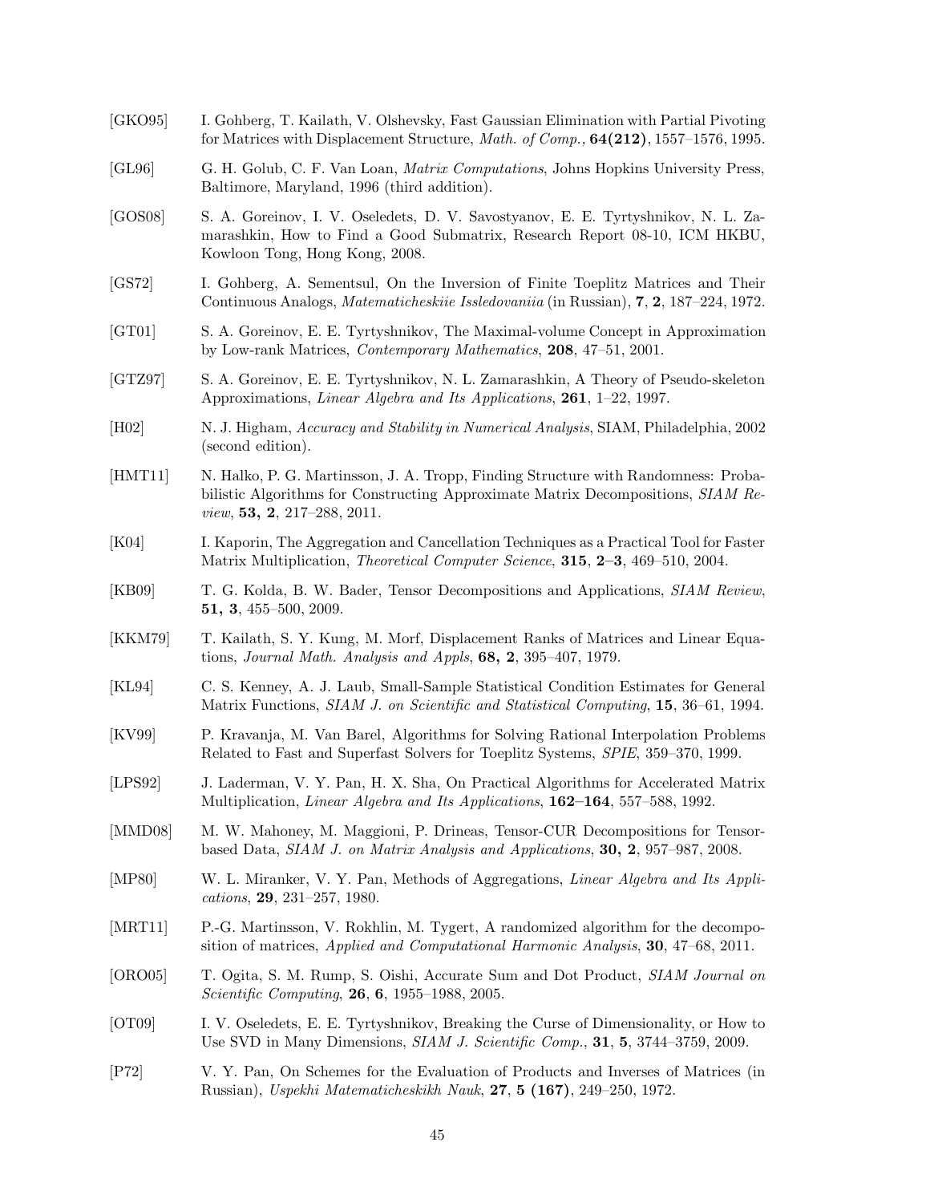[GKO95] I. Gohberg, T. Kailath, V. Olshevsky, Fast Gaussian Elimination with Partial Pivoting for Matrices with Displacement Structure, *Math. of Comp.,* **64(212)**, 1557–1576, 1995.

[GL96] G. H. Golub, C. F. Van Loan, *Matrix Computations*, Johns Hopkins University Press, Baltimore, Maryland, 1996 (third addition).

[GOS08] S. A. Goreinov, I. V. Oseledets, D. V. Savostyanov, E. E. Tyrtyshnikov, N. L. Zamarashkin, How to Find a Good Submatrix, Research Report 08-10, ICM HKBU, Kowloon Tong, Hong Kong, 2008.

[GS72] I. Gohberg, A. Sementsul, On the Inversion of Finite Toeplitz Matrices and Their Continuous Analogs, *Matematicheskiie Issledovaniia* (in Russian), **7**, **2**, 187–224, 1972.

[GT01] S. A. Goreinov, E. E. Tyrtyshnikov, The Maximal-volume Concept in Approximation by Low-rank Matrices, *Contemporary Mathematics*, **208**, 47–51, 2001.

[GTZ97] S. A. Goreinov, E. E. Tyrtyshnikov, N. L. Zamarashkin, A Theory of Pseudo-skeleton Approximations, *Linear Algebra and Its Applications*, **261**, 1–22, 1997.

[H02] N. J. Higham, *Accuracy and Stability in Numerical Analysis*, SIAM, Philadelphia, 2002 (second edition).

[HMT11] N. Halko, P. G. Martinsson, J. A. Tropp, Finding Structure with Randomness: Probabilistic Algorithms for Constructing Approximate Matrix Decompositions, *SIAM Review*, **53, 2**, 217–288, 2011.

[K04] I. Kaporin, The Aggregation and Cancellation Techniques as a Practical Tool for Faster Matrix Multiplication, *Theoretical Computer Science*, **315**, **2–3**, 469–510, 2004.

[KB09] T. G. Kolda, B. W. Bader, Tensor Decompositions and Applications, *SIAM Review*, **51, 3**, 455–500, 2009.

[KKM79] T. Kailath, S. Y. Kung, M. Morf, Displacement Ranks of Matrices and Linear Equations, *Journal Math. Analysis and Appls*, **68, 2**, 395–407, 1979.

[KL94] C. S. Kenney, A. J. Laub, Small-Sample Statistical Condition Estimates for General Matrix Functions, *SIAM J. on Scientific and Statistical Computing*, **15**, 36–61, 1994.

[KV99] P. Kravanja, M. Van Barel, Algorithms for Solving Rational Interpolation Problems Related to Fast and Superfast Solvers for Toeplitz Systems, *SPIE*, 359–370, 1999.

[LPS92] J. Laderman, V. Y. Pan, H. X. Sha, On Practical Algorithms for Accelerated Matrix Multiplication, *Linear Algebra and Its Applications*, **162–164**, 557–588, 1992.

[MMD08] M. W. Mahoney, M. Maggioni, P. Drineas, Tensor-CUR Decompositions for Tensor-based Data, *SIAM J. on Matrix Analysis and Applications*, **30, 2**, 957–987, 2008.

[MP80] W. L. Miranker, V. Y. Pan, Methods of Aggregations, *Linear Algebra and Its Applications*, **29**, 231–257, 1980.

[MRT11] P.-G. Martinsson, V. Rokhlin, M. Tygert, A randomized algorithm for the decomposition of matrices, *Applied and Computational Harmonic Analysis*, **30**, 47–68, 2011.

[ORO05] T. Ogita, S. M. Rump, S. Oishi, Accurate Sum and Dot Product, *SIAM Journal on Scientific Computing*, **26**, **6**, 1955–1988, 2005.

[OT09] I. V. Oseledets, E. E. Tyrtyshnikov, Breaking the Curse of Dimensionality, or How to Use SVD in Many Dimensions, *SIAM J. Scientific Comp.*, **31**, **5**, 3744–3759, 2009.

[P72] V. Y. Pan, On Schemes for the Evaluation of Products and Inverses of Matrices (in Russian), *Uspekhi Matematicheskikh Nauk*, **27**, **5 (167)**, 249–250, 1972.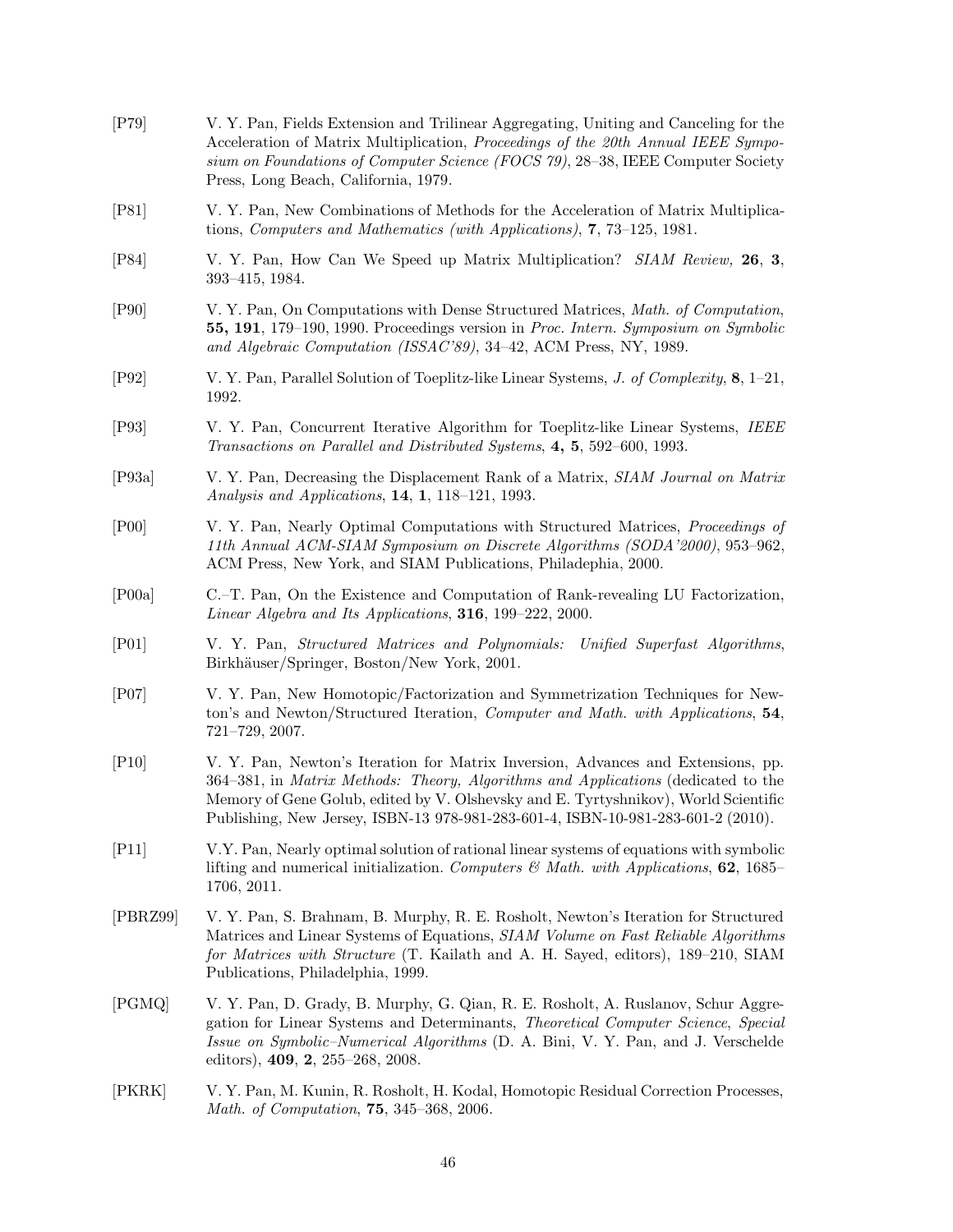[P79] V. Y. Pan, Fields Extension and Trilinear Aggregating, Uniting and Canceling for the Acceleration of Matrix Multiplication, *Proceedings of the 20th Annual IEEE Symposium on Foundations of Computer Science (FOCS 79)*, 28–38, IEEE Computer Society Press, Long Beach, California, 1979.

[P81] V. Y. Pan, New Combinations of Methods for the Acceleration of Matrix Multiplications, *Computers and Mathematics (with Applications)*, **7**, 73–125, 1981.

[P84] V. Y. Pan, How Can We Speed up Matrix Multiplication? *SIAM Review,* **26**, **3**, 393–415, 1984.

[P90] V. Y. Pan, On Computations with Dense Structured Matrices, *Math. of Computation*, **55, 191**, 179–190, 1990. Proceedings version in *Proc. Intern. Symposium on Symbolic and Algebraic Computation (ISSAC'89)*, 34–42, ACM Press, NY, 1989.

[P92] V. Y. Pan, Parallel Solution of Toeplitz-like Linear Systems, *J. of Complexity*, **8**, 1–21, 1992.

[P93] V. Y. Pan, Concurrent Iterative Algorithm for Toeplitz-like Linear Systems, *IEEE Transactions on Parallel and Distributed Systems*, **4, 5**, 592–600, 1993.

[P93a] V. Y. Pan, Decreasing the Displacement Rank of a Matrix, *SIAM Journal on Matrix Analysis and Applications*, **14**, **1**, 118–121, 1993.

[P00] V. Y. Pan, Nearly Optimal Computations with Structured Matrices, *Proceedings of 11th Annual ACM-SIAM Symposium on Discrete Algorithms (SODA'2000)*, 953–962, ACM Press, New York, and SIAM Publications, Philadephia, 2000.

[P00a] C.–T. Pan, On the Existence and Computation of Rank-revealing LU Factorization, *Linear Algebra and Its Applications*, **316**, 199–222, 2000.

[P01] V. Y. Pan, *Structured Matrices and Polynomials: Unified Superfast Algorithms*, Birkhäuser/Springer, Boston/New York, 2001.

[P07] V. Y. Pan, New Homotopic/Factorization and Symmetrization Techniques for Newton's and Newton/Structured Iteration, *Computer and Math. with Applications*, **54**, 721–729, 2007.

[P10] V. Y. Pan, Newton's Iteration for Matrix Inversion, Advances and Extensions, pp. 364–381, in *Matrix Methods: Theory, Algorithms and Applications* (dedicated to the Memory of Gene Golub, edited by V. Olshevsky and E. Tyrtyshnikov), World Scientific Publishing, New Jersey, ISBN-13 978-981-283-601-4, ISBN-10-981-283-601-2 (2010).

[P11] V.Y. Pan, Nearly optimal solution of rational linear systems of equations with symbolic lifting and numerical initialization. *Computers & Math. with Applications*, **62**, 1685–1706, 2011.

[PBRZ99] V. Y. Pan, S. Brahnam, B. Murphy, R. E. Rosholt, Newton's Iteration for Structured Matrices and Linear Systems of Equations, *SIAM Volume on Fast Reliable Algorithms for Matrices with Structure* (T. Kailath and A. H. Sayed, editors), 189–210, SIAM Publications, Philadelphia, 1999.

[PGMQ] V. Y. Pan, D. Grady, B. Murphy, G. Qian, R. E. Rosholt, A. Ruslanov, Schur Aggregation for Linear Systems and Determinants, *Theoretical Computer Science*, *Special Issue on Symbolic–Numerical Algorithms* (D. A. Bini, V. Y. Pan, and J. Verschelde editors), **409**, **2**, 255–268, 2008.

[PKRK] V. Y. Pan, M. Kunin, R. Rosholt, H. Kodal, Homotopic Residual Correction Processes, *Math. of Computation*, **75**, 345–368, 2006.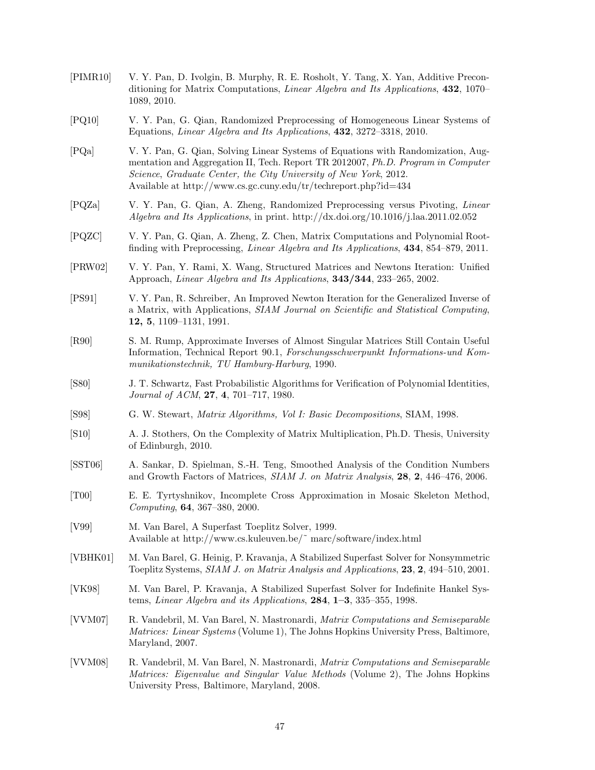[PIMR10] V. Y. Pan, D. Ivolgin, B. Murphy, R. E. Rosholt, Y. Tang, X. Yan, Additive Preconditioning for Matrix Computations, *Linear Algebra and Its Applications*, **432**, 1070–1089, 2010.

[PQ10] V. Y. Pan, G. Qian, Randomized Preprocessing of Homogeneous Linear Systems of Equations, *Linear Algebra and Its Applications*, **432**, 3272–3318, 2010.

[PQa] V. Y. Pan, G. Qian, Solving Linear Systems of Equations with Randomization, Augmentation and Aggregation II, Tech. Report TR 2012007, *Ph.D. Program in Computer Science, Graduate Center, the City University of New York*, 2012.
Available at http://www.cs.gc.cuny.edu/tr/techreport.php?id=434

[PQZa] V. Y. Pan, G. Qian, A. Zheng, Randomized Preprocessing versus Pivoting, *Linear Algebra and Its Applications*, in print. http://dx.doi.org/10.1016/j.laa.2011.02.052

[PQZC] V. Y. Pan, G. Qian, A. Zheng, Z. Chen, Matrix Computations and Polynomial Rootfinding with Preprocessing, *Linear Algebra and Its Applications*, **434**, 854–879, 2011.

[PRW02] V. Y. Pan, Y. Rami, X. Wang, Structured Matrices and Newtons Iteration: Unified Approach, *Linear Algebra and Its Applications*, **343/344**, 233–265, 2002.

[PS91] V. Y. Pan, R. Schreiber, An Improved Newton Iteration for the Generalized Inverse of a Matrix, with Applications, *SIAM Journal on Scientific and Statistical Computing*, **12, 5**, 1109–1131, 1991.

[R90] S. M. Rump, Approximate Inverses of Almost Singular Matrices Still Contain Useful Information, Technical Report 90.1, *Forschungsschwerpunkt Informations-und Kommunikationstechnik, TU Hamburg-Harburg*, 1990.

[S80] J. T. Schwartz, Fast Probabilistic Algorithms for Verification of Polynomial Identities, *Journal of ACM*, **27**, **4**, 701–717, 1980.

[S98] G. W. Stewart, *Matrix Algorithms, Vol I: Basic Decompositions*, SIAM, 1998.

[S10] A. J. Stothers, On the Complexity of Matrix Multiplication, Ph.D. Thesis, University of Edinburgh, 2010.

[SST06] A. Sankar, D. Spielman, S.-H. Teng, Smoothed Analysis of the Condition Numbers and Growth Factors of Matrices, *SIAM J. on Matrix Analysis*, **28**, **2**, 446–476, 2006.

[T00] E. E. Tyrtyshnikov, Incomplete Cross Approximation in Mosaic Skeleton Method, *Computing*, **64**, 367–380, 2000.

[V99] M. Van Barel, A Superfast Toeplitz Solver, 1999.
Available at http://www.cs.kuleuven.be/˜ marc/software/index.html

[VBHK01] M. Van Barel, G. Heinig, P. Kravanja, A Stabilized Superfast Solver for Nonsymmetric Toeplitz Systems, *SIAM J. on Matrix Analysis and Applications*, **23**, **2**, 494–510, 2001.

[VK98] M. Van Barel, P. Kravanja, A Stabilized Superfast Solver for Indefinite Hankel Systems, *Linear Algebra and its Applications*, **284**, **1–3**, 335–355, 1998.

[VVM07] R. Vandebril, M. Van Barel, N. Mastronardi, *Matrix Computations and Semiseparable Matrices: Linear Systems* (Volume 1), The Johns Hopkins University Press, Baltimore, Maryland, 2007.

[VVM08] R. Vandebril, M. Van Barel, N. Mastronardi, *Matrix Computations and Semiseparable Matrices: Eigenvalue and Singular Value Methods* (Volume 2), The Johns Hopkins University Press, Baltimore, Maryland, 2008.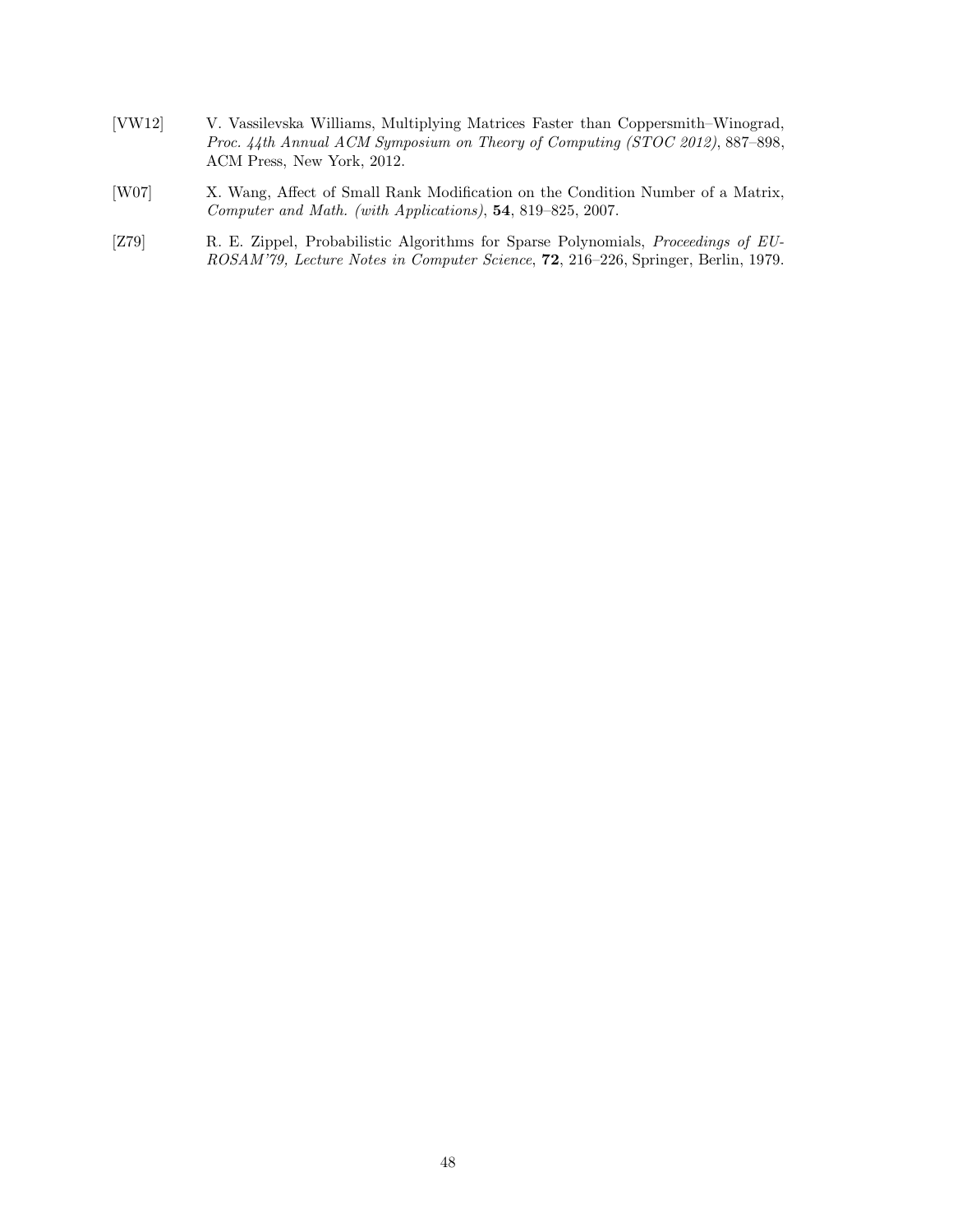[VW12] V. Vassilevska Williams, Multiplying Matrices Faster than Coppersmith–Winograd, *Proc. 44th Annual ACM Symposium on Theory of Computing (STOC 2012)*, 887–898, ACM Press, New York, 2012.

[W07] X. Wang, Affect of Small Rank Modification on the Condition Number of a Matrix, *Computer and Math. (with Applications)*, **54**, 819–825, 2007.

[Z79] R. E. Zippel, Probabilistic Algorithms for Sparse Polynomials, *Proceedings of EUROSAM'79, Lecture Notes in Computer Science*, **72**, 216–226, Springer, Berlin, 1979.